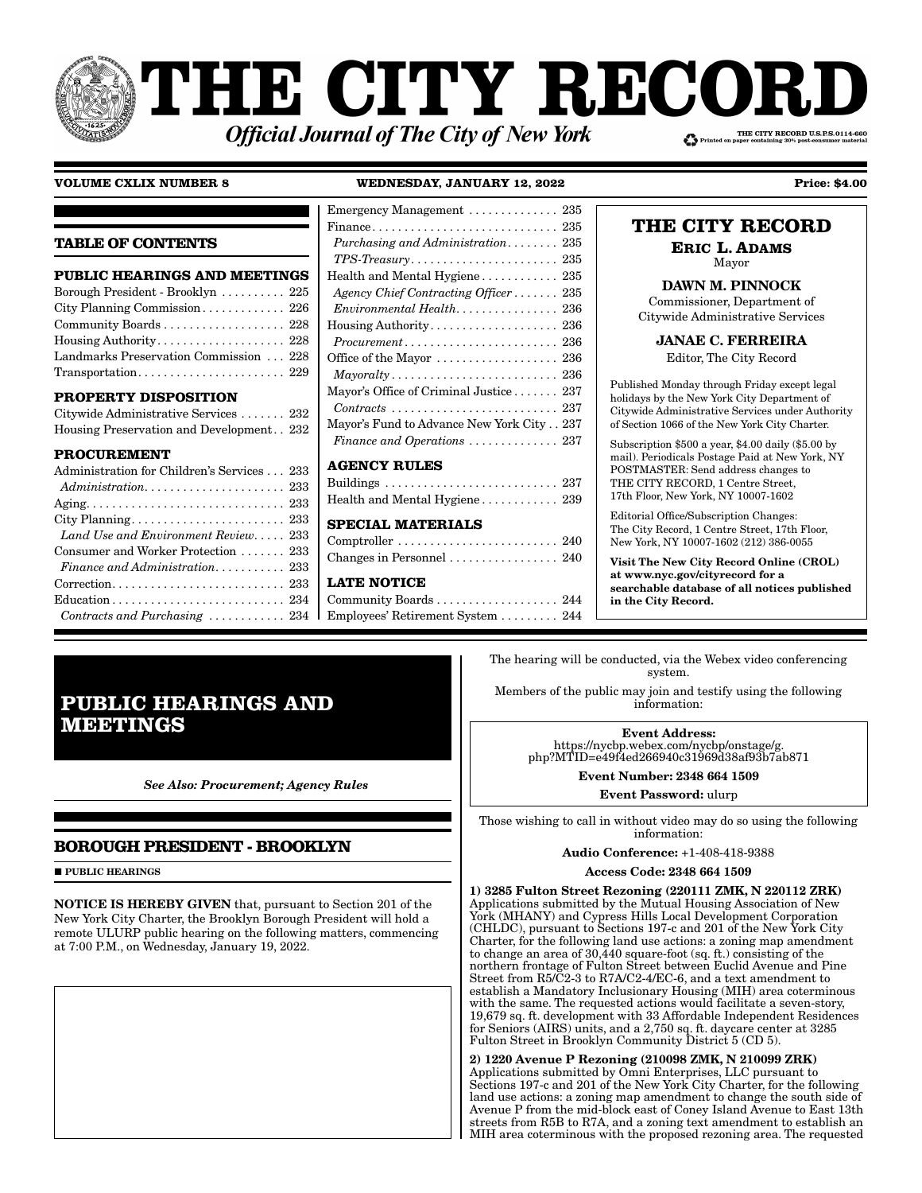# THE CITY RECORD

*Official Journal of The City of New York*

THE CITY RECORD U.S.P.S.0114-660
Printed on paper containing 30% post-consumer material

**VOLUME CXLIX NUMBER 8** **WEDNESDAY, JANUARY 12, 2022** **Price: $4.00**

## TABLE OF CONTENTS

**PUBLIC HEARINGS AND MEETINGS**

Borough President - Brooklyn . . . . . . . . . . 225
City Planning Commission . . . . . . . . . . . . . 226
Community Boards . . . . . . . . . . . . . . . . . . . 228
Housing Authority . . . . . . . . . . . . . . . . . . . . 228
Landmarks Preservation Commission . . . 228
Transportation . . . . . . . . . . . . . . . . . . . . . . 229

**PROPERTY DISPOSITION**

Citywide Administrative Services . . . . . . . 232
Housing Preservation and Development . . 232

**PROCUREMENT**

Administration for Children's Services . . . 233
*Administration* . . . . . . . . . . . . . . . . . . . . . 233
Aging . . . . . . . . . . . . . . . . . . . . . . . . . . . . . . 233
City Planning . . . . . . . . . . . . . . . . . . . . . . . 233
*Land Use and Environment Review* . . . . . 233
Consumer and Worker Protection . . . . . . . 233
*Finance and Administration* . . . . . . . . . . . 233
Correction . . . . . . . . . . . . . . . . . . . . . . . . . . 233
Education . . . . . . . . . . . . . . . . . . . . . . . . . . 234
*Contracts and Purchasing* . . . . . . . . . . . . 234
Emergency Management . . . . . . . . . . . . . . 235
Finance . . . . . . . . . . . . . . . . . . . . . . . . . . . . 235
*Purchasing and Administration* . . . . . . . . 235
*TPS-Treasury* . . . . . . . . . . . . . . . . . . . . . . 235
Health and Mental Hygiene . . . . . . . . . . . . 235
*Agency Chief Contracting Officer* . . . . . . . 235
*Environmental Health* . . . . . . . . . . . . . . . . 236
Housing Authority . . . . . . . . . . . . . . . . . . . . 236
*Procurement* . . . . . . . . . . . . . . . . . . . . . . . . 236
Office of the Mayor . . . . . . . . . . . . . . . . . . . 236
*Mayoralty* . . . . . . . . . . . . . . . . . . . . . . . . . . 236
Mayor's Office of Criminal Justice . . . . . . . 237
*Contracts* . . . . . . . . . . . . . . . . . . . . . . . . . . 237
Mayor's Fund to Advance New York City . . 237
*Finance and Operations* . . . . . . . . . . . . . . 237

**AGENCY RULES**

Buildings . . . . . . . . . . . . . . . . . . . . . . . . . . . 237
Health and Mental Hygiene . . . . . . . . . . . . 239

**SPECIAL MATERIALS**

Comptroller . . . . . . . . . . . . . . . . . . . . . . . . . 240
Changes in Personnel . . . . . . . . . . . . . . . . . 240

**LATE NOTICE**

Community Boards . . . . . . . . . . . . . . . . . . . 244
Employees' Retirement System . . . . . . . . . 244

**THE CITY RECORD**

**ERIC L. ADAMS**
Mayor

**DAWN M. PINNOCK**
Commissioner, Department of Citywide Administrative Services

**JANAE C. FERREIRA**
Editor, The City Record

Published Monday through Friday except legal holidays by the New York City Department of Citywide Administrative Services under Authority of Section 1066 of the New York City Charter.

Subscription $500 a year, $4.00 daily ($5.00 by mail). Periodicals Postage Paid at New York, NY POSTMASTER: Send address changes to THE CITY RECORD, 1 Centre Street, 17th Floor, New York, NY 10007-1602

Editorial Office/Subscription Changes: The City Record, 1 Centre Street, 17th Floor, New York, NY 10007-1602 (212) 386-0055

**Visit The New City Record Online (CROL) at www.nyc.gov/cityrecord for a searchable database of all notices published in the City Record.**

# PUBLIC HEARINGS AND MEETINGS

***See Also: Procurement; Agency Rules***

## BOROUGH PRESIDENT - BROOKLYN

■ **PUBLIC HEARINGS**

**NOTICE IS HEREBY GIVEN** that, pursuant to Section 201 of the New York City Charter, the Brooklyn Borough President will hold a remote ULURP public hearing on the following matters, commencing at 7:00 P.M., on Wednesday, January 19, 2022.

The hearing will be conducted, via the Webex video conferencing system.

Members of the public may join and testify using the following information:

**Event Address:**
https://nycbp.webex.com/nycbp/onstage/g.php?MTID=e49f4ed266940c31969d38af93b7ab871

**Event Number: 2348 664 1509**

**Event Password:** ulurp

Those wishing to call in without video may do so using the following information:

**Audio Conference:** +1-408-418-9388

**Access Code: 2348 664 1509**

**1) 3285 Fulton Street Rezoning (220111 ZMK, N 220112 ZRK)**
Applications submitted by the Mutual Housing Association of New York (MHANY) and Cypress Hills Local Development Corporation (CHLDC), pursuant to Sections 197-c and 201 of the New York City Charter, for the following land use actions: a zoning map amendment to change an area of 30,440 square-foot (sq. ft.) consisting of the northern frontage of Fulton Street between Euclid Avenue and Pine Street from R5/C2-3 to R7A/C2-4/EC-6, and a text amendment to establish a Mandatory Inclusionary Housing (MIH) area coterminous with the same. The requested actions would facilitate a seven-story, 19,679 sq. ft. development with 33 Affordable Independent Residences for Seniors (AIRS) units, and a 2,750 sq. ft. daycare center at 3285 Fulton Street in Brooklyn Community District 5 (CD 5).

**2) 1220 Avenue P Rezoning (210098 ZMK, N 210099 ZRK)**
Applications submitted by Omni Enterprises, LLC pursuant to Sections 197-c and 201 of the New York City Charter, for the following land use actions: a zoning map amendment to change the south side of Avenue P from the mid-block east of Coney Island Avenue to East 13th streets from R5B to R7A, and a zoning text amendment to establish an MIH area coterminous with the proposed rezoning area. The requested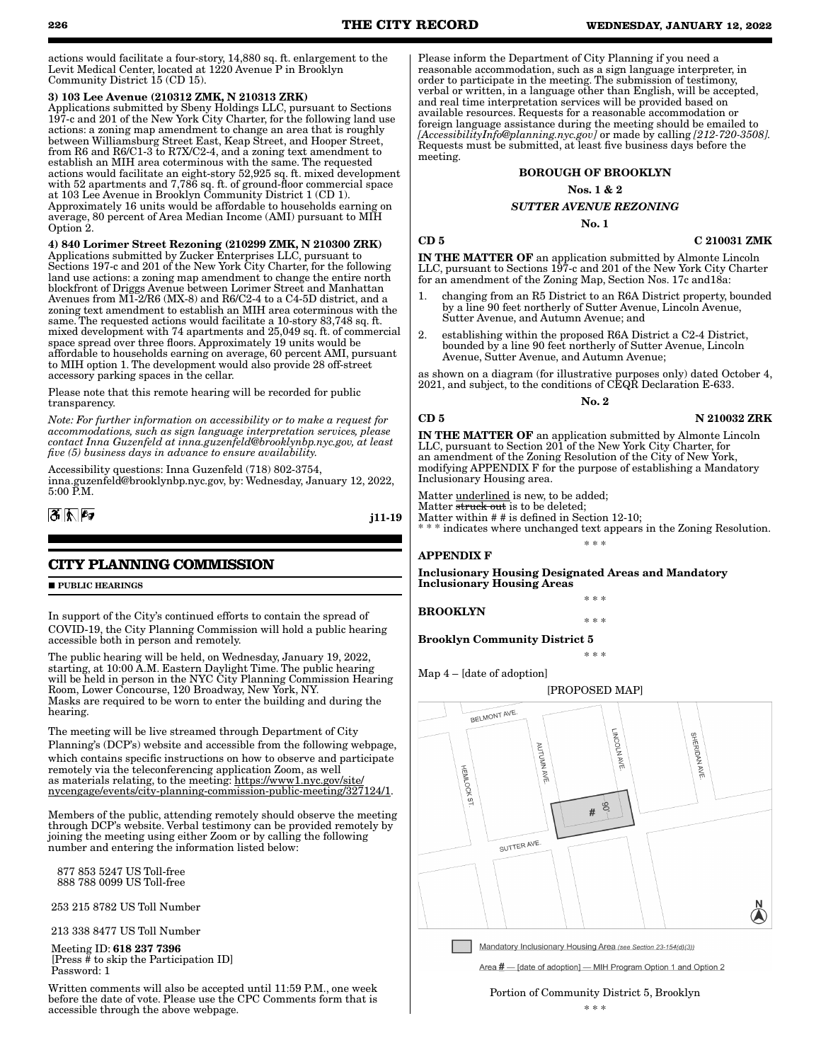actions would facilitate a four-story, 14,880 sq. ft. enlargement to the Levit Medical Center, located at 1220 Avenue P in Brooklyn Community District 15 (CD 15).

**3) 103 Lee Avenue (210312 ZMK, N 210313 ZRK)**
Applications submitted by Sbeny Holdings LLC, pursuant to Sections 197-c and 201 of the New York City Charter, for the following land use actions: a zoning map amendment to change an area that is roughly between Williamsburg Street East, Keap Street, and Hooper Street, from R6 and R6/C1-3 to R7X/C2-4, and a zoning text amendment to establish an MIH area coterminous with the same. The requested actions would facilitate an eight-story 52,925 sq. ft. mixed development with 52 apartments and 7,786 sq. ft. of ground-floor commercial space at 103 Lee Avenue in Brooklyn Community District 1 (CD 1). Approximately 16 units would be affordable to households earning on average, 80 percent of Area Median Income (AMI) pursuant to MIH Option 2.

**4) 840 Lorimer Street Rezoning (210299 ZMK, N 210300 ZRK)**
Applications submitted by Zucker Enterprises LLC, pursuant to Sections 197-c and 201 of the New York City Charter, for the following land use actions: a zoning map amendment to change the entire north blockfront of Driggs Avenue between Lorimer Street and Manhattan Avenues from M1-2/R6 (MX-8) and R6/C2-4 to a C4-5D district, and a zoning text amendment to establish an MIH area coterminous with the same. The requested actions would facilitate a 10-story 83,748 sq. ft. mixed development with 74 apartments and 25,049 sq. ft. of commercial space spread over three floors. Approximately 19 units would be affordable to households earning on average, 60 percent AMI, pursuant to MIH option 1. The development would also provide 28 off-street accessory parking spaces in the cellar.

Please note that this remote hearing will be recorded for public transparency.

*Note: For further information on accessibility or to make a request for accommodations, such as sign language interpretation services, please contact Inna Guzenfeld at inna.guzenfeld@brooklynbp.nyc.gov, at least five (5) business days in advance to ensure availability.*

Accessibility questions: Inna Guzenfeld (718) 802-3754, inna.guzenfeld@brooklynbp.nyc.gov, by: Wednesday, January 12, 2022, 5:00 P.M.

j11-19

## CITY PLANNING COMMISSION

■ **PUBLIC HEARINGS**

In support of the City's continued efforts to contain the spread of COVID-19, the City Planning Commission will hold a public hearing accessible both in person and remotely.

The public hearing will be held, on Wednesday, January 19, 2022, starting, at 10:00 A.M. Eastern Daylight Time. The public hearing will be held in person in the NYC City Planning Commission Hearing Room, Lower Concourse, 120 Broadway, New York, NY. Masks are required to be worn to enter the building and during the hearing.

The meeting will be live streamed through Department of City Planning's (DCP's) website and accessible from the following webpage, which contains specific instructions on how to observe and participate remotely via the teleconferencing application Zoom, as well as materials relating, to the meeting: https://www1.nyc.gov/site/nycengage/events/city-planning-commission-public-meeting/327124/1.

Members of the public, attending remotely should observe the meeting through DCP's website. Verbal testimony can be provided remotely by joining the meeting using either Zoom or by calling the following number and entering the information listed below:

877 853 5247 US Toll-free
888 788 0099 US Toll-free

253 215 8782 US Toll Number

213 338 8477 US Toll Number

Meeting ID: **618 237 7396**
[Press # to skip the Participation ID]
Password: 1

Written comments will also be accepted until 11:59 P.M., one week before the date of vote. Please use the CPC Comments form that is accessible through the above webpage.

Please inform the Department of City Planning if you need a reasonable accommodation, such as a sign language interpreter, in order to participate in the meeting. The submission of testimony, verbal or written, in a language other than English, will be accepted, and real time interpretation services will be provided based on available resources. Requests for a reasonable accommodation or foreign language assistance during the meeting should be emailed to *[AccessibilityInfo@planning.nyc.gov]* or made by calling *[212-720-3508]*. Requests must be submitted, at least five business days before the meeting.

**BOROUGH OF BROOKLYN**

**Nos. 1 & 2**

***SUTTER AVENUE REZONING***

**No. 1**

**CD 5** **C 210031 ZMK**

**IN THE MATTER OF** an application submitted by Almonte Lincoln LLC, pursuant to Sections 197-c and 201 of the New York City Charter for an amendment of the Zoning Map, Section Nos. 17c and18a:

1. changing from an R5 District to an R6A District property, bounded by a line 90 feet northerly of Sutter Avenue, Lincoln Avenue, Sutter Avenue, and Autumn Avenue; and
2. establishing within the proposed R6A District a C2-4 District, bounded by a line 90 feet northerly of Sutter Avenue, Lincoln Avenue, Sutter Avenue, and Autumn Avenue;

as shown on a diagram (for illustrative purposes only) dated October 4, 2021, and subject, to the conditions of CEQR Declaration E-633.

**No. 2**

**CD 5** **N 210032 ZRK**

**IN THE MATTER OF** an application submitted by Almonte Lincoln LLC, pursuant to Section 201 of the New York City Charter, for an amendment of the Zoning Resolution of the City of New York, modifying APPENDIX F for the purpose of establishing a Mandatory Inclusionary Housing area.

Matter underlined is new, to be added;
Matter ~~struck out~~ is to be deleted;
Matter within # # is defined in Section 12-10;
\* \* \* indicates where unchanged text appears in the Zoning Resolution.

\* \* \*

**APPENDIX F**

**Inclusionary Housing Designated Areas and Mandatory Inclusionary Housing Areas**

\* \* \*

**BROOKLYN**

\* \* \*

**Brooklyn Community District 5**

\* \* \*

Map 4 – [date of adoption]

[PROPOSED MAP]

Mandatory Inclusionary Housing Area *(see Section 23-154(d)(3))*

Area # — [date of adoption] — MIH Program Option 1 and Option 2

Portion of Community District 5, Brooklyn

\* \* \*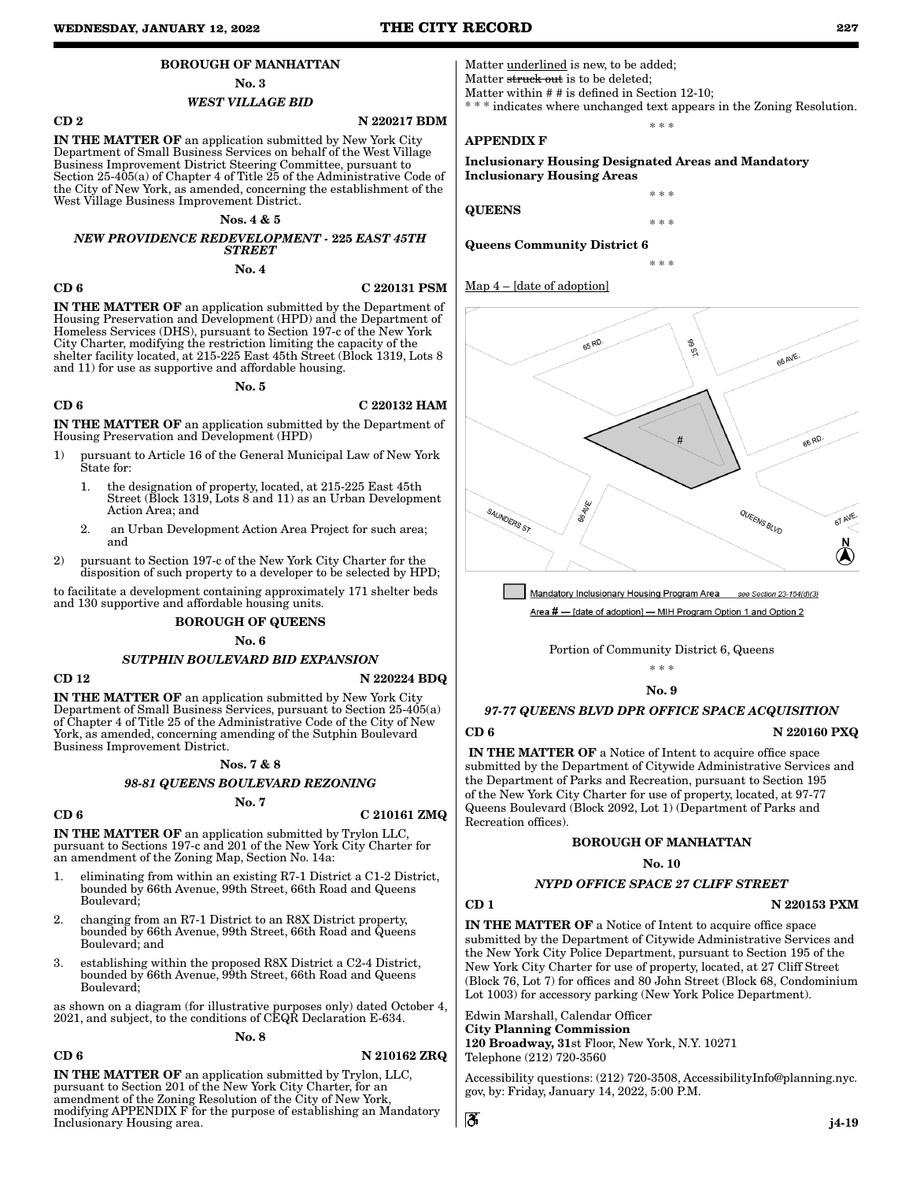## BOROUGH OF MANHATTAN

**No. 3**

***WEST VILLAGE BID***

**CD 2** **N 220217 BDM**

**IN THE MATTER OF** an application submitted by New York City Department of Small Business Services on behalf of the West Village Business Improvement District Steering Committee, pursuant to Section 25-405(a) of Chapter 4 of Title 25 of the Administrative Code of the City of New York, as amended, concerning the establishment of the West Village Business Improvement District.

**Nos. 4 & 5**

***NEW PROVIDENCE REDEVELOPMENT - 225 EAST 45TH STREET***

**No. 4**

**CD 6** **C 220131 PSM**

**IN THE MATTER OF** an application submitted by the Department of Housing Preservation and Development (HPD) and the Department of Homeless Services (DHS), pursuant to Section 197-c of the New York City Charter, modifying the restriction limiting the capacity of the shelter facility located, at 215-225 East 45th Street (Block 1319, Lots 8 and 11) for use as supportive and affordable housing.

**No. 5**

**CD 6** **C 220132 HAM**

**IN THE MATTER OF** an application submitted by the Department of Housing Preservation and Development (HPD)

1) pursuant to Article 16 of the General Municipal Law of New York State for:
   1. the designation of property, located, at 215-225 East 45th Street (Block 1319, Lots 8 and 11) as an Urban Development Action Area; and
   2. an Urban Development Action Area Project for such area; and
2) pursuant to Section 197-c of the New York City Charter for the disposition of such property to a developer to be selected by HPD;

to facilitate a development containing approximately 171 shelter beds and 130 supportive and affordable housing units.

## BOROUGH OF QUEENS

**No. 6**

***SUTPHIN BOULEVARD BID EXPANSION***

**CD 12** **N 220224 BDQ**

**IN THE MATTER OF** an application submitted by New York City Department of Small Business Services, pursuant to Section 25-405(a) of Chapter 4 of Title 25 of the Administrative Code of the City of New York, as amended, concerning amending of the Sutphin Boulevard Business Improvement District.

**Nos. 7 & 8**

***98-81 QUEENS BOULEVARD REZONING***

**No. 7**

**CD 6** **C 210161 ZMQ**

**IN THE MATTER OF** an application submitted by Trylon LLC, pursuant to Sections 197-c and 201 of the New York City Charter for an amendment of the Zoning Map, Section No. 14a:

1. eliminating from within an existing R7-1 District a C1-2 District, bounded by 66th Avenue, 99th Street, 66th Road and Queens Boulevard;
2. changing from an R7-1 District to an R8X District property, bounded by 66th Avenue, 99th Street, 66th Road and Queens Boulevard; and
3. establishing within the proposed R8X District a C2-4 District, bounded by 66th Avenue, 99th Street, 66th Road and Queens Boulevard;

as shown on a diagram (for illustrative purposes only) dated October 4, 2021, and subject, to the conditions of CEQR Declaration E-634.

**No. 8**

**CD 6** **N 210162 ZRQ**

**IN THE MATTER OF** an application submitted by Trylon, LLC, pursuant to Section 201 of the New York City Charter, for an amendment of the Zoning Resolution of the City of New York, modifying APPENDIX F for the purpose of establishing an Mandatory Inclusionary Housing area.

Matter <u>underlined</u> is new, to be added;
Matter ~~struck out~~ is to be deleted;
Matter within # # is defined in Section 12-10;
\* \* \* indicates where unchanged text appears in the Zoning Resolution.

\* \* \*

**APPENDIX F**

**Inclusionary Housing Designated Areas and Mandatory Inclusionary Housing Areas**

\* \* \*

**QUEENS**

\* \* \*

**Queens Community District 6**

\* \* \*

<u>Map 4 – [date of adoption]</u>

<u>Mandatory Inclusionary Housing Program Area</u> <u>see Section 23-154(d)(3)</u>

<u>Area # — [date of adoption] — MIH Program Option 1 and Option 2</u>

Portion of Community District 6, Queens

\* \* \*

**No. 9**

***97-77 QUEENS BLVD DPR OFFICE SPACE ACQUISITION***

**CD 6** **N 220160 PXQ**

**IN THE MATTER OF** a Notice of Intent to acquire office space submitted by the Department of Citywide Administrative Services and the Department of Parks and Recreation, pursuant to Section 195 of the New York City Charter for use of property, located, at 97-77 Queens Boulevard (Block 2092, Lot 1) (Department of Parks and Recreation offices).

## BOROUGH OF MANHATTAN

**No. 10**

***NYPD OFFICE SPACE 27 CLIFF STREET***

**CD 1** **N 220153 PXM**

**IN THE MATTER OF** a Notice of Intent to acquire office space submitted by the Department of Citywide Administrative Services and the New York City Police Department, pursuant to Section 195 of the New York City Charter for use of property, located, at 27 Cliff Street (Block 76, Lot 7) for offices and 80 John Street (Block 68, Condominium Lot 1003) for accessory parking (New York Police Department).

Edwin Marshall, Calendar Officer
**City Planning Commission**
**120 Broadway, 31**st Floor, New York, N.Y. 10271
Telephone (212) 720-3560

Accessibility questions: (212) 720-3508, AccessibilityInfo@planning.nyc.gov, by: Friday, January 14, 2022, 5:00 P.M.

j4-19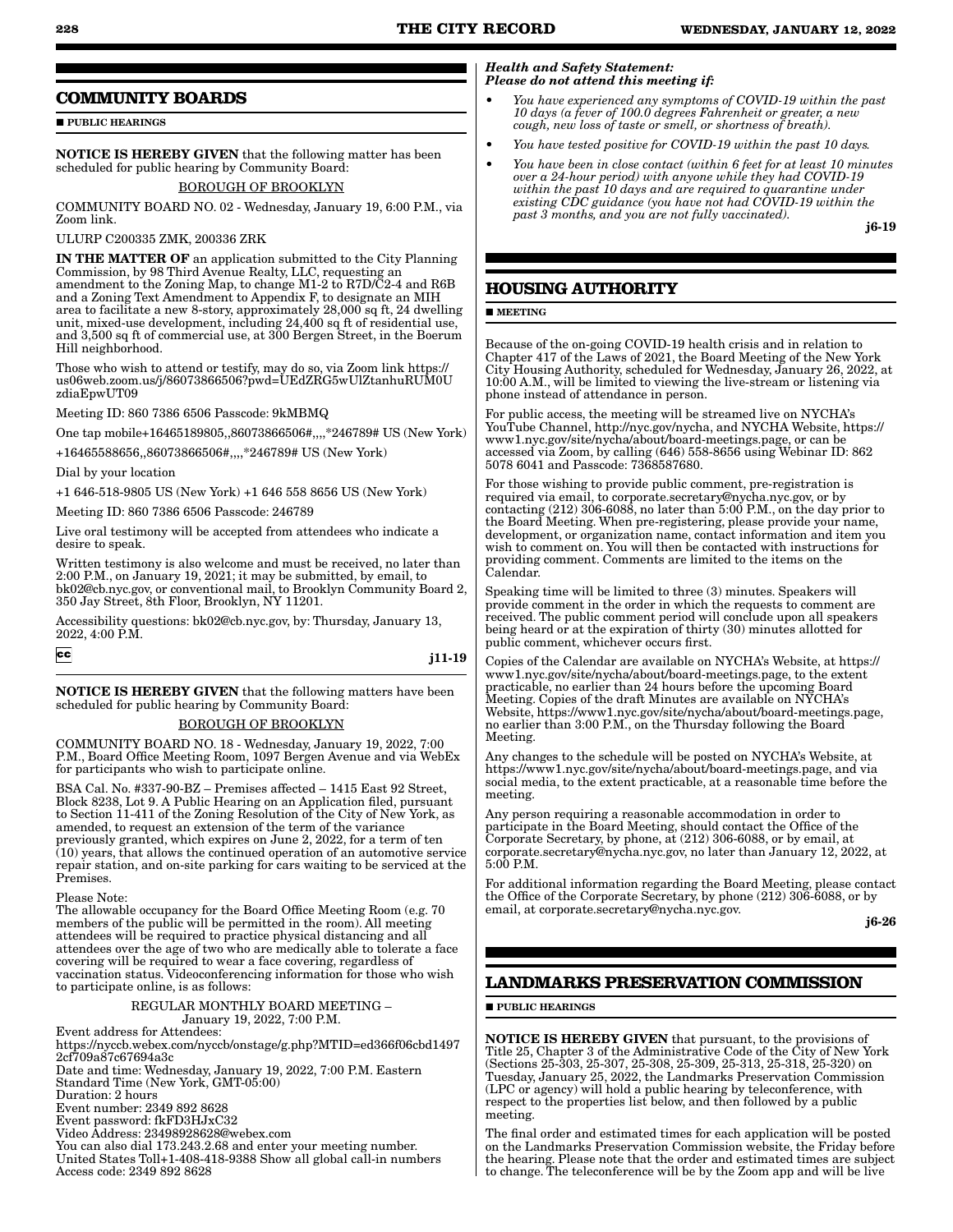## COMMUNITY BOARDS

■ **PUBLIC HEARINGS**

**NOTICE IS HEREBY GIVEN** that the following matter has been scheduled for public hearing by Community Board:

BOROUGH OF BROOKLYN

COMMUNITY BOARD NO. 02 - Wednesday, January 19, 6:00 P.M., via Zoom link.

ULURP C200335 ZMK, 200336 ZRK

**IN THE MATTER OF** an application submitted to the City Planning Commission, by 98 Third Avenue Realty, LLC, requesting an amendment to the Zoning Map, to change M1-2 to R7D/C2-4 and R6B and a Zoning Text Amendment to Appendix F, to designate an MIH area to facilitate a new 8-story, approximately 28,000 sq ft, 24 dwelling unit, mixed-use development, including 24,400 sq ft of residential use, and 3,500 sq ft of commercial use, at 300 Bergen Street, in the Boerum Hill neighborhood.

Those who wish to attend or testify, may do so, via Zoom link https://us06web.zoom.us/j/86073866506?pwd=UEdZRG5wUlZtanhuRUM0UzdiaEpwUT09

Meeting ID: 860 7386 6506 Passcode: 9kMBMQ

One tap mobile+16465189805,,86073866506#,,,,*246789# US (New York)

+16465588656,,86073866506#,,,,*246789# US (New York)

Dial by your location

+1 646-518-9805 US (New York) +1 646 558 8656 US (New York)

Meeting ID: 860 7386 6506 Passcode: 246789

Live oral testimony will be accepted from attendees who indicate a desire to speak.

Written testimony is also welcome and must be received, no later than 2:00 P.M., on January 19, 2021; it may be submitted, by email, to bk02@cb.nyc.gov, or conventional mail, to Brooklyn Community Board 2, 350 Jay Street, 8th Floor, Brooklyn, NY 11201.

Accessibility questions: bk02@cb.nyc.gov, by: Thursday, January 13, 2022, 4:00 P.M.

cc **j11-19**

---

**NOTICE IS HEREBY GIVEN** that the following matters have been scheduled for public hearing by Community Board:

BOROUGH OF BROOKLYN

COMMUNITY BOARD NO. 18 - Wednesday, January 19, 2022, 7:00 P.M., Board Office Meeting Room, 1097 Bergen Avenue and via WebEx for participants who wish to participate online.

BSA Cal. No. #337-90-BZ – Premises affected – 1415 East 92 Street, Block 8238, Lot 9. A Public Hearing on an Application filed, pursuant to Section 11-411 of the Zoning Resolution of the City of New York, as amended, to request an extension of the term of the variance previously granted, which expires on June 2, 2022, for a term of ten (10) years, that allows the continued operation of an automotive service repair station, and on-site parking for cars waiting to be serviced at the Premises.

Please Note:
The allowable occupancy for the Board Office Meeting Room (e.g. 70 members of the public will be permitted in the room). All meeting attendees will be required to practice physical distancing and all attendees over the age of two who are medically able to tolerate a face covering will be required to wear a face covering, regardless of vaccination status. Videoconferencing information for those who wish to participate online, is as follows:

REGULAR MONTHLY BOARD MEETING –
January 19, 2022, 7:00 P.M.

Event address for Attendees:
https://nyccb.webex.com/nyccb/onstage/g.php?MTID=ed366f06cbd14972cf709a87c67694a3c
Date and time: Wednesday, January 19, 2022, 7:00 P.M. Eastern Standard Time (New York, GMT-05:00)
Duration: 2 hours
Event number: 2349 892 8628
Event password: fkFD3HJxC32
Video Address: 23498928628@webex.com
You can also dial 173.243.2.68 and enter your meeting number.
United States Toll+1-408-418-9388 Show all global call-in numbers
Access code: 2349 892 8628

***Health and Safety Statement:***
***Please do not attend this meeting if:***

- *You have experienced any symptoms of COVID-19 within the past 10 days (a fever of 100.0 degrees Fahrenheit or greater, a new cough, new loss of taste or smell, or shortness of breath).*
- *You have tested positive for COVID-19 within the past 10 days.*
- *You have been in close contact (within 6 feet for at least 10 minutes over a 24-hour period) with anyone while they had COVID-19 within the past 10 days and are required to quarantine under existing CDC guidance (you have not had COVID-19 within the past 3 months, and you are not fully vaccinated).*

**j6-19**

## HOUSING AUTHORITY

■ **MEETING**

Because of the on-going COVID-19 health crisis and in relation to Chapter 417 of the Laws of 2021, the Board Meeting of the New York City Housing Authority, scheduled for Wednesday, January 26, 2022, at 10:00 A.M., will be limited to viewing the live-stream or listening via phone instead of attendance in person.

For public access, the meeting will be streamed live on NYCHA's YouTube Channel, http://nyc.gov/nycha, and NYCHA Website, https://www1.nyc.gov/site/nycha/about/board-meetings.page, or can be accessed via Zoom, by calling (646) 558-8656 using Webinar ID: 862 5078 6041 and Passcode: 7368587680.

For those wishing to provide public comment, pre-registration is required via email, to corporate.secretary@nycha.nyc.gov, or by contacting (212) 306-6088, no later than 5:00 P.M., on the day prior to the Board Meeting. When pre-registering, please provide your name, development, or organization name, contact information and item you wish to comment on. You will then be contacted with instructions for providing comment. Comments are limited to the items on the Calendar.

Speaking time will be limited to three (3) minutes. Speakers will provide comment in the order in which the requests to comment are received. The public comment period will conclude upon all speakers being heard or at the expiration of thirty (30) minutes allotted for public comment, whichever occurs first.

Copies of the Calendar are available on NYCHA's Website, at https://www1.nyc.gov/site/nycha/about/board-meetings.page, to the extent practicable, no earlier than 24 hours before the upcoming Board Meeting. Copies of the draft Minutes are available on NYCHA's Website, https://www1.nyc.gov/site/nycha/about/board-meetings.page, no earlier than 3:00 P.M., on the Thursday following the Board Meeting.

Any changes to the schedule will be posted on NYCHA's Website, at https://www1.nyc.gov/site/nycha/about/board-meetings.page, and via social media, to the extent practicable, at a reasonable time before the meeting.

Any person requiring a reasonable accommodation in order to participate in the Board Meeting, should contact the Office of the Corporate Secretary, by phone, at (212) 306-6088, or by email, at corporate.secretary@nycha.nyc.gov, no later than January 12, 2022, at 5:00 P.M.

For additional information regarding the Board Meeting, please contact the Office of the Corporate Secretary, by phone (212) 306-6088, or by email, at corporate.secretary@nycha.nyc.gov.

**j6-26**

## LANDMARKS PRESERVATION COMMISSION

■ **PUBLIC HEARINGS**

**NOTICE IS HEREBY GIVEN** that pursuant, to the provisions of Title 25, Chapter 3 of the Administrative Code of the City of New York (Sections 25-303, 25-307, 25-308, 25-309, 25-313, 25-318, 25-320) on Tuesday, January 25, 2022, the Landmarks Preservation Commission (LPC or agency) will hold a public hearing by teleconference, with respect to the properties list below, and then followed by a public meeting.

The final order and estimated times for each application will be posted on the Landmarks Preservation Commission website, the Friday before the hearing. Please note that the order and estimated times are subject to change. The teleconference will be by the Zoom app and will be live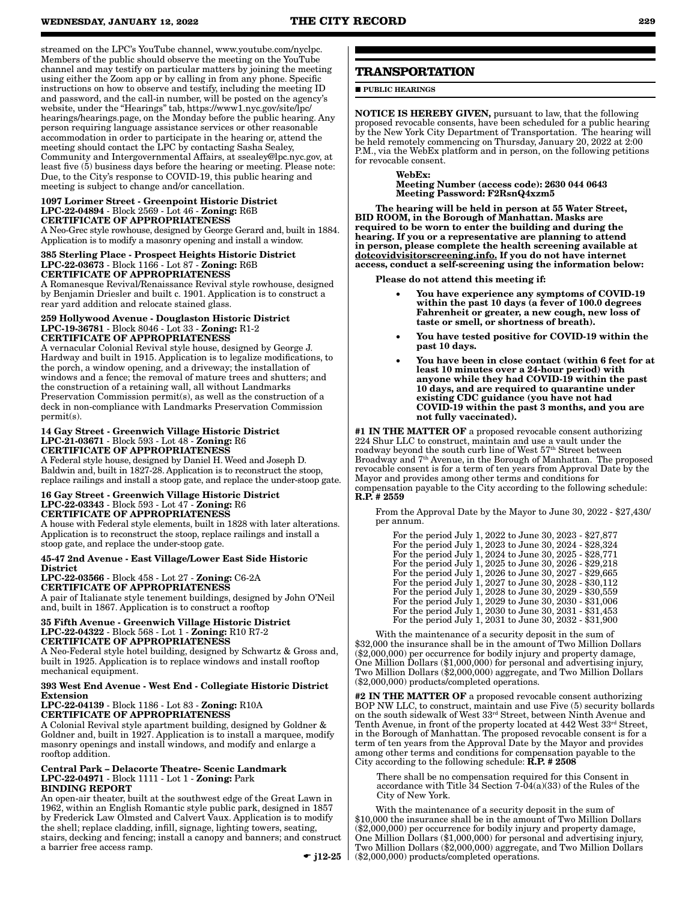streamed on the LPC's YouTube channel, www.youtube.com/nyclpc. Members of the public should observe the meeting on the YouTube channel and may testify on particular matters by joining the meeting using either the Zoom app or by calling in from any phone. Specific instructions on how to observe and testify, including the meeting ID and password, and the call-in number, will be posted on the agency's website, under the "Hearings" tab, https://www1.nyc.gov/site/lpc/hearings/hearings.page, on the Monday before the public hearing. Any person requiring language assistance services or other reasonable accommodation in order to participate in the hearing or, attend the meeting should contact the LPC by contacting Sasha Sealey, Community and Intergovernmental Affairs, at ssealey@lpc.nyc.gov, at least five (5) business days before the hearing or meeting. Please note: Due, to the City's response to COVID-19, this public hearing and meeting is subject to change and/or cancellation.

**1097 Lorimer Street - Greenpoint Historic District**
**LPC-22-04894** - Block 2569 - Lot 46 - **Zoning:** R6B
**CERTIFICATE OF APPROPRIATENESS**
A Neo-Grec style rowhouse, designed by George Gerard and, built in 1884. Application is to modify a masonry opening and install a window.

**385 Sterling Place - Prospect Heights Historic District**
**LPC-22-03673** - Block 1166 - Lot 87 - **Zoning:** R6B
**CERTIFICATE OF APPROPRIATENESS**
A Romanesque Revival/Renaissance Revival style rowhouse, designed by Benjamin Driesler and built c. 1901. Application is to construct a rear yard addition and relocate stained glass.

**259 Hollywood Avenue - Douglaston Historic District**
**LPC-19-36781** - Block 8046 - Lot 33 - **Zoning:** R1-2
**CERTIFICATE OF APPROPRIATENESS**
A vernacular Colonial Revival style house, designed by George J. Hardway and built in 1915. Application is to legalize modifications, to the porch, a window opening, and a driveway; the installation of windows and a fence; the removal of mature trees and shutters; and the construction of a retaining wall, all without Landmarks Preservation Commission permit(s), as well as the construction of a deck in non-compliance with Landmarks Preservation Commission permit(s).

**14 Gay Street - Greenwich Village Historic District**
**LPC-21-03671** - Block 593 - Lot 48 - **Zoning:** R6
**CERTIFICATE OF APPROPRIATENESS**
A Federal style house, designed by Daniel H. Weed and Joseph D. Baldwin and, built in 1827-28. Application is to reconstruct the stoop, replace railings and install a stoop gate, and replace the under-stoop gate.

**16 Gay Street - Greenwich Village Historic District**
**LPC-22-03343** - Block 593 - Lot 47 - **Zoning:** R6
**CERTIFICATE OF APPROPRIATENESS**
A house with Federal style elements, built in 1828 with later alterations. Application is to reconstruct the stoop, replace railings and install a stoop gate, and replace the under-stoop gate.

**45-47 2nd Avenue - East Village/Lower East Side Historic District**
**LPC-22-03566** - Block 458 - Lot 27 - **Zoning:** C6-2A
**CERTIFICATE OF APPROPRIATENESS**
A pair of Italianate style tenement buildings, designed by John O'Neil and, built in 1867. Application is to construct a rooftop

**35 Fifth Avenue - Greenwich Village Historic District**
**LPC-22-04322** - Block 568 - Lot 1 - **Zoning:** R10 R7-2
**CERTIFICATE OF APPROPRIATENESS**
A Neo-Federal style hotel building, designed by Schwartz & Gross and, built in 1925. Application is to replace windows and install rooftop mechanical equipment.

**393 West End Avenue - West End - Collegiate Historic District Extension**
**LPC-22-04139** - Block 1186 - Lot 83 - **Zoning:** R10A
**CERTIFICATE OF APPROPRIATENESS**
A Colonial Revival style apartment building, designed by Goldner & Goldner and, built in 1927. Application is to install a marquee, modify masonry openings and install windows, and modify and enlarge a rooftop addition.

**Central Park – Delacorte Theatre- Scenic Landmark**
**LPC-22-04971** - Block 1111 - Lot 1 - **Zoning:** Park
**BINDING REPORT**
An open-air theater, built at the southwest edge of the Great Lawn in 1962, within an English Romantic style public park, designed in 1857 by Frederick Law Olmsted and Calvert Vaux. Application is to modify the shell; replace cladding, infill, signage, lighting towers, seating, stairs, decking and fencing; install a canopy and banners; and construct a barrier free access ramp.

☛ j12-25

## TRANSPORTATION

■ **PUBLIC HEARINGS**

**NOTICE IS HEREBY GIVEN,** pursuant to law, that the following proposed revocable consents, have been scheduled for a public hearing by the New York City Department of Transportation. The hearing will be held remotely commencing on Thursday, January 20, 2022 at 2:00 P.M., via the WebEx platform and in person, on the following petitions for revocable consent.

**WebEx:**
**Meeting Number (access code): 2630 044 0643**
**Meeting Password: F2RsnQ4xzm5**

**The hearing will be held in person at 55 Water Street, BID ROOM, in the Borough of Manhattan. Masks are required to be worn to enter the building and during the hearing. If you or a representative are planning to attend in person, please complete the health screening available at dotcovidvisitorscreening.info. If you do not have internet access, conduct a self-screening using the information below:**

**Please do not attend this meeting if:**

- **You have experience any symptoms of COVID-19 within the past 10 days (a fever of 100.0 degrees Fahrenheit or greater, a new cough, new loss of taste or smell, or shortness of breath).**
- **You have tested positive for COVID-19 within the past 10 days.**
- **You have been in close contact (within 6 feet for at least 10 minutes over a 24-hour period) with anyone while they had COVID-19 within the past 10 days, and are required to quarantine under existing CDC guidance (you have not had COVID-19 within the past 3 months, and you are not fully vaccinated).**

**#1 IN THE MATTER OF** a proposed revocable consent authorizing 224 Shur LLC to construct, maintain and use a vault under the roadway beyond the south curb line of West 57th Street between Broadway and 7th Avenue, in the Borough of Manhattan. The proposed revocable consent is for a term of ten years from Approval Date by the Mayor and provides among other terms and conditions for compensation payable to the City according to the following schedule: **R.P. # 2559**

From the Approval Date by the Mayor to June 30, 2022 - $27,430/per annum.

For the period July 1, 2022 to June 30, 2023 - $27,877
For the period July 1, 2023 to June 30, 2024 - $28,324
For the period July 1, 2024 to June 30, 2025 - $28,771
For the period July 1, 2025 to June 30, 2026 - $29,218
For the period July 1, 2026 to June 30, 2027 - $29,665
For the period July 1, 2027 to June 30, 2028 - $30,112
For the period July 1, 2028 to June 30, 2029 - $30,559
For the period July 1, 2029 to June 30, 2030 - $31,006
For the period July 1, 2030 to June 30, 2031 - $31,453
For the period July 1, 2031 to June 30, 2032 - $31,900

With the maintenance of a security deposit in the sum of $32,000 the insurance shall be in the amount of Two Million Dollars ($2,000,000) per occurrence for bodily injury and property damage, One Million Dollars ($1,000,000) for personal and advertising injury, Two Million Dollars ($2,000,000) aggregate, and Two Million Dollars ($2,000,000) products/completed operations.

**#2 IN THE MATTER OF** a proposed revocable consent authorizing BOP NW LLC, to construct, maintain and use Five (5) security bollards on the south sidewalk of West 33rd Street, between Ninth Avenue and Tenth Avenue, in front of the property located at 442 West 33rd Street, in the Borough of Manhattan. The proposed revocable consent is for a term of ten years from the Approval Date by the Mayor and provides among other terms and conditions for compensation payable to the City according to the following schedule: **R.P. # 2508**

There shall be no compensation required for this Consent in accordance with Title 34 Section 7-04(a)(33) of the Rules of the City of New York.

With the maintenance of a security deposit in the sum of $10,000 the insurance shall be in the amount of Two Million Dollars ($2,000,000) per occurrence for bodily injury and property damage, One Million Dollars ($1,000,000) for personal and advertising injury, Two Million Dollars ($2,000,000) aggregate, and Two Million Dollars ($2,000,000) products/completed operations.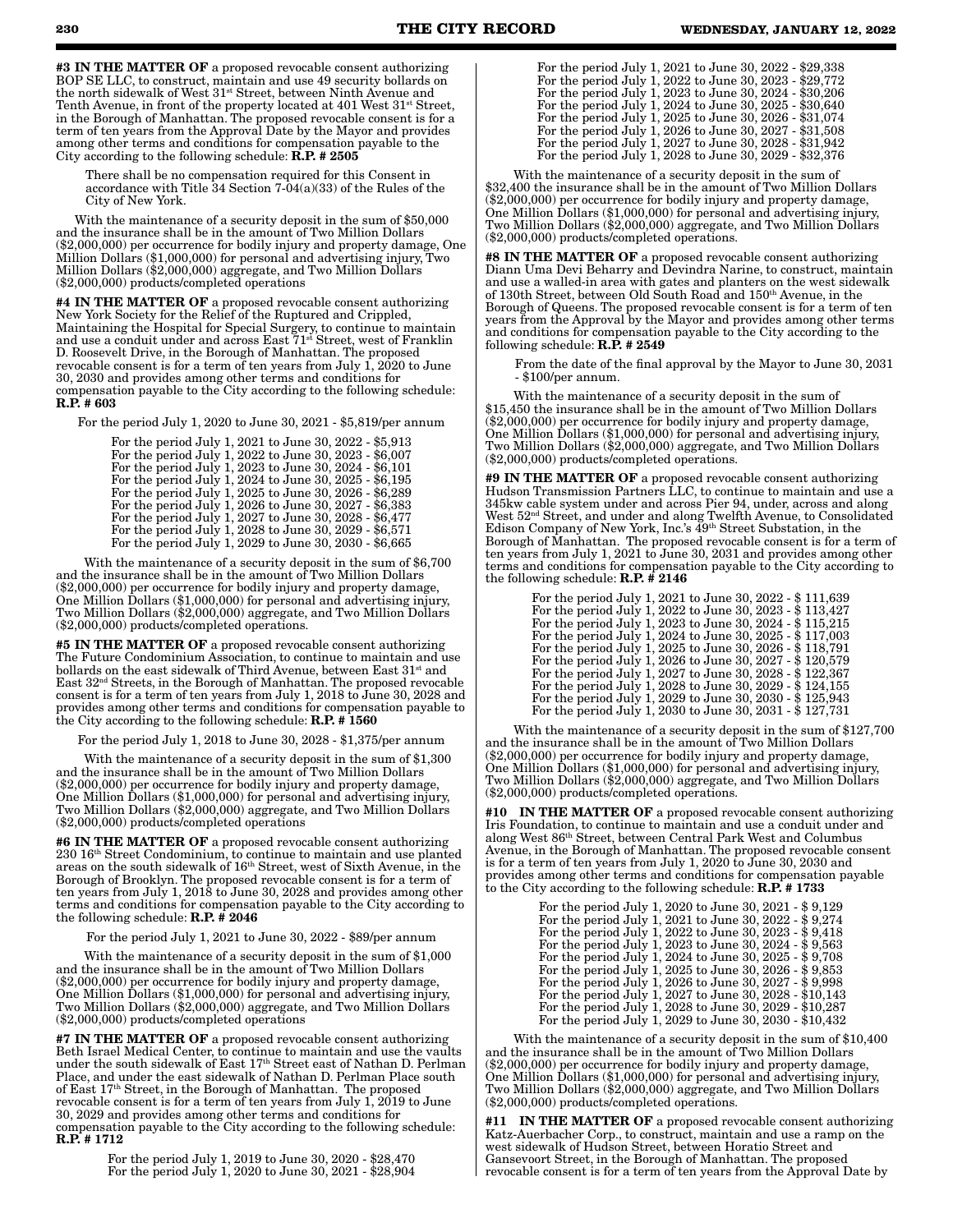**#3 IN THE MATTER OF** a proposed revocable consent authorizing BOP SE LLC, to construct, maintain and use 49 security bollards on the north sidewalk of West 31st Street, between Ninth Avenue and Tenth Avenue, in front of the property located at 401 West 31st Street, in the Borough of Manhattan. The proposed revocable consent is for a term of ten years from the Approval Date by the Mayor and provides among other terms and conditions for compensation payable to the City according to the following schedule: **R.P. # 2505**

There shall be no compensation required for this Consent in accordance with Title 34 Section 7-04(a)(33) of the Rules of the City of New York.

With the maintenance of a security deposit in the sum of $50,000 and the insurance shall be in the amount of Two Million Dollars ($2,000,000) per occurrence for bodily injury and property damage, One Million Dollars ($1,000,000) for personal and advertising injury, Two Million Dollars ($2,000,000) aggregate, and Two Million Dollars ($2,000,000) products/completed operations

**#4 IN THE MATTER OF** a proposed revocable consent authorizing New York Society for the Relief of the Ruptured and Crippled, Maintaining the Hospital for Special Surgery, to continue to maintain and use a conduit under and across East 71st Street, west of Franklin D. Roosevelt Drive, in the Borough of Manhattan. The proposed revocable consent is for a term of ten years from July 1, 2020 to June 30, 2030 and provides among other terms and conditions for compensation payable to the City according to the following schedule: **R.P. # 603**

For the period July 1, 2020 to June 30, 2021 - $5,819/per annum

For the period July 1, 2021 to June 30, 2022 - $5,913
For the period July 1, 2022 to June 30, 2023 - $6,007
For the period July 1, 2023 to June 30, 2024 - $6,101
For the period July 1, 2024 to June 30, 2025 - $6,195
For the period July 1, 2025 to June 30, 2026 - $6,289
For the period July 1, 2026 to June 30, 2027 - $6,383
For the period July 1, 2027 to June 30, 2028 - $6,477
For the period July 1, 2028 to June 30, 2029 - $6,571
For the period July 1, 2029 to June 30, 2030 - $6,665

With the maintenance of a security deposit in the sum of $6,700 and the insurance shall be in the amount of Two Million Dollars ($2,000,000) per occurrence for bodily injury and property damage, One Million Dollars ($1,000,000) for personal and advertising injury, Two Million Dollars ($2,000,000) aggregate, and Two Million Dollars ($2,000,000) products/completed operations.

**#5 IN THE MATTER OF** a proposed revocable consent authorizing The Future Condominium Association, to continue to maintain and use bollards on the east sidewalk of Third Avenue, between East 31st and East 32nd Streets, in the Borough of Manhattan. The proposed revocable consent is for a term of ten years from July 1, 2018 to June 30, 2028 and provides among other terms and conditions for compensation payable to the City according to the following schedule: **R.P. # 1560**

For the period July 1, 2018 to June 30, 2028 - $1,375/per annum

With the maintenance of a security deposit in the sum of $1,300 and the insurance shall be in the amount of Two Million Dollars ($2,000,000) per occurrence for bodily injury and property damage, One Million Dollars ($1,000,000) for personal and advertising injury, Two Million Dollars ($2,000,000) aggregate, and Two Million Dollars ($2,000,000) products/completed operations

**#6 IN THE MATTER OF** a proposed revocable consent authorizing 230 16th Street Condominium, to continue to maintain and use planted areas on the south sidewalk of 16th Street, west of Sixth Avenue, in the Borough of Brooklyn. The proposed revocable consent is for a term of ten years from July 1, 2018 to June 30, 2028 and provides among other terms and conditions for compensation payable to the City according to the following schedule: **R.P. # 2046**

For the period July 1, 2021 to June 30, 2022 - $89/per annum

With the maintenance of a security deposit in the sum of $1,000 and the insurance shall be in the amount of Two Million Dollars ($2,000,000) per occurrence for bodily injury and property damage, One Million Dollars ($1,000,000) for personal and advertising injury, Two Million Dollars ($2,000,000) aggregate, and Two Million Dollars ($2,000,000) products/completed operations

**#7 IN THE MATTER OF** a proposed revocable consent authorizing Beth Israel Medical Center, to continue to maintain and use the vaults under the south sidewalk of East 17th Street east of Nathan D. Perlman Place, and under the east sidewalk of Nathan D. Perlman Place south of East 17th Street, in the Borough of Manhattan. The proposed revocable consent is for a term of ten years from July 1, 2019 to June 30, 2029 and provides among other terms and conditions for compensation payable to the City according to the following schedule: **R.P. # 1712**

For the period July 1, 2019 to June 30, 2020 - $28,470
For the period July 1, 2020 to June 30, 2021 - $28,904
For the period July 1, 2021 to June 30, 2022 - $29,338
For the period July 1, 2022 to June 30, 2023 - $29,772
For the period July 1, 2023 to June 30, 2024 - $30,206
For the period July 1, 2024 to June 30, 2025 - $30,640
For the period July 1, 2025 to June 30, 2026 - $31,074
For the period July 1, 2026 to June 30, 2027 - $31,508
For the period July 1, 2027 to June 30, 2028 - $31,942
For the period July 1, 2028 to June 30, 2029 - $32,376

With the maintenance of a security deposit in the sum of $32,400 the insurance shall be in the amount of Two Million Dollars ($2,000,000) per occurrence for bodily injury and property damage, One Million Dollars ($1,000,000) for personal and advertising injury, Two Million Dollars ($2,000,000) aggregate, and Two Million Dollars ($2,000,000) products/completed operations.

**#8 IN THE MATTER OF** a proposed revocable consent authorizing Diann Uma Devi Beharry and Devindra Narine, to construct, maintain and use a walled-in area with gates and planters on the west sidewalk of 130th Street, between Old South Road and 150th Avenue, in the Borough of Queens. The proposed revocable consent is for a term of ten years from the Approval by the Mayor and provides among other terms and conditions for compensation payable to the City according to the following schedule: **R.P. # 2549**

From the date of the final approval by the Mayor to June 30, 2031 - $100/per annum.

With the maintenance of a security deposit in the sum of $15,450 the insurance shall be in the amount of Two Million Dollars ($2,000,000) per occurrence for bodily injury and property damage, One Million Dollars ($1,000,000) for personal and advertising injury, Two Million Dollars ($2,000,000) aggregate, and Two Million Dollars ($2,000,000) products/completed operations.

**#9 IN THE MATTER OF** a proposed revocable consent authorizing Hudson Transmission Partners LLC, to continue to maintain and use a 345kw cable system under and across Pier 94, under, across and along West 52nd Street, and under and along Twelfth Avenue, to Consolidated Edison Company of New York, Inc.'s 49th Street Substation, in the Borough of Manhattan. The proposed revocable consent is for a term of ten years from July 1, 2021 to June 30, 2031 and provides among other terms and conditions for compensation payable to the City according to the following schedule: **R.P. # 2146**

For the period July 1, 2021 to June 30, 2022 - $ 111,639
For the period July 1, 2022 to June 30, 2023 - $ 113,427
For the period July 1, 2023 to June 30, 2024 - $ 115,215
For the period July 1, 2024 to June 30, 2025 - $ 117,003
For the period July 1, 2025 to June 30, 2026 - $ 118,791
For the period July 1, 2026 to June 30, 2027 - $ 120,579
For the period July 1, 2027 to June 30, 2028 - $ 122,367
For the period July 1, 2028 to June 30, 2029 - $ 124,155
For the period July 1, 2029 to June 30, 2030 - $ 125,943
For the period July 1, 2030 to June 30, 2031 - $ 127,731

With the maintenance of a security deposit in the sum of $127,700 and the insurance shall be in the amount of Two Million Dollars ($2,000,000) per occurrence for bodily injury and property damage, One Million Dollars ($1,000,000) for personal and advertising injury, Two Million Dollars ($2,000,000) aggregate, and Two Million Dollars ($2,000,000) products/completed operations.

**#10 IN THE MATTER OF** a proposed revocable consent authorizing Iris Foundation, to continue to maintain and use a conduit under and along West 86th Street, between Central Park West and Columbus Avenue, in the Borough of Manhattan. The proposed revocable consent is for a term of ten years from July 1, 2020 to June 30, 2030 and provides among other terms and conditions for compensation payable to the City according to the following schedule: **R.P. # 1733**

For the period July 1, 2020 to June 30, 2021 - $ 9,129
For the period July 1, 2021 to June 30, 2022 - $ 9,274
For the period July 1, 2022 to June 30, 2023 - $ 9,418
For the period July 1, 2023 to June 30, 2024 - $ 9,563
For the period July 1, 2024 to June 30, 2025 - $ 9,708
For the period July 1, 2025 to June 30, 2026 - $ 9,853
For the period July 1, 2026 to June 30, 2027 - $ 9,998
For the period July 1, 2027 to June 30, 2028 - $10,143
For the period July 1, 2028 to June 30, 2029 - $10,287
For the period July 1, 2029 to June 30, 2030 - $10,432

With the maintenance of a security deposit in the sum of $10,400 and the insurance shall be in the amount of Two Million Dollars ($2,000,000) per occurrence for bodily injury and property damage, One Million Dollars ($1,000,000) for personal and advertising injury, Two Million Dollars ($2,000,000) aggregate, and Two Million Dollars ($2,000,000) products/completed operations.

**#11 IN THE MATTER OF** a proposed revocable consent authorizing Katz-Auerbacher Corp., to construct, maintain and use a ramp on the west sidewalk of Hudson Street, between Horatio Street and Gansevoort Street, in the Borough of Manhattan. The proposed revocable consent is for a term of ten years from the Approval Date by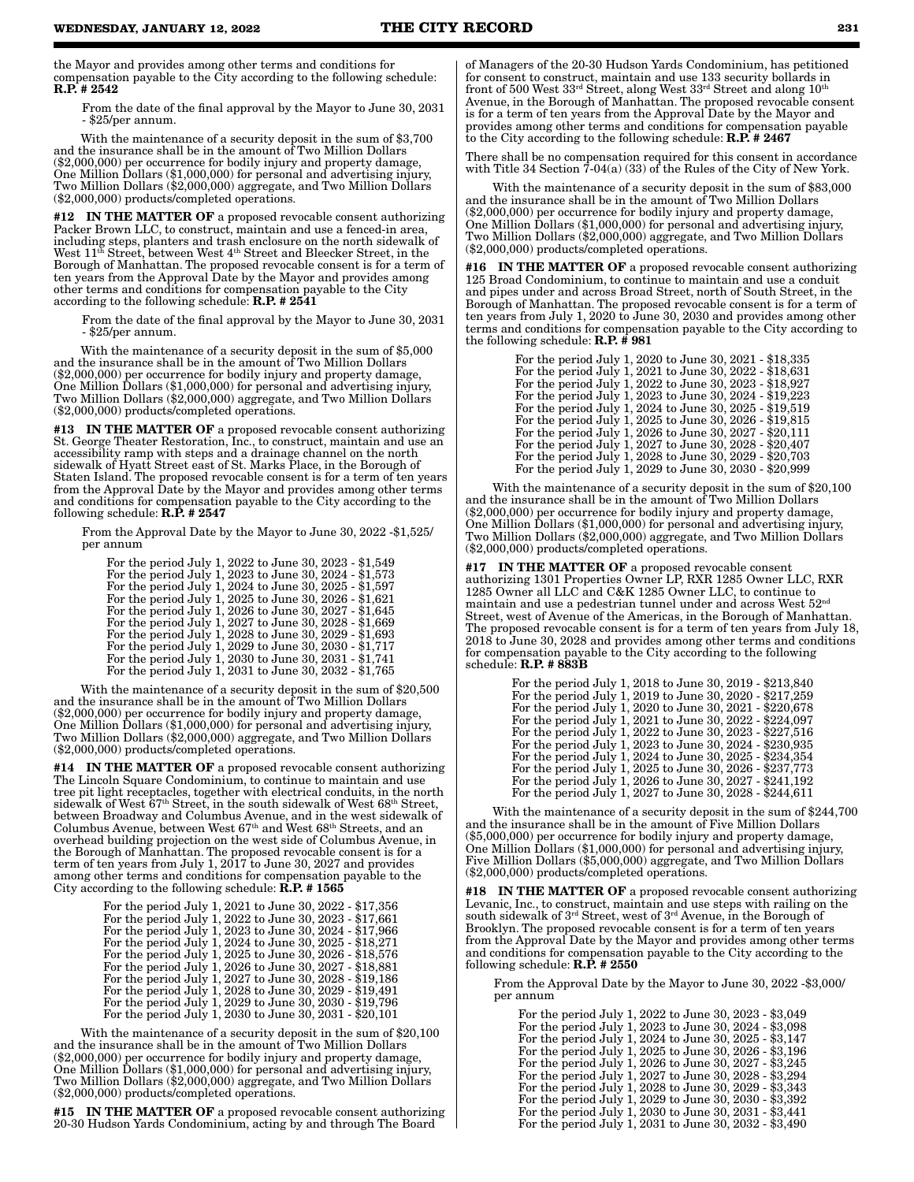the Mayor and provides among other terms and conditions for compensation payable to the City according to the following schedule: **R.P. # 2542**

From the date of the final approval by the Mayor to June 30, 2031 - $25/per annum.

With the maintenance of a security deposit in the sum of $3,700 and the insurance shall be in the amount of Two Million Dollars ($2,000,000) per occurrence for bodily injury and property damage, One Million Dollars ($1,000,000) for personal and advertising injury, Two Million Dollars ($2,000,000) aggregate, and Two Million Dollars ($2,000,000) products/completed operations.

**#12 IN THE MATTER OF** a proposed revocable consent authorizing Packer Brown LLC, to construct, maintain and use a fenced-in area, including steps, planters and trash enclosure on the north sidewalk of West 11th Street, between West 4th Street and Bleecker Street, in the Borough of Manhattan. The proposed revocable consent is for a term of ten years from the Approval Date by the Mayor and provides among other terms and conditions for compensation payable to the City according to the following schedule: **R.P. # 2541**

From the date of the final approval by the Mayor to June 30, 2031 - $25/per annum.

With the maintenance of a security deposit in the sum of $5,000 and the insurance shall be in the amount of Two Million Dollars ($2,000,000) per occurrence for bodily injury and property damage, One Million Dollars ($1,000,000) for personal and advertising injury, Two Million Dollars ($2,000,000) aggregate, and Two Million Dollars ($2,000,000) products/completed operations.

**#13 IN THE MATTER OF** a proposed revocable consent authorizing St. George Theater Restoration, Inc., to construct, maintain and use an accessibility ramp with steps and a drainage channel on the north sidewalk of Hyatt Street east of St. Marks Place, in the Borough of Staten Island. The proposed revocable consent is for a term of ten years from the Approval Date by the Mayor and provides among other terms and conditions for compensation payable to the City according to the following schedule: **R.P. # 2547**

From the Approval Date by the Mayor to June 30, 2022 -$1,525/ per annum

For the period July 1, 2022 to June 30, 2023 - $1,549
For the period July 1, 2023 to June 30, 2024 - $1,573
For the period July 1, 2024 to June 30, 2025 - $1,597
For the period July 1, 2025 to June 30, 2026 - $1,621
For the period July 1, 2026 to June 30, 2027 - $1,645
For the period July 1, 2027 to June 30, 2028 - $1,669
For the period July 1, 2028 to June 30, 2029 - $1,693
For the period July 1, 2029 to June 30, 2030 - $1,717
For the period July 1, 2030 to June 30, 2031 - $1,741
For the period July 1, 2031 to June 30, 2032 - $1,765

With the maintenance of a security deposit in the sum of $20,500 and the insurance shall be in the amount of Two Million Dollars ($2,000,000) per occurrence for bodily injury and property damage, One Million Dollars ($1,000,000) for personal and advertising injury, Two Million Dollars ($2,000,000) aggregate, and Two Million Dollars ($2,000,000) products/completed operations.

**#14 IN THE MATTER OF** a proposed revocable consent authorizing The Lincoln Square Condominium, to continue to maintain and use tree pit light receptacles, together with electrical conduits, in the north sidewalk of West 67th Street, in the south sidewalk of West 68th Street, between Broadway and Columbus Avenue, and in the west sidewalk of Columbus Avenue, between West 67th and West 68th Streets, and an overhead building projection on the west side of Columbus Avenue, in the Borough of Manhattan. The proposed revocable consent is for a term of ten years from July 1, 2017 to June 30, 2027 and provides among other terms and conditions for compensation payable to the City according to the following schedule: **R.P. # 1565**

For the period July 1, 2021 to June 30, 2022 - $17,356
For the period July 1, 2022 to June 30, 2023 - $17,661
For the period July 1, 2023 to June 30, 2024 - $17,966
For the period July 1, 2024 to June 30, 2025 - $18,271
For the period July 1, 2025 to June 30, 2026 - $18,576
For the period July 1, 2026 to June 30, 2027 - $18,881
For the period July 1, 2027 to June 30, 2028 - $19,186
For the period July 1, 2028 to June 30, 2029 - $19,491
For the period July 1, 2029 to June 30, 2030 - $19,796
For the period July 1, 2030 to June 30, 2031 - $20,101

With the maintenance of a security deposit in the sum of $20,100 and the insurance shall be in the amount of Two Million Dollars ($2,000,000) per occurrence for bodily injury and property damage, One Million Dollars ($1,000,000) for personal and advertising injury, Two Million Dollars ($2,000,000) aggregate, and Two Million Dollars ($2,000,000) products/completed operations.

**#15 IN THE MATTER OF** a proposed revocable consent authorizing 20-30 Hudson Yards Condominium, acting by and through The Board of Managers of the 20-30 Hudson Yards Condominium, has petitioned for consent to construct, maintain and use 133 security bollards in front of 500 West 33rd Street, along West 33rd Street and along 10th Avenue, in the Borough of Manhattan. The proposed revocable consent is for a term of ten years from the Approval Date by the Mayor and provides among other terms and conditions for compensation payable to the City according to the following schedule: **R.P. # 2467**

There shall be no compensation required for this consent in accordance with Title 34 Section 7-04(a) (33) of the Rules of the City of New York.

With the maintenance of a security deposit in the sum of $83,000 and the insurance shall be in the amount of Two Million Dollars ($2,000,000) per occurrence for bodily injury and property damage, One Million Dollars ($1,000,000) for personal and advertising injury, Two Million Dollars ($2,000,000) aggregate, and Two Million Dollars ($2,000,000) products/completed operations.

**#16 IN THE MATTER OF** a proposed revocable consent authorizing 125 Broad Condominium, to continue to maintain and use a conduit and pipes under and across Broad Street, north of South Street, in the Borough of Manhattan. The proposed revocable consent is for a term of ten years from July 1, 2020 to June 30, 2030 and provides among other terms and conditions for compensation payable to the City according to the following schedule: **R.P. # 981**

For the period July 1, 2020 to June 30, 2021 - $18,335
For the period July 1, 2021 to June 30, 2022 - $18,631
For the period July 1, 2022 to June 30, 2023 - $18,927
For the period July 1, 2023 to June 30, 2024 - $19,223
For the period July 1, 2024 to June 30, 2025 - $19,519
For the period July 1, 2025 to June 30, 2026 - $19,815
For the period July 1, 2026 to June 30, 2027 - $20,111
For the period July 1, 2027 to June 30, 2028 - $20,407
For the period July 1, 2028 to June 30, 2029 - $20,703
For the period July 1, 2029 to June 30, 2030 - $20,999

With the maintenance of a security deposit in the sum of $20,100 and the insurance shall be in the amount of Two Million Dollars ($2,000,000) per occurrence for bodily injury and property damage, One Million Dollars ($1,000,000) for personal and advertising injury, Two Million Dollars ($2,000,000) aggregate, and Two Million Dollars ($2,000,000) products/completed operations.

**#17 IN THE MATTER OF** a proposed revocable consent authorizing 1301 Properties Owner LP, RXR 1285 Owner LLC, RXR 1285 Owner All LLC and C&K 1285 Owner LLC, to continue to maintain and use a pedestrian tunnel under and across West 52nd Street, west of Avenue of the Americas, in the Borough of Manhattan. The proposed revocable consent is for a term of ten years from July 18, 2018 to June 30, 2028 and provides among other terms and conditions for compensation payable to the City according to the following schedule: **R.P. # 883B**

For the period July 1, 2018 to June 30, 2019 - $213,840
For the period July 1, 2019 to June 30, 2020 - $217,259
For the period July 1, 2020 to June 30, 2021 - $220,678
For the period July 1, 2021 to June 30, 2022 - $224,097
For the period July 1, 2022 to June 30, 2023 - $227,516
For the period July 1, 2023 to June 30, 2024 - $230,935
For the period July 1, 2024 to June 30, 2025 - $234,354
For the period July 1, 2025 to June 30, 2026 - $237,773
For the period July 1, 2026 to June 30, 2027 - $241,192
For the period July 1, 2027 to June 30, 2028 - $244,611

With the maintenance of a security deposit in the sum of $244,700 and the insurance shall be in the amount of Five Million Dollars ($5,000,000) per occurrence for bodily injury and property damage, One Million Dollars ($1,000,000) for personal and advertising injury, Five Million Dollars ($5,000,000) aggregate, and Two Million Dollars ($2,000,000) products/completed operations.

**#18 IN THE MATTER OF** a proposed revocable consent authorizing Levanic, Inc., to construct, maintain and use steps with railing on the south sidewalk of 3rd Street, west of 3rd Avenue, in the Borough of Brooklyn. The proposed revocable consent is for a term of ten years from the Approval Date by the Mayor and provides among other terms and conditions for compensation payable to the City according to the following schedule: **R.P. # 2550**

From the Approval Date by the Mayor to June 30, 2022 -$3,000/ per annum

For the period July 1, 2022 to June 30, 2023 - $3,049
For the period July 1, 2023 to June 30, 2024 - $3,098
For the period July 1, 2024 to June 30, 2025 - $3,147
For the period July 1, 2025 to June 30, 2026 - $3,196
For the period July 1, 2026 to June 30, 2027 - $3,245
For the period July 1, 2027 to June 30, 2028 - $3,294
For the period July 1, 2028 to June 30, 2029 - $3,343
For the period July 1, 2029 to June 30, 2030 - $3,392
For the period July 1, 2030 to June 30, 2031 - $3,441
For the period July 1, 2031 to June 30, 2032 - $3,490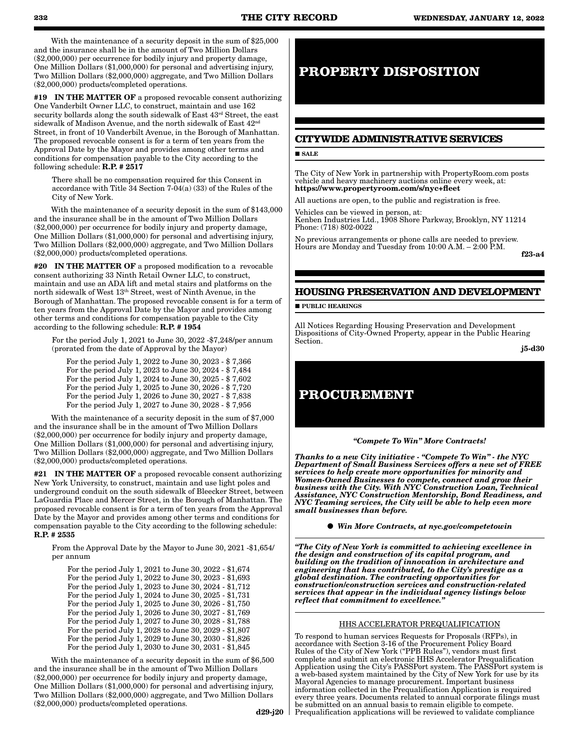With the maintenance of a security deposit in the sum of $25,000 and the insurance shall be in the amount of Two Million Dollars ($2,000,000) per occurrence for bodily injury and property damage, One Million Dollars ($1,000,000) for personal and advertising injury, Two Million Dollars ($2,000,000) aggregate, and Two Million Dollars ($2,000,000) products/completed operations.

**#19 IN THE MATTER OF** a proposed revocable consent authorizing One Vanderbilt Owner LLC, to construct, maintain and use 162 security bollards along the south sidewalk of East 43rd Street, the east sidewalk of Madison Avenue, and the north sidewalk of East 42nd Street, in front of 10 Vanderbilt Avenue, in the Borough of Manhattan. The proposed revocable consent is for a term of ten years from the Approval Date by the Mayor and provides among other terms and conditions for compensation payable to the City according to the following schedule: **R.P. # 2517**

There shall be no compensation required for this Consent in accordance with Title 34 Section 7-04(a) (33) of the Rules of the City of New York.

With the maintenance of a security deposit in the sum of $143,000 and the insurance shall be in the amount of Two Million Dollars ($2,000,000) per occurrence for bodily injury and property damage, One Million Dollars ($1,000,000) for personal and advertising injury, Two Million Dollars ($2,000,000) aggregate, and Two Million Dollars ($2,000,000) products/completed operations.

**#20 IN THE MATTER OF** a proposed modification to a revocable consent authorizing 33 Ninth Retail Owner LLC, to construct, maintain and use an ADA lift and metal stairs and platforms on the north sidewalk of West 13th Street, west of Ninth Avenue, in the Borough of Manhattan. The proposed revocable consent is for a term of ten years from the Approval Date by the Mayor and provides among other terms and conditions for compensation payable to the City according to the following schedule: **R.P. # 1954**

For the period July 1, 2021 to June 30, 2022 -$7,248/per annum (prorated from the date of Approval by the Mayor)

For the period July 1, 2022 to June 30, 2023 - $ 7,366
For the period July 1, 2023 to June 30, 2024 - $ 7,484
For the period July 1, 2024 to June 30, 2025 - $ 7,602
For the period July 1, 2025 to June 30, 2026 - $ 7,720
For the period July 1, 2026 to June 30, 2027 - $ 7,838
For the period July 1, 2027 to June 30, 2028 - $ 7,956

With the maintenance of a security deposit in the sum of $7,000 and the insurance shall be in the amount of Two Million Dollars ($2,000,000) per occurrence for bodily injury and property damage, One Million Dollars ($1,000,000) for personal and advertising injury, Two Million Dollars ($2,000,000) aggregate, and Two Million Dollars ($2,000,000) products/completed operations.

**#21 IN THE MATTER OF** a proposed revocable consent authorizing New York University, to construct, maintain and use light poles and underground conduit on the south sidewalk of Bleecker Street, between LaGuardia Place and Mercer Street, in the Borough of Manhattan. The proposed revocable consent is for a term of ten years from the Approval Date by the Mayor and provides among other terms and conditions for compensation payable to the City according to the following schedule: **R.P. # 2535**

From the Approval Date by the Mayor to June 30, 2021 -$1,654/ per annum

For the period July 1, 2021 to June 30, 2022 - $1,674
For the period July 1, 2022 to June 30, 2023 - $1,693
For the period July 1, 2023 to June 30, 2024 - $1,712
For the period July 1, 2024 to June 30, 2025 - $1,731
For the period July 1, 2025 to June 30, 2026 - $1,750
For the period July 1, 2026 to June 30, 2027 - $1,769
For the period July 1, 2027 to June 30, 2028 - $1,788
For the period July 1, 2028 to June 30, 2029 - $1,807
For the period July 1, 2029 to June 30, 2030 - $1,826
For the period July 1, 2030 to June 30, 2031 - $1,845

With the maintenance of a security deposit in the sum of $6,500 and the insurance shall be in the amount of Two Million Dollars ($2,000,000) per occurrence for bodily injury and property damage, One Million Dollars ($1,000,000) for personal and advertising injury, Two Million Dollars ($2,000,000) aggregate, and Two Million Dollars ($2,000,000) products/completed operations.

d29-j20

# PROPERTY DISPOSITION

## CITYWIDE ADMINISTRATIVE SERVICES

■ **SALE**

The City of New York in partnership with PropertyRoom.com posts vehicle and heavy machinery auctions online every week, at: **https://www.propertyroom.com/s/nyc+fleet**

All auctions are open, to the public and registration is free.

Vehicles can be viewed in person, at:
Kenben Industries Ltd., 1908 Shore Parkway, Brooklyn, NY 11214
Phone: (718) 802-0022

No previous arrangements or phone calls are needed to preview. Hours are Monday and Tuesday from 10:00 A.M. – 2:00 P.M.

f23-a4

## HOUSING PRESERVATION AND DEVELOPMENT

■ **PUBLIC HEARINGS**

All Notices Regarding Housing Preservation and Development Dispositions of City-Owned Property, appear in the Public Hearing Section.

j5-d30

# PROCUREMENT

***"Compete To Win" More Contracts!***

***Thanks to a new City initiative - "Compete To Win" - the NYC Department of Small Business Services offers a new set of FREE services to help create more opportunities for minority and Women-Owned Businesses to compete, connect and grow their business with the City. With NYC Construction Loan, Technical Assistance, NYC Construction Mentorship, Bond Readiness, and NYC Teaming services, the City will be able to help even more small businesses than before.***

● ***Win More Contracts, at nyc.gov/competetowin***

***"The City of New York is committed to achieving excellence in the design and construction of its capital program, and building on the tradition of innovation in architecture and engineering that has contributed, to the City's prestige as a global destination. The contracting opportunities for construction/construction services and construction-related services that appear in the individual agency listings below reflect that commitment to excellence."***

HHS ACCELERATOR PREQUALIFICATION

To respond to human services Requests for Proposals (RFPs), in accordance with Section 3-16 of the Procurement Policy Board Rules of the City of New York ("PPB Rules"), vendors must first complete and submit an electronic HHS Accelerator Prequalification Application using the City's PASSPort system. The PASSPort system is a web-based system maintained by the City of New York for use by its Mayoral Agencies to manage procurement. Important business information collected in the Prequalification Application is required every three years. Documents related to annual corporate filings must be submitted on an annual basis to remain eligible to compete. Prequalification applications will be reviewed to validate compliance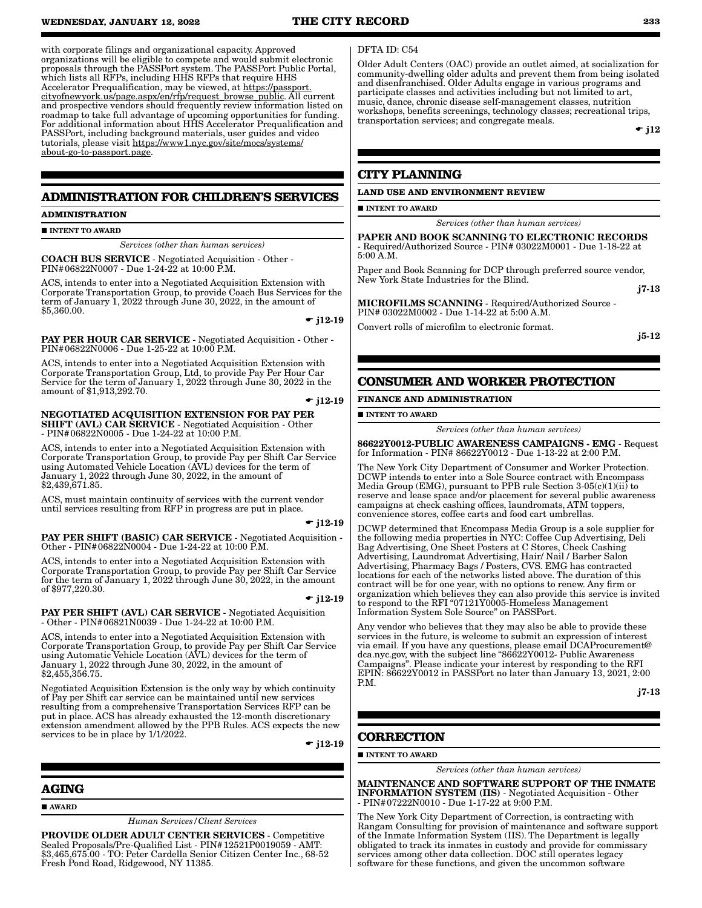with corporate filings and organizational capacity. Approved organizations will be eligible to compete and would submit electronic proposals through the PASSPort system. The PASSPort Public Portal, which lists all RFPs, including HHS RFPs that require HHS Accelerator Prequalification, may be viewed, at https://passport.cityofnewyork.us/page.aspx/en/rfp/request_browse_public. All current and prospective vendors should frequently review information listed on roadmap to take full advantage of upcoming opportunities for funding. For additional information about HHS Accelerator Prequalification and PASSPort, including background materials, user guides and video tutorials, please visit https://www1.nyc.gov/site/mocs/systems/about-go-to-passport.page.

## ADMINISTRATION FOR CHILDREN'S SERVICES

**ADMINISTRATION**

■ **INTENT TO AWARD**

*Services (other than human services)*

**COACH BUS SERVICE** - Negotiated Acquisition - Other - PIN#06822N0007 - Due 1-24-22 at 10:00 P.M.

ACS, intends to enter into a Negotiated Acquisition Extension with Corporate Transportation Group, to provide Coach Bus Services for the term of January 1, 2022 through June 30, 2022, in the amount of $5,360.00.

☛ **j12-19**

**PAY PER HOUR CAR SERVICE** - Negotiated Acquisition - Other - PIN#06822N0006 - Due 1-25-22 at 10:00 P.M.

ACS, intends to enter into a Negotiated Acquisition Extension with Corporate Transportation Group, Ltd, to provide Pay Per Hour Car Service for the term of January 1, 2022 through June 30, 2022 in the amount of $1,913,292.70.

☛ **j12-19**

**NEGOTIATED ACQUISITION EXTENSION FOR PAY PER SHIFT (AVL) CAR SERVICE** - Negotiated Acquisition - Other - PIN#06822N0005 - Due 1-24-22 at 10:00 P.M.

ACS, intends to enter into a Negotiated Acquisition Extension with Corporate Transportation Group, to provide Pay per Shift Car Service using Automated Vehicle Location (AVL) devices for the term of January 1, 2022 through June 30, 2022, in the amount of $2,439,671.85.

ACS, must maintain continuity of services with the current vendor until services resulting from RFP in progress are put in place.

☛ **j12-19**

**PAY PER SHIFT (BASIC) CAR SERVICE** - Negotiated Acquisition - Other - PIN#06822N0004 - Due 1-24-22 at 10:00 P.M.

ACS, intends to enter into a Negotiated Acquisition Extension with Corporate Transportation Group, to provide Pay per Shift Car Service for the term of January 1, 2022 through June 30, 2022, in the amount of $977,220.30.

☛ **j12-19**

**PAY PER SHIFT (AVL) CAR SERVICE** - Negotiated Acquisition - Other - PIN#06821N0039 - Due 1-24-22 at 10:00 P.M.

ACS, intends to enter into a Negotiated Acquisition Extension with Corporate Transportation Group, to provide Pay per Shift Car Service using Automatic Vehicle Location (AVL) devices for the term of January 1, 2022 through June 30, 2022, in the amount of $2,455,356.75.

Negotiated Acquisition Extension is the only way by which continuity of Pay per Shift car service can be maintained until new services resulting from a comprehensive Transportation Services RFP can be put in place. ACS has already exhausted the 12-month discretionary extension amendment allowed by the PPB Rules. ACS expects the new services to be in place by 1/1/2022.

☛ **j12-19**

## AGING

■ **AWARD**

*Human Services/Client Services*

**PROVIDE OLDER ADULT CENTER SERVICES** - Competitive Sealed Proposals/Pre-Qualified List - PIN#12521P0019059 - AMT: $3,465,675.00 - TO: Peter Cardella Senior Citizen Center Inc., 68-52 Fresh Pond Road, Ridgewood, NY 11385.

DFTA ID: C54

Older Adult Centers (OAC) provide an outlet aimed, at socialization for community-dwelling older adults and prevent them from being isolated and disenfranchised. Older Adults engage in various programs and participate classes and activities including but not limited to art, music, dance, chronic disease self-management classes, nutrition workshops, benefits screenings, technology classes; recreational trips, transportation services; and congregate meals.

☛ **j12**

## CITY PLANNING

**LAND USE AND ENVIRONMENT REVIEW**

■ **INTENT TO AWARD**

*Services (other than human services)*

**PAPER AND BOOK SCANNING TO ELECTRONIC RECORDS** - Required/Authorized Source - PIN# 03022M0001 - Due 1-18-22 at 5:00 A.M.

Paper and Book Scanning for DCP through preferred source vendor, New York State Industries for the Blind.

**j7-13**

**MICROFILMS SCANNING** - Required/Authorized Source - PIN# 03022M0002 - Due 1-14-22 at 5:00 A.M.

Convert rolls of microfilm to electronic format.

**j5-12**

## CONSUMER AND WORKER PROTECTION

**FINANCE AND ADMINISTRATION**

■ **INTENT TO AWARD**

*Services (other than human services)*

**86622Y0012-PUBLIC AWARENESS CAMPAIGNS - EMG** - Request for Information - PIN# 86622Y0012 - Due 1-13-22 at 2:00 P.M.

The New York City Department of Consumer and Worker Protection. DCWP intends to enter into a Sole Source contract with Encompass Media Group (EMG), pursuant to PPB rule Section 3-05(c)(1)(ii) to reserve and lease space and/or placement for several public awareness campaigns at check cashing offices, laundromats, ATM toppers, convenience stores, coffee carts and food cart umbrellas.

DCWP determined that Encompass Media Group is a sole supplier for the following media properties in NYC: Coffee Cup Advertising, Deli Bag Advertising, One Sheet Posters at C Stores, Check Cashing Advertising, Laundromat Advertising, Hair/ Nail / Barber Salon Advertising, Pharmacy Bags / Posters, CVS. EMG has contracted locations for each of the networks listed above. The duration of this contract will be for one year, with no options to renew. Any firm or organization which believes they can also provide this service is invited to respond to the RFI "07121Y0005-Homeless Management Information System Sole Source" on PASSPort.

Any vendor who believes that they may also be able to provide these services in the future, is welcome to submit an expression of interest via email. If you have any questions, please email DCAProcurement@dca.nyc.gov, with the subject line "86622Y0012- Public Awareness Campaigns". Please indicate your interest by responding to the RFI EPIN: 86622Y0012 in PASSPort no later than January 13, 2021, 2:00 P.M.

**j7-13**

## CORRECTION

■ **INTENT TO AWARD**

*Services (other than human services)*

**MAINTENANCE AND SOFTWARE SUPPORT OF THE INMATE INFORMATION SYSTEM (IIS)** - Negotiated Acquisition - Other - PIN#07222N0010 - Due 1-17-22 at 9:00 P.M.

The New York City Department of Correction, is contracting with Rangam Consulting for provision of maintenance and software support of the Inmate Information System (IIS). The Department is legally obligated to track its inmates in custody and provide for commissary services among other data collection. DOC still operates legacy software for these functions, and given the uncommon software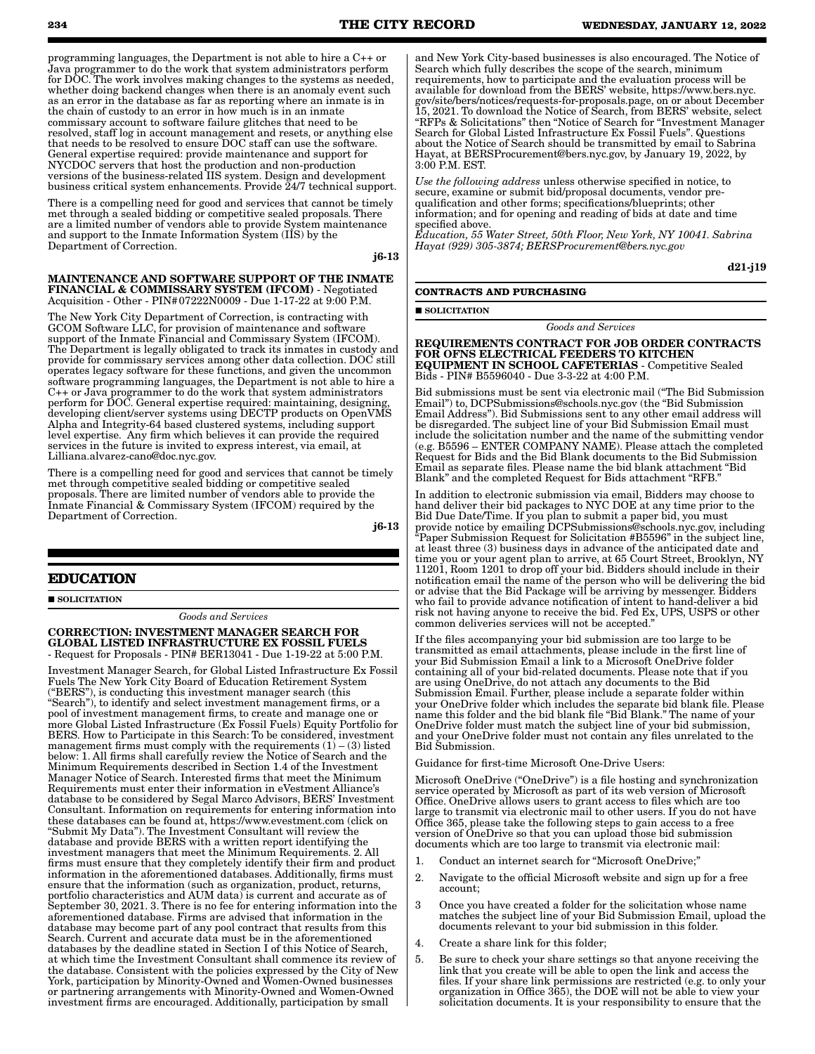programming languages, the Department is not able to hire a C++ or Java programmer to do the work that system administrators perform for DOC. The work involves making changes to the systems as needed, whether doing backend changes when there is an anomaly event such as an error in the database as far as reporting where an inmate is in the chain of custody to an error in how much is in an inmate commissary account to software failure glitches that need to be resolved, staff log in account management and resets, or anything else that needs to be resolved to ensure DOC staff can use the software. General expertise required: provide maintenance and support for NYCDOC servers that host the production and non-production versions of the business-related IIS system. Design and development business critical system enhancements. Provide 24/7 technical support.

There is a compelling need for good and services that cannot be timely met through a sealed bidding or competitive sealed proposals. There are a limited number of vendors able to provide System maintenance and support to the Inmate Information System (IIS) by the Department of Correction.

**j6-13**

**MAINTENANCE AND SOFTWARE SUPPORT OF THE INMATE FINANCIAL & COMMISSARY SYSTEM (IFCOM)** - Negotiated Acquisition - Other - PIN# 07222N0009 - Due 1-17-22 at 9:00 P.M.

The New York City Department of Correction, is contracting with GCOM Software LLC, for provision of maintenance and software support of the Inmate Financial and Commissary System (IFCOM). The Department is legally obligated to track its inmates in custody and provide for commissary services among other data collection. DOC still operates legacy software for these functions, and given the uncommon software programming languages, the Department is not able to hire a C++ or Java programmer to do the work that system administrators perform for DOC. General expertise required: maintaining, designing, developing client/server systems using DECTP products on OpenVMS Alpha and Integrity-64 based clustered systems, including support level expertise. Any firm which believes it can provide the required services in the future is invited to express interest, via email, at Lilliana.alvarez-cano@doc.nyc.gov.

There is a compelling need for good and services that cannot be timely met through competitive sealed bidding or competitive sealed proposals. There are limited number of vendors able to provide the Inmate Financial & Commissary System (IFCOM) required by the Department of Correction.

**j6-13**

## EDUCATION

■ **SOLICITATION**

*Goods and Services*

**CORRECTION: INVESTMENT MANAGER SEARCH FOR GLOBAL LISTED INFRASTRUCTURE EX FOSSIL FUELS** - Request for Proposals - PIN# BER13041 - Due 1-19-22 at 5:00 P.M.

Investment Manager Search, for Global Listed Infrastructure Ex Fossil Fuels The New York City Board of Education Retirement System ("BERS"), is conducting this investment manager search (this "Search"), to identify and select investment management firms, or a pool of investment management firms, to create and manage one or more Global Listed Infrastructure (Ex Fossil Fuels) Equity Portfolio for BERS. How to Participate in this Search: To be considered, investment management firms must comply with the requirements (1) – (3) listed below: 1. All firms shall carefully review the Notice of Search and the Minimum Requirements described in Section 1.4 of the Investment Manager Notice of Search. Interested firms that meet the Minimum Requirements must enter their information in eVestment Alliance's database to be considered by Segal Marco Advisors, BERS' Investment Consultant. Information on requirements for entering information into these databases can be found at, https://www.evestment.com (click on "Submit My Data"). The Investment Consultant will review the database and provide BERS with a written report identifying the investment managers that meet the Minimum Requirements. 2. All firms must ensure that they completely identify their firm and product information in the aforementioned databases. Additionally, firms must ensure that the information (such as organization, product, returns, portfolio characteristics and AUM data) is current and accurate as of September 30, 2021. 3. There is no fee for entering information into the aforementioned database. Firms are advised that information in the database may become part of any pool contract that results from this Search. Current and accurate data must be in the aforementioned databases by the deadline stated in Section I of this Notice of Search, at which time the Investment Consultant shall commence its review of the database. Consistent with the policies expressed by the City of New York, participation by Minority-Owned and Women-Owned businesses or partnering arrangements with Minority-Owned and Women-Owned investment firms are encouraged. Additionally, participation by small and New York City-based businesses is also encouraged. The Notice of Search which fully describes the scope of the search, minimum requirements, how to participate and the evaluation process will be available for download from the BERS' website, https://www.bers.nyc.gov/site/bers/notices/requests-for-proposals.page, on or about December 15, 2021. To download the Notice of Search, from BERS' website, select "RFPs & Solicitations" then "Notice of Search for "Investment Manager Search for Global Listed Infrastructure Ex Fossil Fuels". Questions about the Notice of Search should be transmitted by email to Sabrina Hayat, at BERSProcurement@bers.nyc.gov, by January 19, 2022, by 3:00 P.M. EST.

*Use the following address* unless otherwise specified in notice, to secure, examine or submit bid/proposal documents, vendor pre-qualification and other forms; specifications/blueprints; other information; and for opening and reading of bids at date and time specified above.
*Education, 55 Water Street, 50th Floor, New York, NY 10041. Sabrina Hayat (929) 305-3874; BERSProcurement@bers.nyc.gov*

**d21-j19**

**CONTRACTS AND PURCHASING**

■ **SOLICITATION**

*Goods and Services*

**REQUIREMENTS CONTRACT FOR JOB ORDER CONTRACTS FOR OFNS ELECTRICAL FEEDERS TO KITCHEN EQUIPMENT IN SCHOOL CAFETERIAS** - Competitive Sealed Bids - PIN# B5596040 - Due 3-3-22 at 4:00 P.M.

Bid submissions must be sent via electronic mail ("The Bid Submission Email") to, DCPSubmissions@schools.nyc.gov (the "Bid Submission Email Address"). Bid Submissions sent to any other email address will be disregarded. The subject line of your Bid Submission Email must include the solicitation number and the name of the submitting vendor (e.g. B5596 – ENTER COMPANY NAME). Please attach the completed Request for Bids and the Bid Blank documents to the Bid Submission Email as separate files. Please name the bid blank attachment "Bid Blank" and the completed Request for Bids attachment "RFB."

In addition to electronic submission via email, Bidders may choose to hand deliver their bid packages to NYC DOE at any time prior to the Bid Due Date/Time. If you plan to submit a paper bid, you must provide notice by emailing DCPSubmissions@schools.nyc.gov, including "Paper Submission Request for Solicitation #B5596" in the subject line, at least three (3) business days in advance of the anticipated date and time you or your agent plan to arrive, at 65 Court Street, Brooklyn, NY 11201, Room 1201 to drop off your bid. Bidders should include in their notification email the name of the person who will be delivering the bid or advise that the Bid Package will be arriving by messenger. Bidders who fail to provide advance notification of intent to hand-deliver a bid risk not having anyone to receive the bid. Fed Ex, UPS, USPS or other common deliveries services will not be accepted."

If the files accompanying your bid submission are too large to be transmitted as email attachments, please include in the first line of your Bid Submission Email a link to a Microsoft OneDrive folder containing all of your bid-related documents. Please note that if you are using OneDrive, do not attach any documents to the Bid Submission Email. Further, please include a separate folder within your OneDrive folder which includes the separate bid blank file. Please name this folder and the bid blank file "Bid Blank." The name of your OneDrive folder must match the subject line of your bid submission, and your OneDrive folder must not contain any files unrelated to the Bid Submission.

Guidance for first-time Microsoft One-Drive Users:

Microsoft OneDrive ("OneDrive") is a file hosting and synchronization service operated by Microsoft as part of its web version of Microsoft Office. OneDrive allows users to grant access to files which are too large to transmit via electronic mail to other users. If you do not have Office 365, please take the following steps to gain access to a free version of OneDrive so that you can upload those bid submission documents which are too large to transmit via electronic mail:

1. Conduct an internet search for "Microsoft OneDrive;"
2. Navigate to the official Microsoft website and sign up for a free account;
3. Once you have created a folder for the solicitation whose name matches the subject line of your Bid Submission Email, upload the documents relevant to your bid submission in this folder.
4. Create a share link for this folder;
5. Be sure to check your share settings so that anyone receiving the link that you create will be able to open the link and access the files. If your share link permissions are restricted (e.g. to only your organization in Office 365), the DOE will not be able to view your solicitation documents. It is your responsibility to ensure that the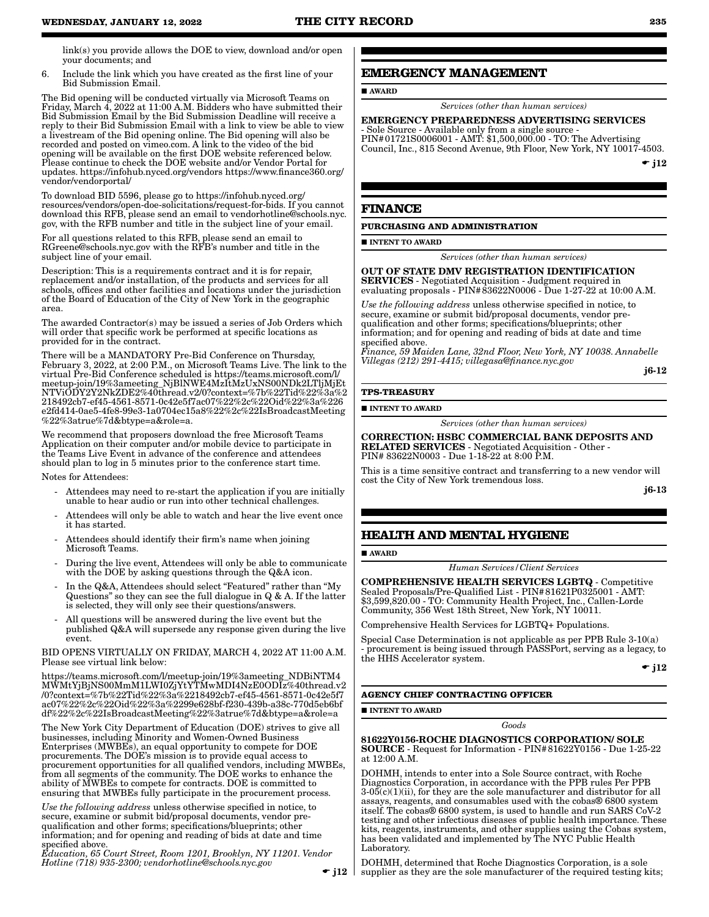link(s) you provide allows the DOE to view, download and/or open your documents; and

6. Include the link which you have created as the first line of your Bid Submission Email.

The Bid opening will be conducted virtually via Microsoft Teams on Friday, March 4, 2022 at 11:00 A.M. Bidders who have submitted their Bid Submission Email by the Bid Submission Deadline will receive a reply to their Bid Submission Email with a link to view be able to view a livestream of the Bid opening online. The Bid opening will also be recorded and posted on vimeo.com. A link to the video of the bid opening will be available on the first DOE website referenced below. Please continue to check the DOE website and/or Vendor Portal for updates. https://infohub.nyced.org/vendors https://www.finance360.org/vendor/vendorportal/

To download BID 5596, please go to https://infohub.nyced.org/resources/vendors/open-doe-solicitations/request-for-bids. If you cannot download this RFB, please send an email to vendorhotline@schools.nyc.gov, with the RFB number and title in the subject line of your email.

For all questions related to this RFB, please send an email to RGreene@schools.nyc.gov with the RFB's number and title in the subject line of your email.

Description: This is a requirements contract and it is for repair, replacement and/or installation, of the products and services for all schools, offices and other facilities and locations under the jurisdiction of the Board of Education of the City of New York in the geographic area.

The awarded Contractor(s) may be issued a series of Job Orders which will order that specific work be performed at specific locations as provided for in the contract.

There will be a MANDATORY Pre-Bid Conference on Thursday, February 3, 2022, at 2:00 P.M., on Microsoft Teams Live. The link to the virtual Pre-Bid Conference scheduled is https://teams.microsoft.com/l/meetup-join/19%3ameeting_NjBlNWE4MzItMzUxNS00NDk2LTljMjEtNTViODY2Y2NkZDE2%40thread.v2/0?context=%7b%22Tid%22%3a%2218492cb7-ef45-4561-8571-0c42e5f7ac07%22%2c%22Oid%22%3a%226e2fd414-0ae5-4fe8-99e3-1a0704ec15a8%22%2c%22IsBroadcastMeeting%22%3atrue%7d&btype=a&role=a.

We recommend that proposers download the free Microsoft Teams Application on their computer and/or mobile device to participate in the Teams Live Event in advance of the conference and attendees should plan to log in 5 minutes prior to the conference start time.

Notes for Attendees:

- Attendees may need to re-start the application if you are initially unable to hear audio or run into other technical challenges.
- Attendees will only be able to watch and hear the live event once it has started.
- Attendees should identify their firm's name when joining Microsoft Teams.
- During the live event, Attendees will only be able to communicate with the DOE by asking questions through the Q&A icon.
- In the Q&A, Attendees should select "Featured" rather than "My Questions" so they can see the full dialogue in Q & A. If the latter is selected, they will only see their questions/answers.
- All questions will be answered during the live event but the published Q&A will supersede any response given during the live event.

BID OPENS VIRTUALLY ON FRIDAY, MARCH 4, 2022 AT 11:00 A.M. Please see virtual link below:

https://teams.microsoft.com/l/meetup-join/19%3ameeting_NDBiNTM4MWMtYjBjNS00MmM1LWI0ZjYtYTMwMDI4NzE0ODIz%40thread.v2/0?context=%7b%22Tid%22%3a%2218492cb7-ef45-4561-8571-0c42e5f7ac07%22%2c%22Oid%22%3a%2299e628bf-f230-439b-a38c-770d5eb6bfdf%22%2c%22IsBroadcastMeeting%22%3atrue%7d&btype=a&role=a

The New York City Department of Education (DOE) strives to give all businesses, including Minority and Women-Owned Business Enterprises (MWBEs), an equal opportunity to compete for DOE procurements. The DOE's mission is to provide equal access to procurement opportunities for all qualified vendors, including MWBEs, from all segments of the community. The DOE works to enhance the ability of MWBEs to compete for contracts. DOE is committed to ensuring that MWBEs fully participate in the procurement process.

*Use the following address* unless otherwise specified in notice, to secure, examine or submit bid/proposal documents, vendor pre-qualification and other forms; specifications/blueprints; other information; and for opening and reading of bids at date and time specified above.
*Education, 65 Court Street, Room 1201, Brooklyn, NY 11201. Vendor Hotline (718) 935-2300; vendorhotline@schools.nyc.gov*

☛ j12

## EMERGENCY MANAGEMENT

■ AWARD

*Services (other than human services)*

**EMERGENCY PREPAREDNESS ADVERTISING SERVICES** - Sole Source - Available only from a single source - PIN#01721S0006001 - AMT: $1,500,000.00 - TO: The Advertising Council, Inc., 815 Second Avenue, 9th Floor, New York, NY 10017-4503.

☛ j12

## FINANCE

### PURCHASING AND ADMINISTRATION

■ INTENT TO AWARD

*Services (other than human services)*

**OUT OF STATE DMV REGISTRATION IDENTIFICATION SERVICES** - Negotiated Acquisition - Judgment required in evaluating proposals - PIN#83622N0006 - Due 1-27-22 at 10:00 A.M.

*Use the following address* unless otherwise specified in notice, to secure, examine or submit bid/proposal documents, vendor pre-qualification and other forms; specifications/blueprints; other information; and for opening and reading of bids at date and time specified above.
*Finance, 59 Maiden Lane, 32nd Floor, New York, NY 10038. Annabelle Villegas (212) 291-4415; villegasa@finance.nyc.gov*

j6-12

### TPS-TREASURY

■ INTENT TO AWARD

*Services (other than human services)*

**CORRECTION: HSBC COMMERCIAL BANK DEPOSITS AND RELATED SERVICES** - Negotiated Acquisition - Other - PIN# 83622N0003 - Due 1-18-22 at 8:00 P.M.

This is a time sensitive contract and transferring to a new vendor will cost the City of New York tremendous loss.

j6-13

## HEALTH AND MENTAL HYGIENE

■ AWARD

*Human Services/Client Services*

**COMPREHENSIVE HEALTH SERVICES LGBTQ** - Competitive Sealed Proposals/Pre-Qualified List - PIN#81621P0325001 - AMT: $3,599,820.00 - TO: Community Health Project, Inc., Callen-Lorde Community, 356 West 18th Street, New York, NY 10011.

Comprehensive Health Services for LGBTQ+ Populations.

Special Case Determination is not applicable as per PPB Rule 3-10(a) - procurement is being issued through PASSPort, serving as a legacy, to the HHS Accelerator system.

☛ j12

### AGENCY CHIEF CONTRACTING OFFICER

■ INTENT TO AWARD

*Goods*

**81622Y0156-ROCHE DIAGNOSTICS CORPORATION/ SOLE SOURCE** - Request for Information - PIN#81622Y0156 - Due 1-25-22 at 12:00 A.M.

DOHMH, intends to enter into a Sole Source contract, with Roche Diagnostics Corporation, in accordance with the PPB rules Per PPB 3-05(c)(1)(ii), for they are the sole manufacturer and distributor for all assays, reagents, and consumables used with the cobas® 6800 system itself. The cobas® 6800 system, is used to handle and run SARS CoV-2 testing and other infectious diseases of public health importance. These kits, reagents, instruments, and other supplies using the Cobas system, has been validated and implemented by The NYC Public Health Laboratory.

DOHMH, determined that Roche Diagnostics Corporation, is a sole supplier as they are the sole manufacturer of the required testing kits;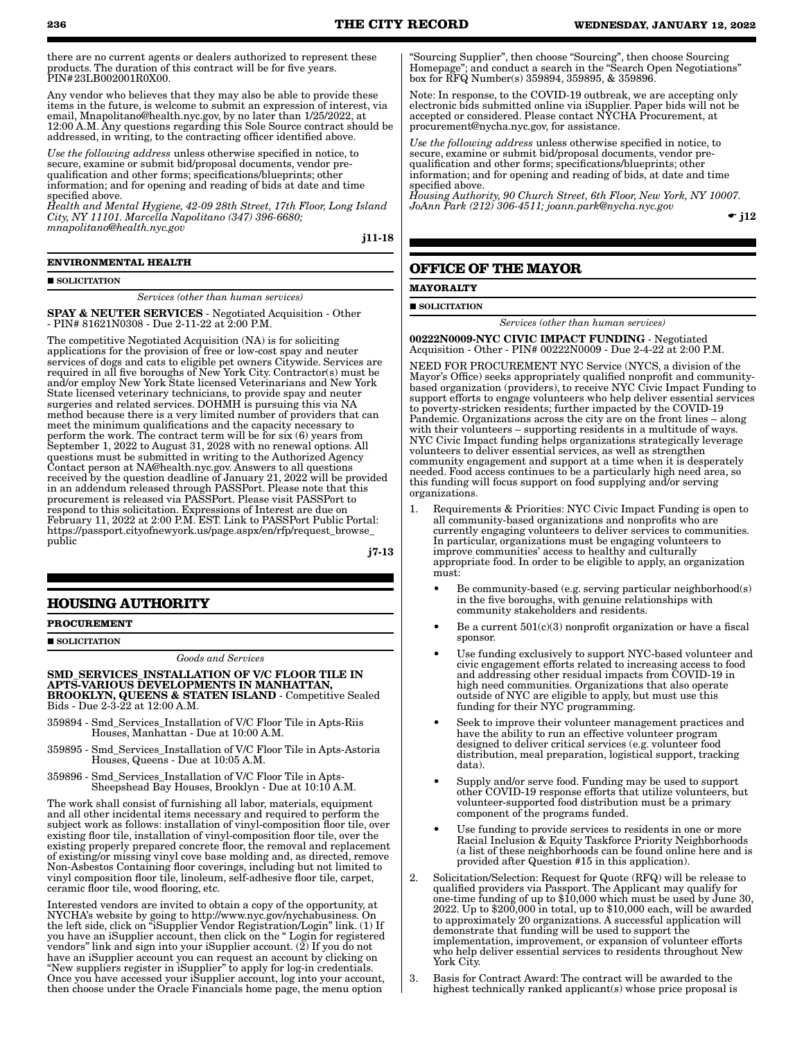there are no current agents or dealers authorized to represent these products. The duration of this contract will be for five years. PIN#23LB002001R0X00.

Any vendor who believes that they may also be able to provide these items in the future, is welcome to submit an expression of interest, via email, Mnapolitano@health.nyc.gov, by no later than 1/25/2022, at 12:00 A.M. Any questions regarding this Sole Source contract should be addressed, in writing, to the contracting officer identified above.

*Use the following address* unless otherwise specified in notice, to secure, examine or submit bid/proposal documents, vendor pre-qualification and other forms; specifications/blueprints; other information; and for opening and reading of bids at date and time specified above.

*Health and Mental Hygiene, 42-09 28th Street, 17th Floor, Long Island City, NY 11101. Marcella Napolitano (347) 396-6680; mnapolitano@health.nyc.gov*

j11-18

**ENVIRONMENTAL HEALTH**

■ **SOLICITATION**

*Services (other than human services)*

**SPAY & NEUTER SERVICES** - Negotiated Acquisition - Other - PIN# 81621N0308 - Due 2-11-22 at 2:00 P.M.

The competitive Negotiated Acquisition (NA) is for soliciting applications for the provision of free or low-cost spay and neuter services of dogs and cats to eligible pet owners Citywide. Services are required in all five boroughs of New York City. Contractor(s) must be and/or employ New York State licensed Veterinarians and New York State licensed veterinary technicians, to provide spay and neuter surgeries and related services. DOHMH is pursuing this via NA method because there is a very limited number of providers that can meet the minimum qualifications and the capacity necessary to perform the work. The contract term will be for six (6) years from September 1, 2022 to August 31, 2028 with no renewal options. All questions must be submitted in writing to the Authorized Agency Contact person at NA@health.nyc.gov. Answers to all questions received by the question deadline of January 21, 2022 will be provided in an addendum released through PASSPort. Please note that this procurement is released via PASSPort. Please visit PASSPort to respond to this solicitation. Expressions of Interest are due on February 11, 2022 at 2:00 P.M. EST. Link to PASSPort Public Portal: https://passport.cityofnewyork.us/page.aspx/en/rfp/request_browse_public

j7-13

## HOUSING AUTHORITY

**PROCUREMENT**

■ **SOLICITATION**

*Goods and Services*

**SMD_SERVICES_INSTALLATION OF V/C FLOOR TILE IN APTS-VARIOUS DEVELOPMENTS IN MANHATTAN, BROOKLYN, QUEENS & STATEN ISLAND** - Competitive Sealed Bids - Due 2-3-22 at 12:00 A.M.

359894 - Smd_Services_Installation of V/C Floor Tile in Apts-Riis Houses, Manhattan - Due at 10:00 A.M.

359895 - Smd_Services_Installation of V/C Floor Tile in Apts-Astoria Houses, Queens - Due at 10:05 A.M.

359896 - Smd_Services_Installation of V/C Floor Tile in Apts-Sheepshead Bay Houses, Brooklyn - Due at 10:10 A.M.

The work shall consist of furnishing all labor, materials, equipment and all other incidental items necessary and required to perform the subject work as follows: installation of vinyl-composition floor tile, over existing floor tile, installation of vinyl-composition floor tile, over the existing properly prepared concrete floor, the removal and replacement of existing/or missing vinyl cove base molding and, as directed, remove Non-Asbestos Containing floor coverings, including but not limited to vinyl composition floor tile, linoleum, self-adhesive floor tile, carpet, ceramic floor tile, wood flooring, etc.

Interested vendors are invited to obtain a copy of the opportunity, at NYCHA's website by going to http://www.nyc.gov/nychabusiness. On the left side, click on "iSupplier Vendor Registration/Login" link. (1) If you have an iSupplier account, then click on the " Login for registered vendors" link and sign into your iSupplier account. (2) If you do not have an iSupplier account you can request an account by clicking on "New suppliers register in iSupplier" to apply for log-in credentials. Once you have accessed your iSupplier account, log into your account, then choose under the Oracle Financials home page, the menu option "Sourcing Supplier", then choose "Sourcing", then choose Sourcing Homepage"; and conduct a search in the "Search Open Negotiations" box for RFQ Number(s) 359894, 359895, & 359896.

Note: In response, to the COVID-19 outbreak, we are accepting only electronic bids submitted online via iSupplier. Paper bids will not be accepted or considered. Please contact NYCHA Procurement, at procurement@nycha.nyc.gov, for assistance.

*Use the following address* unless otherwise specified in notice, to secure, examine or submit bid/proposal documents, vendor pre-qualification and other forms; specifications/blueprints; other information; and for opening and reading of bids, at date and time specified above.

*Housing Authority, 90 Church Street, 6th Floor, New York, NY 10007. JoAnn Park (212) 306-4511; joann.park@nycha.nyc.gov*

☛ j12

## OFFICE OF THE MAYOR

**MAYORALTY**

■ **SOLICITATION**

*Services (other than human services)*

**00222N0009-NYC CIVIC IMPACT FUNDING** - Negotiated Acquisition - Other - PIN# 00222N0009 - Due 2-4-22 at 2:00 P.M.

NEED FOR PROCUREMENT NYC Service (NYCS, a division of the Mayor's Office) seeks appropriately qualified nonprofit and community-based organization (providers), to receive NYC Civic Impact Funding to support efforts to engage volunteers who help deliver essential services to poverty-stricken residents; further impacted by the COVID-19 Pandemic. Organizations across the city are on the front lines – along with their volunteers – supporting residents in a multitude of ways. NYC Civic Impact funding helps organizations strategically leverage volunteers to deliver essential services, as well as strengthen community engagement and support at a time when it is desperately needed. Food access continues to be a particularly high need area, so this funding will focus support on food supplying and/or serving organizations.

1. Requirements & Priorities: NYC Civic Impact Funding is open to all community-based organizations and nonprofits who are currently engaging volunteers to deliver services to communities. In particular, organizations must be engaging volunteers to improve communities' access to healthy and culturally appropriate food. In order to be eligible to apply, an organization must:
   - Be community-based (e.g. serving particular neighborhood(s) in the five boroughs, with genuine relationships with community stakeholders and residents.
   - Be a current 501(c)(3) nonprofit organization or have a fiscal sponsor.
   - Use funding exclusively to support NYC-based volunteer and civic engagement efforts related to increasing access to food and addressing other residual impacts from COVID-19 in high need communities. Organizations that also operate outside of NYC are eligible to apply, but must use this funding for their NYC programming.
   - Seek to improve their volunteer management practices and have the ability to run an effective volunteer program designed to deliver critical services (e.g. volunteer food distribution, meal preparation, logistical support, tracking data).
   - Supply and/or serve food. Funding may be used to support other COVID-19 response efforts that utilize volunteers, but volunteer-supported food distribution must be a primary component of the programs funded.
   - Use funding to provide services to residents in one or more Racial Inclusion & Equity Taskforce Priority Neighborhoods (a list of these neighborhoods can be found online here and is provided after Question #15 in this application).
2. Solicitation/Selection: Request for Quote (RFQ) will be release to qualified providers via Passport. The Applicant may qualify for one-time funding of up to $10,000 which must be used by June 30, 2022. Up to $200,000 in total, up to $10,000 each, will be awarded to approximately 20 organizations. A successful application will demonstrate that funding will be used to support the implementation, improvement, or expansion of volunteer efforts who help deliver essential services to residents throughout New York City.
3. Basis for Contract Award: The contract will be awarded to the highest technically ranked applicant(s) whose price proposal is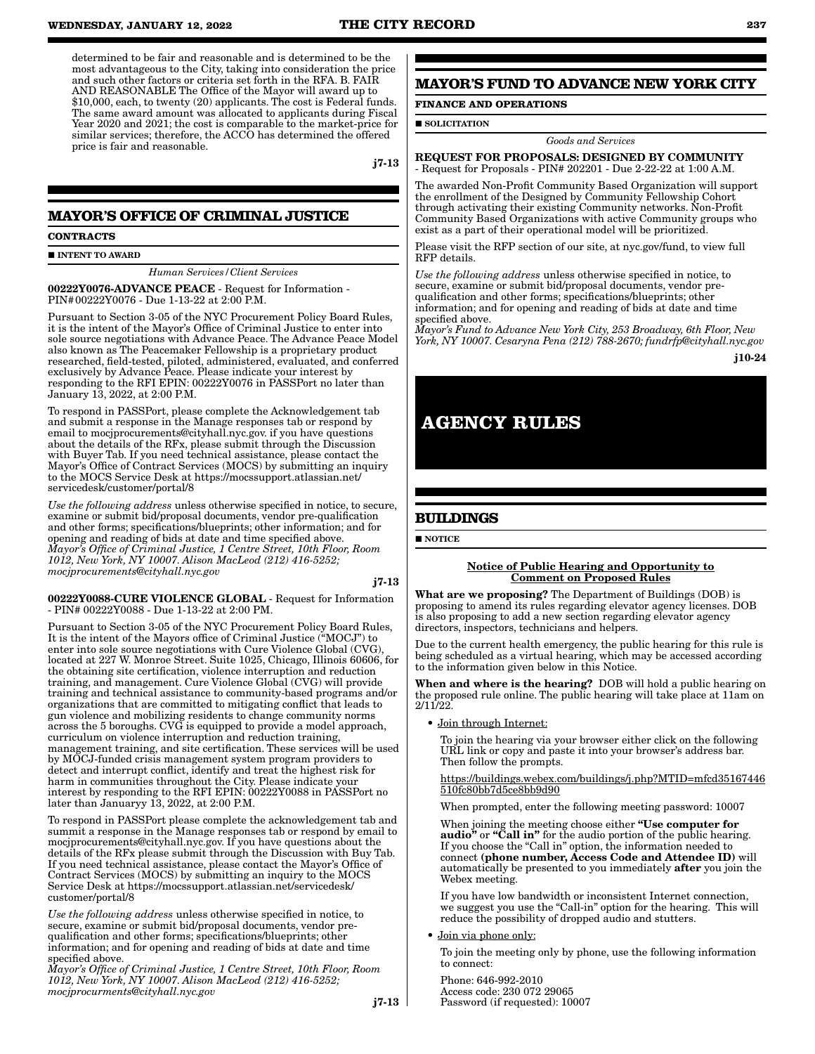determined to be fair and reasonable and is determined to be the most advantageous to the City, taking into consideration the price and such other factors or criteria set forth in the RFA. B. FAIR AND REASONABLE The Office of the Mayor will award up to $10,000, each, to twenty (20) applicants. The cost is Federal funds. The same award amount was allocated to applicants during Fiscal Year 2020 and 2021; the cost is comparable to the market-price for similar services; therefore, the ACCO has determined the offered price is fair and reasonable.

j7-13

## MAYOR'S OFFICE OF CRIMINAL JUSTICE

**CONTRACTS**

■ **INTENT TO AWARD**

*Human Services/Client Services*

**00222Y0076-ADVANCE PEACE** - Request for Information - PIN#00222Y0076 - Due 1-13-22 at 2:00 P.M.

Pursuant to Section 3-05 of the NYC Procurement Policy Board Rules, it is the intent of the Mayor's Office of Criminal Justice to enter into sole source negotiations with Advance Peace. The Advance Peace Model also known as The Peacemaker Fellowship is a proprietary product researched, field-tested, piloted, administered, evaluated, and conferred exclusively by Advance Peace. Please indicate your interest by responding to the RFI EPIN: 00222Y0076 in PASSPort no later than January 13, 2022, at 2:00 P.M.

To respond in PASSPort, please complete the Acknowledgement tab and submit a response in the Manage responses tab or respond by email to mocjprocurements@cityhall.nyc.gov. if you have questions about the details of the RFx, please submit through the Discussion with Buyer Tab. If you need technical assistance, please contact the Mayor's Office of Contract Services (MOCS) by submitting an inquiry to the MOCS Service Desk at https://mocssupport.atlassian.net/servicedesk/customer/portal/8

*Use the following address* unless otherwise specified in notice, to secure, examine or submit bid/proposal documents, vendor pre-qualification and other forms; specifications/blueprints; other information; and for opening and reading of bids at date and time specified above.
*Mayor's Office of Criminal Justice, 1 Centre Street, 10th Floor, Room 1012, New York, NY 10007. Alison MacLeod (212) 416-5252; mocjprocurements@cityhall.nyc.gov*

j7-13

**00222Y0088-CURE VIOLENCE GLOBAL** - Request for Information - PIN# 00222Y0088 - Due 1-13-22 at 2:00 PM.

Pursuant to Section 3-05 of the NYC Procurement Policy Board Rules, It is the intent of the Mayors office of Criminal Justice ("MOCJ") to enter into sole source negotiations with Cure Violence Global (CVG), located at 227 W. Monroe Street. Suite 1025, Chicago, Illinois 60606, for the obtaining site certification, violence interruption and reduction training, and management. Cure Violence Global (CVG) will provide training and technical assistance to community-based programs and/or organizations that are committed to mitigating conflict that leads to gun violence and mobilizing residents to change community norms across the 5 boroughs. CVG is equipped to provide a model approach, curriculum on violence interruption and reduction training, management training, and site certification. These services will be used by MOCJ-funded crisis management system program providers to detect and interrupt conflict, identify and treat the highest risk for harm in communities throughout the City. Please indicate your interest by responding to the RFI EPIN: 00222Y0088 in PASSPort no later than Januaryy 13, 2022, at 2:00 P.M.

To respond in PASSPort please complete the acknowledgement tab and summit a response in the Manage responses tab or respond by email to mocjprocurements@cityhall.nyc.gov. If you have questions about the details of the RFx please submit through the Discussion with Buy Tab. If you need technical assistance, please contact the Mayor's Office of Contract Services (MOCS) by submitting an inquiry to the MOCS Service Desk at https://mocssupport.atlassian.net/servicedesk/customer/portal/8

*Use the following address* unless otherwise specified in notice, to secure, examine or submit bid/proposal documents, vendor pre-qualification and other forms; specifications/blueprints; other information; and for opening and reading of bids at date and time specified above.
*Mayor's Office of Criminal Justice, 1 Centre Street, 10th Floor, Room 1012, New York, NY 10007. Alison MacLeod (212) 416-5252; mocjprocurments@cityhall.nyc.gov*

j7-13

## MAYOR'S FUND TO ADVANCE NEW YORK CITY

**FINANCE AND OPERATIONS**

■ **SOLICITATION**

*Goods and Services*

**REQUEST FOR PROPOSALS: DESIGNED BY COMMUNITY** - Request for Proposals - PIN# 202201 - Due 2-22-22 at 1:00 A.M.

The awarded Non-Profit Community Based Organization will support the enrollment of the Designed by Community Fellowship Cohort through activating their existing Community networks. Non-Profit Community Based Organizations with active Community groups who exist as a part of their operational model will be prioritized.

Please visit the RFP section of our site, at nyc.gov/fund, to view full RFP details.

*Use the following address* unless otherwise specified in notice, to secure, examine or submit bid/proposal documents, vendor pre-qualification and other forms; specifications/blueprints; other information; and for opening and reading of bids at date and time specified above.
*Mayor's Fund to Advance New York City, 253 Broadway, 6th Floor, New York, NY 10007. Cesaryna Pena (212) 788-2670; fundrfp@cityhall.nyc.gov*

j10-24

# AGENCY RULES

## BUILDINGS

■ **NOTICE**

**Notice of Public Hearing and Opportunity to Comment on Proposed Rules**

**What are we proposing?** The Department of Buildings (DOB) is proposing to amend its rules regarding elevator agency licenses. DOB is also proposing to add a new section regarding elevator agency directors, inspectors, technicians and helpers.

Due to the current health emergency, the public hearing for this rule is being scheduled as a virtual hearing, which may be accessed according to the information given below in this Notice.

**When and where is the hearing?** DOB will hold a public hearing on the proposed rule online. The public hearing will take place at 11am on 2/11/22.

- Join through Internet:

  To join the hearing via your browser either click on the following URL link or copy and paste it into your browser's address bar. Then follow the prompts.

  https://buildings.webex.com/buildings/j.php?MTID=mfcd35167446510fc80bb7d5ce8bb9d90

  When prompted, enter the following meeting password: 10007

  When joining the meeting choose either **"Use computer for audio"** or **"Call in"** for the audio portion of the public hearing. If you choose the "Call in" option, the information needed to connect **(phone number, Access Code and Attendee ID)** will automatically be presented to you immediately **after** you join the Webex meeting.

  If you have low bandwidth or inconsistent Internet connection, we suggest you use the "Call-in" option for the hearing. This will reduce the possibility of dropped audio and stutters.

- Join via phone only:

  To join the meeting only by phone, use the following information to connect:

  Phone: 646-992-2010
  Access code: 230 072 29065
  Password (if requested): 10007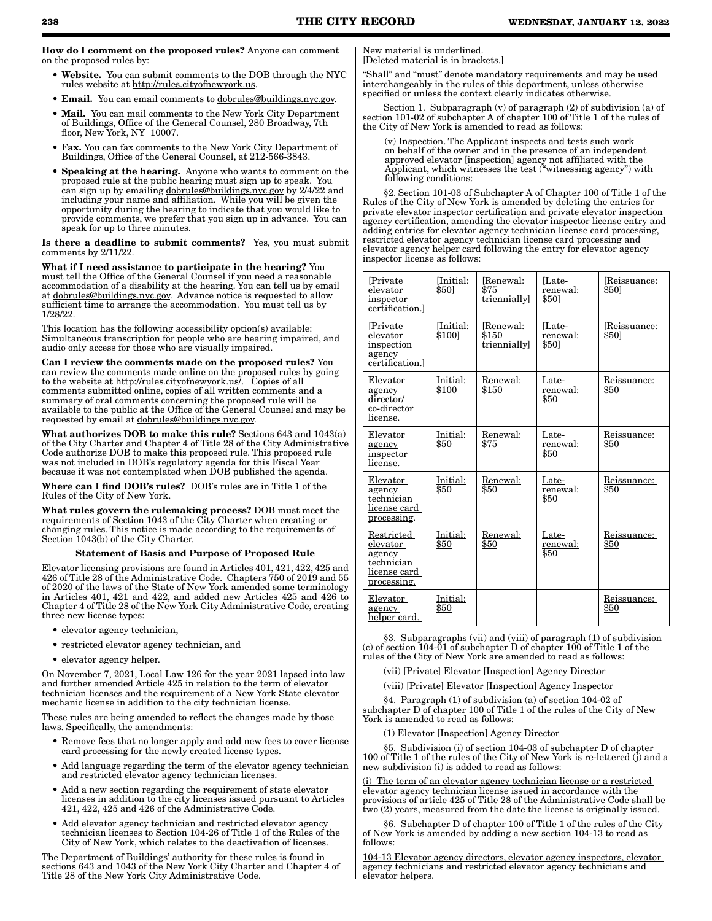**How do I comment on the proposed rules?** Anyone can comment on the proposed rules by:

- **Website.** You can submit comments to the DOB through the NYC rules website at http://rules.cityofnewyork.us.
- **Email.** You can email comments to dobrules@buildings.nyc.gov.
- **Mail.** You can mail comments to the New York City Department of Buildings, Office of the General Counsel, 280 Broadway, 7th floor, New York, NY 10007.
- **Fax.** You can fax comments to the New York City Department of Buildings, Office of the General Counsel, at 212-566-3843.
- **Speaking at the hearing.** Anyone who wants to comment on the proposed rule at the public hearing must sign up to speak. You can sign up by emailing dobrules@buildings.nyc.gov by 2/4/22 and including your name and affiliation. While you will be given the opportunity during the hearing to indicate that you would like to provide comments, we prefer that you sign up in advance. You can speak for up to three minutes.

**Is there a deadline to submit comments?** Yes, you must submit comments by 2/11/22.

**What if I need assistance to participate in the hearing?** You must tell the Office of the General Counsel if you need a reasonable accommodation of a disability at the hearing. You can tell us by email at dobrules@buildings.nyc.gov. Advance notice is requested to allow sufficient time to arrange the accommodation. You must tell us by 1/28/22.

This location has the following accessibility option(s) available: Simultaneous transcription for people who are hearing impaired, and audio only access for those who are visually impaired.

**Can I review the comments made on the proposed rules?** You can review the comments made online on the proposed rules by going to the website at http://rules.cityofnewyork.us/. Copies of all comments submitted online, copies of all written comments and a summary of oral comments concerning the proposed rule will be available to the public at the Office of the General Counsel and may be requested by email at dobrules@buildings.nyc.gov.

**What authorizes DOB to make this rule?** Sections 643 and 1043(a) of the City Charter and Chapter 4 of Title 28 of the City Administrative Code authorize DOB to make this proposed rule. This proposed rule was not included in DOB's regulatory agenda for this Fiscal Year because it was not contemplated when DOB published the agenda.

**Where can I find DOB's rules?** DOB's rules are in Title 1 of the Rules of the City of New York.

**What rules govern the rulemaking process?** DOB must meet the requirements of Section 1043 of the City Charter when creating or changing rules. This notice is made according to the requirements of Section 1043(b) of the City Charter.

**Statement of Basis and Purpose of Proposed Rule**

Elevator licensing provisions are found in Articles 401, 421, 422, 425 and 426 of Title 28 of the Administrative Code. Chapters 750 of 2019 and 55 of 2020 of the laws of the State of New York amended some terminology in Articles 401, 421 and 422, and added new Articles 425 and 426 to Chapter 4 of Title 28 of the New York City Administrative Code, creating three new license types:

- elevator agency technician,
- restricted elevator agency technician, and
- elevator agency helper.

On November 7, 2021, Local Law 126 for the year 2021 lapsed into law and further amended Article 425 in relation to the term of elevator technician licenses and the requirement of a New York State elevator mechanic license in addition to the city technician license.

These rules are being amended to reflect the changes made by those laws. Specifically, the amendments:

- Remove fees that no longer apply and add new fees to cover license card processing for the newly created license types.
- Add language regarding the term of the elevator agency technician and restricted elevator agency technician licenses.
- Add a new section regarding the requirement of state elevator licenses in addition to the city licenses issued pursuant to Articles 421, 422, 425 and 426 of the Administrative Code.
- Add elevator agency technician and restricted elevator agency technician licenses to Section 104-26 of Title 1 of the Rules of the City of New York, which relates to the deactivation of licenses.

The Department of Buildings' authority for these rules is found in sections 643 and 1043 of the New York City Charter and Chapter 4 of Title 28 of the New York City Administrative Code.

New material is underlined.
[Deleted material is in brackets.]

"Shall" and "must" denote mandatory requirements and may be used interchangeably in the rules of this department, unless otherwise specified or unless the context clearly indicates otherwise.

Section 1. Subparagraph (v) of paragraph (2) of subdivision (a) of section 101-02 of subchapter A of chapter 100 of Title 1 of the rules of the City of New York is amended to read as follows:

(v) Inspection. The Applicant inspects and tests such work on behalf of the owner and in the presence of an independent approved elevator [inspection] agency not affiliated with the Applicant, which witnesses the test ("witnessing agency") with following conditions:

§2. Section 101-03 of Subchapter A of Chapter 100 of Title 1 of the Rules of the City of New York is amended by deleting the entries for private elevator inspector certification and private elevator inspection agency certification, amending the elevator inspector license entry and adding entries for elevator agency technician license card processing, restricted elevator agency technician license card processing and elevator agency helper card following the entry for elevator agency inspector license as follows:

| | | | | |
|---|---|---|---|---|
| [Private elevator inspector certification.] | [Initial: $50] | [Renewal: $75 triennially] | [Late-renewal: $50] | [Reissuance: $50] |
| [Private elevator inspection agency certification.] | [Initial: $100] | [Renewal: $150 triennially] | [Late-renewal: $50] | [Reissuance: $50] |
| Elevator agency director/ co-director license. | Initial: $100 | Renewal: $150 | Late-renewal: $50 | Reissuance: $50 |
| Elevator agency inspector license. | Initial: $50 | Renewal: $75 | Late-renewal: $50 | Reissuance: $50 |
| Elevator agency technician license card processing. | Initial: $50 | Renewal: $50 | Late-renewal: $50 | Reissuance: $50 |
| Restricted elevator agency technician license card processing. | Initial: $50 | Renewal: $50 | Late-renewal: $50 | Reissuance: $50 |
| Elevator agency helper card. | Initial: $50 | | | Reissuance: $50 |

§3. Subparagraphs (vii) and (viii) of paragraph (1) of subdivision (c) of section 104-01 of subchapter D of chapter 100 of Title 1 of the rules of the City of New York are amended to read as follows:

(vii) [Private] Elevator [Inspection] Agency Director

(viii) [Private] Elevator [Inspection] Agency Inspector

§4. Paragraph (1) of subdivision (a) of section 104-02 of subchapter D of chapter 100 of Title 1 of the rules of the City of New York is amended to read as follows:

(1) Elevator [Inspection] Agency Director

§5. Subdivision (i) of section 104-03 of subchapter D of chapter 100 of Title 1 of the rules of the City of New York is re-lettered (j) and a new subdivision (i) is added to read as follows:

(i) The term of an elevator agency technician license or a restricted elevator agency technician license issued in accordance with the provisions of article 425 of Title 28 of the Administrative Code shall be two (2) years, measured from the date the license is originally issued.

§6. Subchapter D of chapter 100 of Title 1 of the rules of the City of New York is amended by adding a new section 104-13 to read as follows:

104-13 Elevator agency directors, elevator agency inspectors, elevator agency technicians and restricted elevator agency technicians and elevator helpers.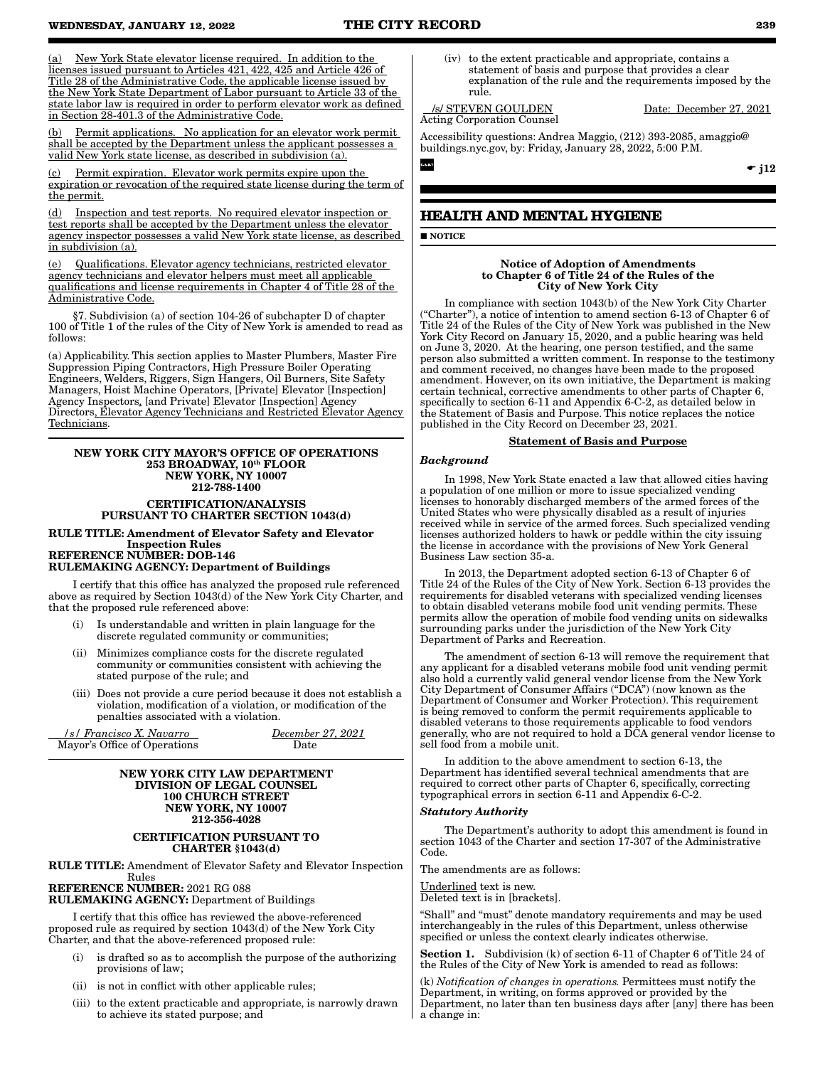(a) New York State elevator license required. In addition to the licenses issued pursuant to Articles 421, 422, 425 and Article 426 of Title 28 of the Administrative Code, the applicable license issued by the New York State Department of Labor pursuant to Article 33 of the state labor law is required in order to perform elevator work as defined in Section 28-401.3 of the Administrative Code.

(b) Permit applications. No application for an elevator work permit shall be accepted by the Department unless the applicant possesses a valid New York state license, as described in subdivision (a).

(c) Permit expiration. Elevator work permits expire upon the expiration or revocation of the required state license during the term of the permit.

(d) Inspection and test reports. No required elevator inspection or test reports shall be accepted by the Department unless the elevator agency inspector possesses a valid New York state license, as described in subdivision (a).

(e) Qualifications. Elevator agency technicians, restricted elevator agency technicians and elevator helpers must meet all applicable qualifications and license requirements in Chapter 4 of Title 28 of the Administrative Code.

§7. Subdivision (a) of section 104-26 of subchapter D of chapter 100 of Title 1 of the rules of the City of New York is amended to read as follows:

(a) Applicability. This section applies to Master Plumbers, Master Fire Suppression Piping Contractors, High Pressure Boiler Operating Engineers, Welders, Riggers, Sign Hangers, Oil Burners, Site Safety Managers, Hoist Machine Operators, [Private] Elevator [Inspection] Agency Inspectors, [and Private] Elevator [Inspection] Agency Directors, Elevator Agency Technicians and Restricted Elevator Agency Technicians.

**NEW YORK CITY MAYOR'S OFFICE OF OPERATIONS**
**253 BROADWAY, 10th FLOOR**
**NEW YORK, NY 10007**
**212-788-1400**

**CERTIFICATION/ANALYSIS**
**PURSUANT TO CHARTER SECTION 1043(d)**

**RULE TITLE: Amendment of Elevator Safety and Elevator Inspection Rules**
**REFERENCE NUMBER: DOB-146**
**RULEMAKING AGENCY: Department of Buildings**

I certify that this office has analyzed the proposed rule referenced above as required by Section 1043(d) of the New York City Charter, and that the proposed rule referenced above:

(i) Is understandable and written in plain language for the discrete regulated community or communities;

(ii) Minimizes compliance costs for the discrete regulated community or communities consistent with achieving the stated purpose of the rule; and

(iii) Does not provide a cure period because it does not establish a violation, modification of a violation, or modification of the penalties associated with a violation.

*/s/ Francisco X. Navarro* — *December 27, 2021*
Mayor's Office of Operations — Date

**NEW YORK CITY LAW DEPARTMENT**
**DIVISION OF LEGAL COUNSEL**
**100 CHURCH STREET**
**NEW YORK, NY 10007**
**212-356-4028**

**CERTIFICATION PURSUANT TO CHARTER §1043(d)**

**RULE TITLE:** Amendment of Elevator Safety and Elevator Inspection Rules
**REFERENCE NUMBER:** 2021 RG 088
**RULEMAKING AGENCY:** Department of Buildings

I certify that this office has reviewed the above-referenced proposed rule as required by section 1043(d) of the New York City Charter, and that the above-referenced proposed rule:

(i) is drafted so as to accomplish the purpose of the authorizing provisions of law;

(ii) is not in conflict with other applicable rules;

(iii) to the extent practicable and appropriate, is narrowly drawn to achieve its stated purpose; and

(iv) to the extent practicable and appropriate, contains a statement of basis and purpose that provides a clear explanation of the rule and the requirements imposed by the rule.

/s/ STEVEN GOULDEN — Date: December 27, 2021
Acting Corporation Counsel

Accessibility questions: Andrea Maggio, (212) 393-2085, amaggio@buildings.nyc.gov, by: Friday, January 28, 2022, 5:00 P.M.

j12

## HEALTH AND MENTAL HYGIENE

■ **NOTICE**

**Notice of Adoption of Amendments to Chapter 6 of Title 24 of the Rules of the City of New York**

In compliance with section 1043(b) of the New York City Charter ("Charter"), a notice of intention to amend section 6-13 of Chapter 6 of Title 24 of the Rules of the City of New York was published in the New York City Record on January 15, 2020, and a public hearing was held on June 3, 2020. At the hearing, one person testified, and the same person also submitted a written comment. In response to the testimony and comment received, no changes have been made to the proposed amendment. However, on its own initiative, the Department is making certain technical, corrective amendments to other parts of Chapter 6, specifically to section 6-11 and Appendix 6-C-2, as detailed below in the Statement of Basis and Purpose. This notice replaces the notice published in the City Record on December 23, 2021.

**Statement of Basis and Purpose**

***Background***

In 1998, New York State enacted a law that allowed cities having a population of one million or more to issue specialized vending licenses to honorably discharged members of the armed forces of the United States who were physically disabled as a result of injuries received while in service of the armed forces. Such specialized vending licenses authorized holders to hawk or peddle within the city issuing the license in accordance with the provisions of New York General Business Law section 35-a.

In 2013, the Department adopted section 6-13 of Chapter 6 of Title 24 of the Rules of the City of New York. Section 6-13 provides the requirements for disabled veterans with specialized vending licenses to obtain disabled veterans mobile food unit vending permits. These permits allow the operation of mobile food vending units on sidewalks surrounding parks under the jurisdiction of the New York City Department of Parks and Recreation.

The amendment of section 6-13 will remove the requirement that any applicant for a disabled veterans mobile food unit vending permit also hold a currently valid general vendor license from the New York City Department of Consumer Affairs ("DCA") (now known as the Department of Consumer and Worker Protection). This requirement is being removed to conform the permit requirements applicable to disabled veterans to those requirements applicable to food vendors generally, who are not required to hold a DCA general vendor license to sell food from a mobile unit.

In addition to the above amendment to section 6-13, the Department has identified several technical amendments that are required to correct other parts of Chapter 6, specifically, correcting typographical errors in section 6-11 and Appendix 6-C-2.

***Statutory Authority***

The Department's authority to adopt this amendment is found in section 1043 of the Charter and section 17-307 of the Administrative Code.

The amendments are as follows:

Underlined text is new.
Deleted text is in [brackets].

"Shall" and "must" denote mandatory requirements and may be used interchangeably in the rules of this Department, unless otherwise specified or unless the context clearly indicates otherwise.

**Section 1.** Subdivision (k) of section 6-11 of Chapter 6 of Title 24 of the Rules of the City of New York is amended to read as follows:

(k) *Notification of changes in operations.* Permittees must notify the Department, in writing, on forms approved or provided by the Department, no later than ten business days after [any] there has been a change in: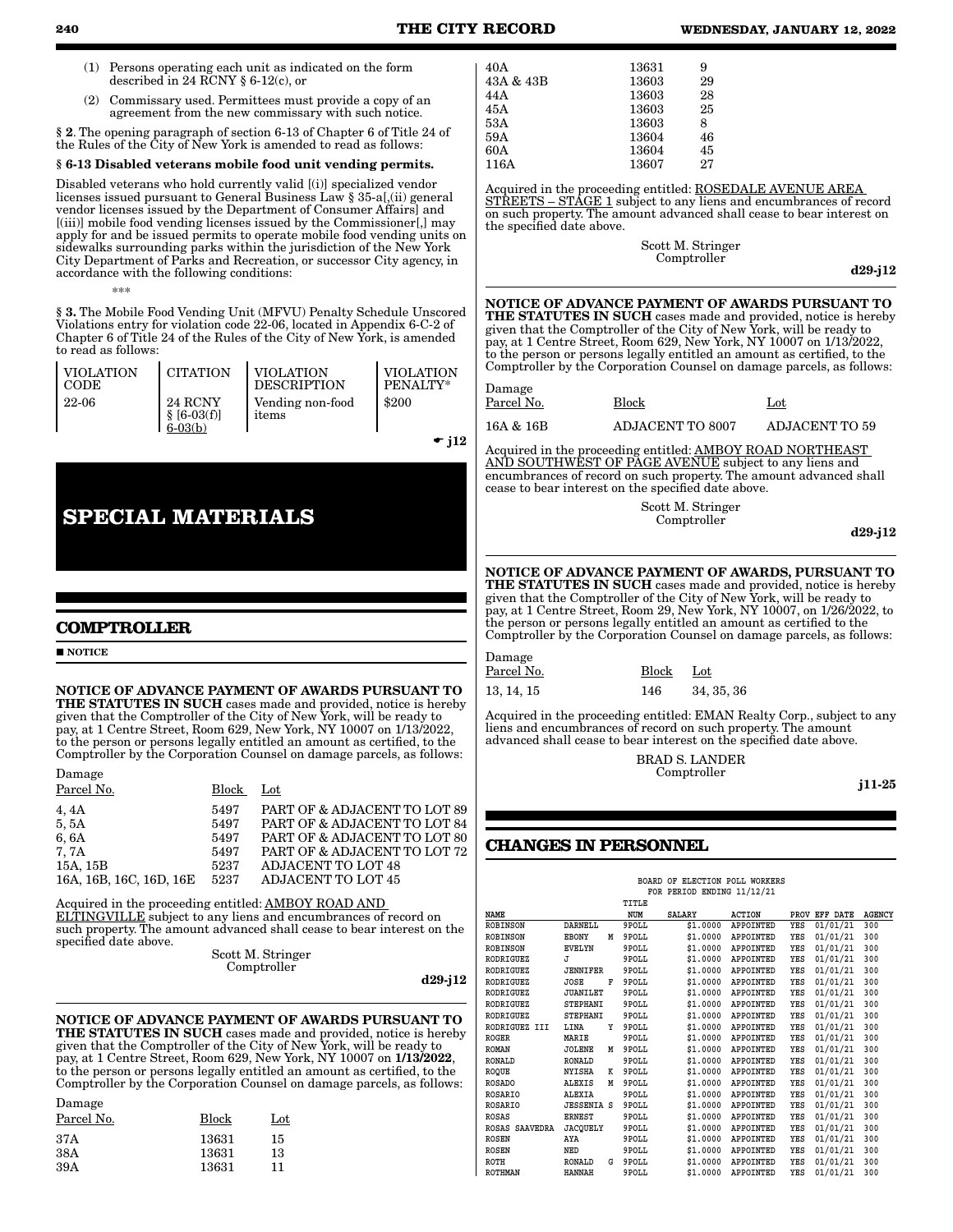(1) Persons operating each unit as indicated on the form described in 24 RCNY § 6-12(c), or

(2) Commissary used. Permittees must provide a copy of an agreement from the new commissary with such notice.

§ **2**. The opening paragraph of section 6-13 of Chapter 6 of Title 24 of the Rules of the City of New York is amended to read as follows:

**§ 6-13 Disabled veterans mobile food unit vending permits.**

Disabled veterans who hold currently valid [(i)] specialized vendor licenses issued pursuant to General Business Law § 35-a[,(ii) general vendor licenses issued by the Department of Consumer Affairs] and [(iii)] mobile food vending licenses issued by the Commissioner[,] may apply for and be issued permits to operate mobile food vending units on sidewalks surrounding parks within the jurisdiction of the New York City Department of Parks and Recreation, or successor City agency, in accordance with the following conditions:

***

§ **3.** The Mobile Food Vending Unit (MFVU) Penalty Schedule Unscored Violations entry for violation code 22-06, located in Appendix 6-C-2 of Chapter 6 of Title 24 of the Rules of the City of New York, is amended to read as follows:

| VIOLATION CODE | CITATION | VIOLATION DESCRIPTION | VIOLATION PENALTY* |
|---|---|---|---|
| 22-06 | 24 RCNY § [6-03(f)] 6-03(b) | Vending non-food items | $200 |

☛ **j12**

# SPECIAL MATERIALS

## COMPTROLLER

■ **NOTICE**

**NOTICE OF ADVANCE PAYMENT OF AWARDS PURSUANT TO THE STATUTES IN SUCH** cases made and provided, notice is hereby given that the Comptroller of the City of New York, will be ready to pay, at 1 Centre Street, Room 629, New York, NY 10007 on 1/13/2022, to the person or persons legally entitled an amount as certified, to the Comptroller by the Corporation Counsel on damage parcels, as follows:

| Damage Parcel No. | Block | Lot |
|---|---|---|
| 4, 4A | 5497 | PART OF & ADJACENT TO LOT 89 |
| 5, 5A | 5497 | PART OF & ADJACENT TO LOT 84 |
| 6, 6A | 5497 | PART OF & ADJACENT TO LOT 80 |
| 7, 7A | 5497 | PART OF & ADJACENT TO LOT 72 |
| 15A, 15B | 5237 | ADJACENT TO LOT 48 |
| 16A, 16B, 16C, 16D, 16E | 5237 | ADJACENT TO LOT 45 |

Acquired in the proceeding entitled: AMBOY ROAD AND ELTINGVILLE subject to any liens and encumbrances of record on such property. The amount advanced shall cease to bear interest on the specified date above.

Scott M. Stringer
Comptroller

**d29-j12**

**NOTICE OF ADVANCE PAYMENT OF AWARDS PURSUANT TO THE STATUTES IN SUCH** cases made and provided, notice is hereby given that the Comptroller of the City of New York, will be ready to pay, at 1 Centre Street, Room 629, New York, NY 10007 on **1/13/2022**, to the person or persons legally entitled an amount as certified, to the Comptroller by the Corporation Counsel on damage parcels, as follows:

| Damage Parcel No. | Block | Lot |
|---|---|---|
| 37A | 13631 | 15 |
| 38A | 13631 | 13 |
| 39A | 13631 | 11 |
| 40A | 13631 | 9 |
| 43A & 43B | 13603 | 29 |
| 44A | 13603 | 28 |
| 45A | 13603 | 25 |
| 53A | 13603 | 8 |
| 59A | 13604 | 46 |
| 60A | 13604 | 45 |
| 116A | 13607 | 27 |

Acquired in the proceeding entitled: ROSEDALE AVENUE AREA STREETS – STAGE 1 subject to any liens and encumbrances of record on such property. The amount advanced shall cease to bear interest on the specified date above.

Scott M. Stringer
Comptroller

**d29-j12**

**NOTICE OF ADVANCE PAYMENT OF AWARDS PURSUANT TO THE STATUTES IN SUCH** cases made and provided, notice is hereby given that the Comptroller of the City of New York, will be ready to pay, at 1 Centre Street, Room 629, New York, NY 10007 on 1/13/2022, to the person or persons legally entitled an amount as certified, to the Comptroller by the Corporation Counsel on damage parcels, as follows:

| Damage Parcel No. | Block | Lot |
|---|---|---|
| 16A & 16B | ADJACENT TO 8007 | ADJACENT TO 59 |

Acquired in the proceeding entitled: AMBOY ROAD NORTHEAST AND SOUTHWEST OF PAGE AVENUE subject to any liens and encumbrances of record on such property. The amount advanced shall cease to bear interest on the specified date above.

Scott M. Stringer
Comptroller

**d29-j12**

**NOTICE OF ADVANCE PAYMENT OF AWARDS, PURSUANT TO THE STATUTES IN SUCH** cases made and provided, notice is hereby given that the Comptroller of the City of New York, will be ready to pay, at 1 Centre Street, Room 29, New York, NY 10007, on 1/26/2022, to the person or persons legally entitled an amount as certified to the Comptroller by the Corporation Counsel on damage parcels, as follows:

| Damage Parcel No. | Block | Lot |
|---|---|---|
| 13, 14, 15 | 146 | 34, 35, 36 |

Acquired in the proceeding entitled: EMAN Realty Corp., subject to any liens and encumbrances of record on such property. The amount advanced shall cease to bear interest on the specified date above.

BRAD S. LANDER
Comptroller

**j11-25**

## CHANGES IN PERSONNEL

BOARD OF ELECTION POLL WORKERS
FOR PERIOD ENDING 11/12/21

| NAME | | | TITLE NUM | SALARY | ACTION | PROV | EFF DATE | AGENCY |
|---|---|---|---|---|---|---|---|---|
| ROBINSON | DARNELL | | 9POLL | $1.0000 | APPOINTED | YES | 01/01/21 | 300 |
| ROBINSON | EBONY | M | 9POLL | $1.0000 | APPOINTED | YES | 01/01/21 | 300 |
| ROBINSON | EVELYN | | 9POLL | $1.0000 | APPOINTED | YES | 01/01/21 | 300 |
| RODRIGUEZ | J | | 9POLL | $1.0000 | APPOINTED | YES | 01/01/21 | 300 |
| RODRIGUEZ | JENNIFER | | 9POLL | $1.0000 | APPOINTED | YES | 01/01/21 | 300 |
| RODRIGUEZ | JOSE | F | 9POLL | $1.0000 | APPOINTED | YES | 01/01/21 | 300 |
| RODRIGUEZ | JUANILET | | 9POLL | $1.0000 | APPOINTED | YES | 01/01/21 | 300 |
| RODRIGUEZ | STEPHANI | | 9POLL | $1.0000 | APPOINTED | YES | 01/01/21 | 300 |
| RODRIGUEZ | STEPHANI | | 9POLL | $1.0000 | APPOINTED | YES | 01/01/21 | 300 |
| RODRIGUEZ III | LINA | Y | 9POLL | $1.0000 | APPOINTED | YES | 01/01/21 | 300 |
| ROGER | MARIE | | 9POLL | $1.0000 | APPOINTED | YES | 01/01/21 | 300 |
| ROMAN | JOLENE | M | 9POLL | $1.0000 | APPOINTED | YES | 01/01/21 | 300 |
| RONALD | RONALD | | 9POLL | $1.0000 | APPOINTED | YES | 01/01/21 | 300 |
| ROQUE | NYISHA | K | 9POLL | $1.0000 | APPOINTED | YES | 01/01/21 | 300 |
| ROSADO | ALEXIS | M | 9POLL | $1.0000 | APPOINTED | YES | 01/01/21 | 300 |
| ROSARIO | ALEXIA | | 9POLL | $1.0000 | APPOINTED | YES | 01/01/21 | 300 |
| ROSARIO | JESSENIA | S | 9POLL | $1.0000 | APPOINTED | YES | 01/01/21 | 300 |
| ROSAS | ERNEST | | 9POLL | $1.0000 | APPOINTED | YES | 01/01/21 | 300 |
| ROSAS SAAVEDRA | JACQUELY | | 9POLL | $1.0000 | APPOINTED | YES | 01/01/21 | 300 |
| ROSEN | AYA | | 9POLL | $1.0000 | APPOINTED | YES | 01/01/21 | 300 |
| ROSEN | NED | | 9POLL | $1.0000 | APPOINTED | YES | 01/01/21 | 300 |
| ROTH | RONALD | G | 9POLL | $1.0000 | APPOINTED | YES | 01/01/21 | 300 |
| ROTHMAN | HANNAH | | 9POLL | $1.0000 | APPOINTED | YES | 01/01/21 | 300 |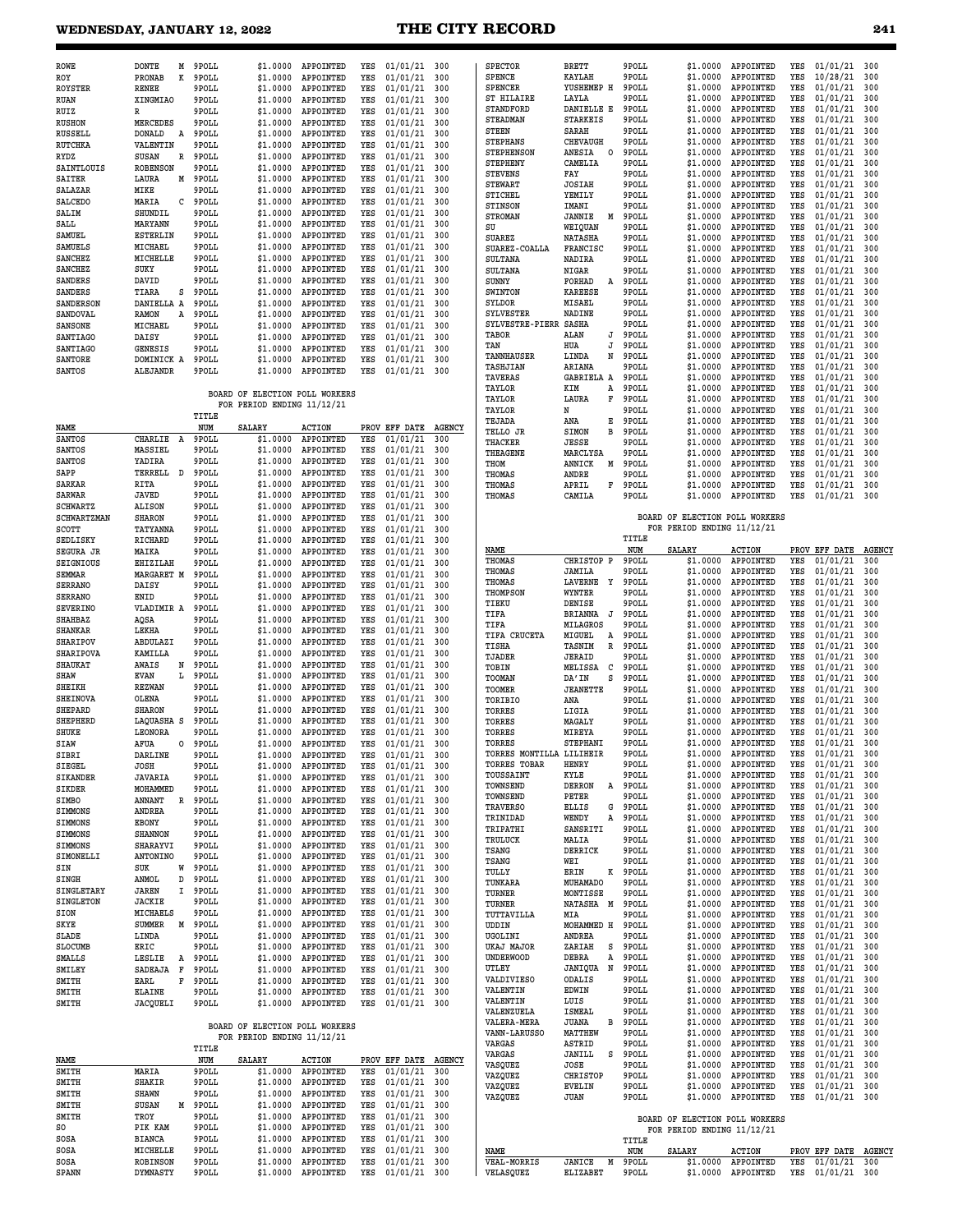| NAME | | TITLE NUM | SALARY | ACTION | PROV | EFF DATE | AGENCY |
|---|---|---|---|---|---|---|---|
| ROWE | DONTE M | 9POLL | $1.0000 | APPOINTED | YES | 01/01/21 | 300 |
| ROY | PRONAB K | 9POLL | $1.0000 | APPOINTED | YES | 01/01/21 | 300 |
| ROYSTER | RENEE | 9POLL | $1.0000 | APPOINTED | YES | 01/01/21 | 300 |
| RUAN | XINGMIAO | 9POLL | $1.0000 | APPOINTED | YES | 01/01/21 | 300 |
| RUIZ | R | 9POLL | $1.0000 | APPOINTED | YES | 01/01/21 | 300 |
| RUSHON | MERCEDES | 9POLL | $1.0000 | APPOINTED | YES | 01/01/21 | 300 |
| RUSSELL | DONALD A | 9POLL | $1.0000 | APPOINTED | YES | 01/01/21 | 300 |
| RUTCHKA | VALENTIN | 9POLL | $1.0000 | APPOINTED | YES | 01/01/21 | 300 |
| RYDZ | SUSAN R | 9POLL | $1.0000 | APPOINTED | YES | 01/01/21 | 300 |
| SAINTLOUIS | ROBENSON | 9POLL | $1.0000 | APPOINTED | YES | 01/01/21 | 300 |
| SAITER | LAURA M | 9POLL | $1.0000 | APPOINTED | YES | 01/01/21 | 300 |
| SALAZAR | MIKE | 9POLL | $1.0000 | APPOINTED | YES | 01/01/21 | 300 |
| SALCEDO | MARIA C | 9POLL | $1.0000 | APPOINTED | YES | 01/01/21 | 300 |
| SALIM | SHUNDIL | 9POLL | $1.0000 | APPOINTED | YES | 01/01/21 | 300 |
| SALL | MARYANN | 9POLL | $1.0000 | APPOINTED | YES | 01/01/21 | 300 |
| SAMUEL | ESTERLIN | 9POLL | $1.0000 | APPOINTED | YES | 01/01/21 | 300 |
| SAMUELS | MICHAEL | 9POLL | $1.0000 | APPOINTED | YES | 01/01/21 | 300 |
| SANCHEZ | MICHELLE | 9POLL | $1.0000 | APPOINTED | YES | 01/01/21 | 300 |
| SANCHEZ | SUKY | 9POLL | $1.0000 | APPOINTED | YES | 01/01/21 | 300 |
| SANDERS | DAVID | 9POLL | $1.0000 | APPOINTED | YES | 01/01/21 | 300 |
| SANDERS | TIARA S | 9POLL | $1.0000 | APPOINTED | YES | 01/01/21 | 300 |
| SANDERSON | DANIELLA A | 9POLL | $1.0000 | APPOINTED | YES | 01/01/21 | 300 |
| SANDOVAL | RAMON A | 9POLL | $1.0000 | APPOINTED | YES | 01/01/21 | 300 |
| SANSONE | MICHAEL | 9POLL | $1.0000 | APPOINTED | YES | 01/01/21 | 300 |
| SANTIAGO | DAISY | 9POLL | $1.0000 | APPOINTED | YES | 01/01/21 | 300 |
| SANTIAGO | GENESIS | 9POLL | $1.0000 | APPOINTED | YES | 01/01/21 | 300 |
| SANTORE | DOMINICK A | 9POLL | $1.0000 | APPOINTED | YES | 01/01/21 | 300 |
| SANTOS | ALEJANDR | 9POLL | $1.0000 | APPOINTED | YES | 01/01/21 | 300 |

BOARD OF ELECTION POLL WORKERS
FOR PERIOD ENDING 11/12/21

| NAME | | TITLE NUM | SALARY | ACTION | PROV | EFF DATE | AGENCY |
|---|---|---|---|---|---|---|---|
| SANTOS | CHARLIE A | 9POLL | $1.0000 | APPOINTED | YES | 01/01/21 | 300 |
| SANTOS | MASSIEL | 9POLL | $1.0000 | APPOINTED | YES | 01/01/21 | 300 |
| SANTOS | YADIRA | 9POLL | $1.0000 | APPOINTED | YES | 01/01/21 | 300 |
| SAPP | TERRELL D | 9POLL | $1.0000 | APPOINTED | YES | 01/01/21 | 300 |
| SARKAR | RITA | 9POLL | $1.0000 | APPOINTED | YES | 01/01/21 | 300 |
| SARWAR | JAVED | 9POLL | $1.0000 | APPOINTED | YES | 01/01/21 | 300 |
| SCHWARTZ | ALISON | 9POLL | $1.0000 | APPOINTED | YES | 01/01/21 | 300 |
| SCHWARTZMAN | SHARON | 9POLL | $1.0000 | APPOINTED | YES | 01/01/21 | 300 |
| SCOTT | TATYANNA | 9POLL | $1.0000 | APPOINTED | YES | 01/01/21 | 300 |
| SEDLISKY | RICHARD | 9POLL | $1.0000 | APPOINTED | YES | 01/01/21 | 300 |
| SEGURA JR | MAIKA | 9POLL | $1.0000 | APPOINTED | YES | 01/01/21 | 300 |
| SEIGNIOUS | EHIZILAH | 9POLL | $1.0000 | APPOINTED | YES | 01/01/21 | 300 |
| SEMMAR | MARGARET M | 9POLL | $1.0000 | APPOINTED | YES | 01/01/21 | 300 |
| SERRANO | DAISY | 9POLL | $1.0000 | APPOINTED | YES | 01/01/21 | 300 |
| SERRANO | ENID | 9POLL | $1.0000 | APPOINTED | YES | 01/01/21 | 300 |
| SEVERINO | VLADIMIR A | 9POLL | $1.0000 | APPOINTED | YES | 01/01/21 | 300 |
| SHAHBAZ | AQSA | 9POLL | $1.0000 | APPOINTED | YES | 01/01/21 | 300 |
| SHANKAR | LEKHA | 9POLL | $1.0000 | APPOINTED | YES | 01/01/21 | 300 |
| SHARIPOV | ABDULAZI | 9POLL | $1.0000 | APPOINTED | YES | 01/01/21 | 300 |
| SHARIPOVA | KAMILLA | 9POLL | $1.0000 | APPOINTED | YES | 01/01/21 | 300 |
| SHAUKAT | AWAIS N | 9POLL | $1.0000 | APPOINTED | YES | 01/01/21 | 300 |
| SHAW | EVAN L | 9POLL | $1.0000 | APPOINTED | YES | 01/01/21 | 300 |
| SHEIKH | REZWAN | 9POLL | $1.0000 | APPOINTED | YES | 01/01/21 | 300 |
| SHEINOVA | OLENA | 9POLL | $1.0000 | APPOINTED | YES | 01/01/21 | 300 |
| SHEPARD | SHARON | 9POLL | $1.0000 | APPOINTED | YES | 01/01/21 | 300 |
| SHEPHERD | LAQUASHA S | 9POLL | $1.0000 | APPOINTED | YES | 01/01/21 | 300 |
| SHUKE | LEONORA | 9POLL | $1.0000 | APPOINTED | YES | 01/01/21 | 300 |
| SIAW | AFUA O | 9POLL | $1.0000 | APPOINTED | YES | 01/01/21 | 300 |
| SIBRI | DARLINE | 9POLL | $1.0000 | APPOINTED | YES | 01/01/21 | 300 |
| SIEGEL | JOSH | 9POLL | $1.0000 | APPOINTED | YES | 01/01/21 | 300 |
| SIKANDER | JAVARIA | 9POLL | $1.0000 | APPOINTED | YES | 01/01/21 | 300 |
| SIKDER | MOHAMMED | 9POLL | $1.0000 | APPOINTED | YES | 01/01/21 | 300 |
| SIMBO | ANNANT R | 9POLL | $1.0000 | APPOINTED | YES | 01/01/21 | 300 |
| SIMMONS | ANDREA | 9POLL | $1.0000 | APPOINTED | YES | 01/01/21 | 300 |
| SIMMONS | EBONY | 9POLL | $1.0000 | APPOINTED | YES | 01/01/21 | 300 |
| SIMMONS | SHANNON | 9POLL | $1.0000 | APPOINTED | YES | 01/01/21 | 300 |
| SIMMONS | SHARAYVI | 9POLL | $1.0000 | APPOINTED | YES | 01/01/21 | 300 |
| SIMONELLI | ANTONINO | 9POLL | $1.0000 | APPOINTED | YES | 01/01/21 | 300 |
| SIN | SUK W | 9POLL | $1.0000 | APPOINTED | YES | 01/01/21 | 300 |
| SINGH | ANMOL D | 9POLL | $1.0000 | APPOINTED | YES | 01/01/21 | 300 |
| SINGLETARY | JAREN I | 9POLL | $1.0000 | APPOINTED | YES | 01/01/21 | 300 |
| SINGLETON | JACKIE | 9POLL | $1.0000 | APPOINTED | YES | 01/01/21 | 300 |
| SION | MICHAELS | 9POLL | $1.0000 | APPOINTED | YES | 01/01/21 | 300 |
| SKYE | SUMMER M | 9POLL | $1.0000 | APPOINTED | YES | 01/01/21 | 300 |
| SLADE | LINDA | 9POLL | $1.0000 | APPOINTED | YES | 01/01/21 | 300 |
| SLOCUMB | ERIC | 9POLL | $1.0000 | APPOINTED | YES | 01/01/21 | 300 |
| SMALLS | LESLIE A | 9POLL | $1.0000 | APPOINTED | YES | 01/01/21 | 300 |
| SMILEY | SADEAJA F | 9POLL | $1.0000 | APPOINTED | YES | 01/01/21 | 300 |
| SMITH | EARL F | 9POLL | $1.0000 | APPOINTED | YES | 01/01/21 | 300 |
| SMITH | ELAINE | 9POLL | $1.0000 | APPOINTED | YES | 01/01/21 | 300 |
| SMITH | JACQUELI | 9POLL | $1.0000 | APPOINTED | YES | 01/01/21 | 300 |

BOARD OF ELECTION POLL WORKERS
FOR PERIOD ENDING 11/12/21

| NAME | | TITLE NUM | SALARY | ACTION | PROV | EFF DATE | AGENCY |
|---|---|---|---|---|---|---|---|
| SMITH | MARIA | 9POLL | $1.0000 | APPOINTED | YES | 01/01/21 | 300 |
| SMITH | SHAKIR | 9POLL | $1.0000 | APPOINTED | YES | 01/01/21 | 300 |
| SMITH | SHAWN | 9POLL | $1.0000 | APPOINTED | YES | 01/01/21 | 300 |
| SMITH | SUSAN M | 9POLL | $1.0000 | APPOINTED | YES | 01/01/21 | 300 |
| SMITH | TROY | 9POLL | $1.0000 | APPOINTED | YES | 01/01/21 | 300 |
| SO | PIK KAM | 9POLL | $1.0000 | APPOINTED | YES | 01/01/21 | 300 |
| SOSA | BIANCA | 9POLL | $1.0000 | APPOINTED | YES | 01/01/21 | 300 |
| SOSA | MICHELLE | 9POLL | $1.0000 | APPOINTED | YES | 01/01/21 | 300 |
| SOSA | ROBINSON | 9POLL | $1.0000 | APPOINTED | YES | 01/01/21 | 300 |
| SPANN | DYMNASTY | 9POLL | $1.0000 | APPOINTED | YES | 01/01/21 | 300 |
| SPECTOR | BRETT | 9POLL | $1.0000 | APPOINTED | YES | 01/01/21 | 300 |
| SPENCE | KAYLAH | 9POLL | $1.0000 | APPOINTED | YES | 10/28/21 | 300 |
| SPENCER | YUSHEMEP H | 9POLL | $1.0000 | APPOINTED | YES | 01/01/21 | 300 |
| ST HILAIRE | LAYLA | 9POLL | $1.0000 | APPOINTED | YES | 01/01/21 | 300 |
| STANDFORD | DANIELLE E | 9POLL | $1.0000 | APPOINTED | YES | 01/01/21 | 300 |
| STEADMAN | STARKEIS | 9POLL | $1.0000 | APPOINTED | YES | 01/01/21 | 300 |
| STEEN | SARAH | 9POLL | $1.0000 | APPOINTED | YES | 01/01/21 | 300 |
| STEPHANS | CHEVAUGH | 9POLL | $1.0000 | APPOINTED | YES | 01/01/21 | 300 |
| STEPHENSON | ANESIA O | 9POLL | $1.0000 | APPOINTED | YES | 01/01/21 | 300 |
| STEPHENY | CAMELIA | 9POLL | $1.0000 | APPOINTED | YES | 01/01/21 | 300 |
| STEVENS | FAY | 9POLL | $1.0000 | APPOINTED | YES | 01/01/21 | 300 |
| STEWART | JOSIAH | 9POLL | $1.0000 | APPOINTED | YES | 01/01/21 | 300 |
| STICHEL | YEMILY | 9POLL | $1.0000 | APPOINTED | YES | 01/01/21 | 300 |
| STINSON | IMANI | 9POLL | $1.0000 | APPOINTED | YES | 01/01/21 | 300 |
| STROMAN | JANNIE M | 9POLL | $1.0000 | APPOINTED | YES | 01/01/21 | 300 |
| SU | WEIQUAN | 9POLL | $1.0000 | APPOINTED | YES | 01/01/21 | 300 |
| SUAREZ | NATASHA | 9POLL | $1.0000 | APPOINTED | YES | 01/01/21 | 300 |
| SUAREZ-COALLA | FRANCISC | 9POLL | $1.0000 | APPOINTED | YES | 01/01/21 | 300 |
| SULTANA | NADIRA | 9POLL | $1.0000 | APPOINTED | YES | 01/01/21 | 300 |
| SULTANA | NIGAR | 9POLL | $1.0000 | APPOINTED | YES | 01/01/21 | 300 |
| SUNNY | FORHAD A | 9POLL | $1.0000 | APPOINTED | YES | 01/01/21 | 300 |
| SWINTON | KAREESE | 9POLL | $1.0000 | APPOINTED | YES | 01/01/21 | 300 |
| SYLDOR | MISAEL | 9POLL | $1.0000 | APPOINTED | YES | 01/01/21 | 300 |
| SYLVESTER | NADINE | 9POLL | $1.0000 | APPOINTED | YES | 01/01/21 | 300 |
| SYLVESTRE-PIERR | SASHA | 9POLL | $1.0000 | APPOINTED | YES | 01/01/21 | 300 |
| TABOR | ALAN J | 9POLL | $1.0000 | APPOINTED | YES | 01/01/21 | 300 |
| TAN | HUA J | 9POLL | $1.0000 | APPOINTED | YES | 01/01/21 | 300 |
| TANNHAUSER | LINDA N | 9POLL | $1.0000 | APPOINTED | YES | 01/01/21 | 300 |
| TASHJIAN | ARIANA | 9POLL | $1.0000 | APPOINTED | YES | 01/01/21 | 300 |
| TAVERAS | GABRIELA A | 9POLL | $1.0000 | APPOINTED | YES | 01/01/21 | 300 |
| TAYLOR | KIM A | 9POLL | $1.0000 | APPOINTED | YES | 01/01/21 | 300 |
| TAYLOR | LAURA F | 9POLL | $1.0000 | APPOINTED | YES | 01/01/21 | 300 |
| TAYLOR | N | 9POLL | $1.0000 | APPOINTED | YES | 01/01/21 | 300 |
| TEJADA | ANA E | 9POLL | $1.0000 | APPOINTED | YES | 01/01/21 | 300 |
| TELLO JR | SIMON B | 9POLL | $1.0000 | APPOINTED | YES | 01/01/21 | 300 |
| THACKER | JESSE | 9POLL | $1.0000 | APPOINTED | YES | 01/01/21 | 300 |
| THEAGENE | MARCLYSA | 9POLL | $1.0000 | APPOINTED | YES | 01/01/21 | 300 |
| THOM | ANNICK M | 9POLL | $1.0000 | APPOINTED | YES | 01/01/21 | 300 |
| THOMAS | ANDRE | 9POLL | $1.0000 | APPOINTED | YES | 01/01/21 | 300 |
| THOMAS | APRIL F | 9POLL | $1.0000 | APPOINTED | YES | 01/01/21 | 300 |
| THOMAS | CAMILA | 9POLL | $1.0000 | APPOINTED | YES | 01/01/21 | 300 |

BOARD OF ELECTION POLL WORKERS
FOR PERIOD ENDING 11/12/21

| NAME | | TITLE NUM | SALARY | ACTION | PROV | EFF DATE | AGENCY |
|---|---|---|---|---|---|---|---|
| THOMAS | CHRISTOP P | 9POLL | $1.0000 | APPOINTED | YES | 01/01/21 | 300 |
| THOMAS | JAMILA | 9POLL | $1.0000 | APPOINTED | YES | 01/01/21 | 300 |
| THOMAS | LAVERNE Y | 9POLL | $1.0000 | APPOINTED | YES | 01/01/21 | 300 |
| THOMPSON | WYNTER | 9POLL | $1.0000 | APPOINTED | YES | 01/01/21 | 300 |
| TIEKU | DENISE | 9POLL | $1.0000 | APPOINTED | YES | 01/01/21 | 300 |
| TIFA | BRIANNA J | 9POLL | $1.0000 | APPOINTED | YES | 01/01/21 | 300 |
| TIFA | MILAGROS | 9POLL | $1.0000 | APPOINTED | YES | 01/01/21 | 300 |
| TIFA CRUCETA | MIGUEL A | 9POLL | $1.0000 | APPOINTED | YES | 01/01/21 | 300 |
| TISHA | TASNIM R | 9POLL | $1.0000 | APPOINTED | YES | 01/01/21 | 300 |
| TJADER | JERAID | 9POLL | $1.0000 | APPOINTED | YES | 01/01/21 | 300 |
| TOBIN | MELISSA C | 9POLL | $1.0000 | APPOINTED | YES | 01/01/21 | 300 |
| TOOMAN | DA'IN S | 9POLL | $1.0000 | APPOINTED | YES | 01/01/21 | 300 |
| TOOMER | JEANETTE | 9POLL | $1.0000 | APPOINTED | YES | 01/01/21 | 300 |
| TORIBIO | ANA | 9POLL | $1.0000 | APPOINTED | YES | 01/01/21 | 300 |
| TORRES | LIGIA | 9POLL | $1.0000 | APPOINTED | YES | 01/01/21 | 300 |
| TORRES | MAGALY | 9POLL | $1.0000 | APPOINTED | YES | 01/01/21 | 300 |
| TORRES | MIREYA | 9POLL | $1.0000 | APPOINTED | YES | 01/01/21 | 300 |
| TORRES | STEPHANI | 9POLL | $1.0000 | APPOINTED | YES | 01/01/21 | 300 |
| TORRES MONTILLA | LILIHEIR | 9POLL | $1.0000 | APPOINTED | YES | 01/01/21 | 300 |
| TORRES TOBAR | HENRY | 9POLL | $1.0000 | APPOINTED | YES | 01/01/21 | 300 |
| TOUSSAINT | KYLE | 9POLL | $1.0000 | APPOINTED | YES | 01/01/21 | 300 |
| TOWNSEND | DERRON A | 9POLL | $1.0000 | APPOINTED | YES | 01/01/21 | 300 |
| TOWNSEND | PETER | 9POLL | $1.0000 | APPOINTED | YES | 01/01/21 | 300 |
| TRAVERSO | ELLIS G | 9POLL | $1.0000 | APPOINTED | YES | 01/01/21 | 300 |
| TRINIDAD | WENDY A | 9POLL | $1.0000 | APPOINTED | YES | 01/01/21 | 300 |
| TRIPATHI | SANSKRITI | 9POLL | $1.0000 | APPOINTED | YES | 01/01/21 | 300 |
| TRULUCK | MALIA | 9POLL | $1.0000 | APPOINTED | YES | 01/01/21 | 300 |
| TSANG | DERRICK | 9POLL | $1.0000 | APPOINTED | YES | 01/01/21 | 300 |
| TSANG | WEI | 9POLL | $1.0000 | APPOINTED | YES | 01/01/21 | 300 |
| TULLY | ERIN K | 9POLL | $1.0000 | APPOINTED | YES | 01/01/21 | 300 |
| TUNKARA | MUHAMADO | 9POLL | $1.0000 | APPOINTED | YES | 01/01/21 | 300 |
| TURNER | MONTISSE | 9POLL | $1.0000 | APPOINTED | YES | 01/01/21 | 300 |
| TURNER | NATASHA M | 9POLL | $1.0000 | APPOINTED | YES | 01/01/21 | 300 |
| TUTTAVILLA | MIA | 9POLL | $1.0000 | APPOINTED | YES | 01/01/21 | 300 |
| UDDIN | MOHAMMED H | 9POLL | $1.0000 | APPOINTED | YES | 01/01/21 | 300 |
| UGOLINI | ANDREA | 9POLL | $1.0000 | APPOINTED | YES | 01/01/21 | 300 |
| UKAJ MAJOR | ZARIAH S | 9POLL | $1.0000 | APPOINTED | YES | 01/01/21 | 300 |
| UNDERWOOD | DEBRA A | 9POLL | $1.0000 | APPOINTED | YES | 01/01/21 | 300 |
| UTLEY | JANIQUA N | 9POLL | $1.0000 | APPOINTED | YES | 01/01/21 | 300 |
| VALDIVIESO | ODALIS | 9POLL | $1.0000 | APPOINTED | YES | 01/01/21 | 300 |
| VALENTIN | EDWIN | 9POLL | $1.0000 | APPOINTED | YES | 01/01/21 | 300 |
| VALENTIN | LUIS | 9POLL | $1.0000 | APPOINTED | YES | 01/01/21 | 300 |
| VALENZUELA | ISMEAL | 9POLL | $1.0000 | APPOINTED | YES | 01/01/21 | 300 |
| VALERA-MERA | JUANA B | 9POLL | $1.0000 | APPOINTED | YES | 01/01/21 | 300 |
| VANN-LARUSSO | MATTHEW | 9POLL | $1.0000 | APPOINTED | YES | 01/01/21 | 300 |
| VARGAS | ASTRID | 9POLL | $1.0000 | APPOINTED | YES | 01/01/21 | 300 |
| VARGAS | JANILL S | 9POLL | $1.0000 | APPOINTED | YES | 01/01/21 | 300 |
| VASQUEZ | JOSE | 9POLL | $1.0000 | APPOINTED | YES | 01/01/21 | 300 |
| VAZQUEZ | CHRISTOP | 9POLL | $1.0000 | APPOINTED | YES | 01/01/21 | 300 |
| VAZQUEZ | EVELIN | 9POLL | $1.0000 | APPOINTED | YES | 01/01/21 | 300 |
| VAZQUEZ | JUAN | 9POLL | $1.0000 | APPOINTED | YES | 01/01/21 | 300 |

BOARD OF ELECTION POLL WORKERS
FOR PERIOD ENDING 11/12/21

| NAME | | TITLE NUM | SALARY | ACTION | PROV | EFF DATE | AGENCY |
|---|---|---|---|---|---|---|---|
| VEAL-MORRIS | JANICE M | 9POLL | $1.0000 | APPOINTED | YES | 01/01/21 | 300 |
| VELASQUEZ | ELIZABET | 9POLL | $1.0000 | APPOINTED | YES | 01/01/21 | 300 |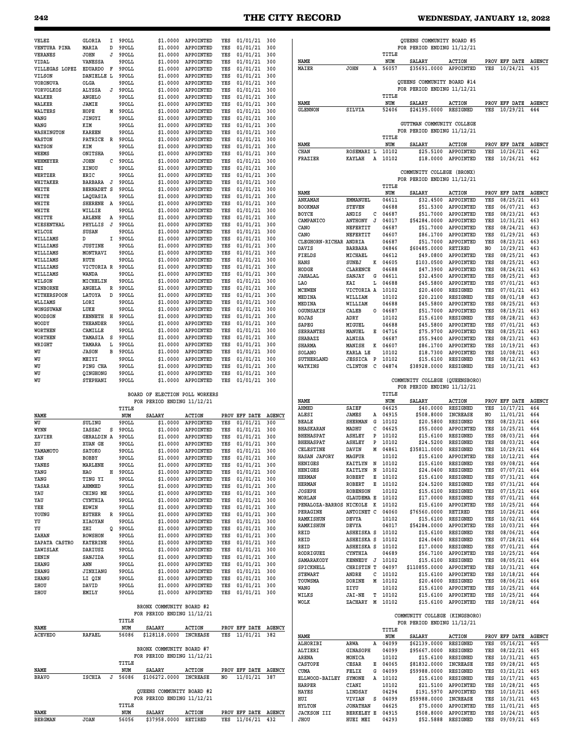| NAME | | | TITLE NUM | SALARY | ACTION | PROV | EFF DATE | AGENCY |
|---|---|---|---|---|---|---|---|---|
| VELEZ | GLORIA | I | 9POLL | $1.0000 | APPOINTED | YES | 01/01/21 | 300 |
| VENTURA PINA | MARIA | D | 9POLL | $1.0000 | APPOINTED | YES | 01/01/21 | 300 |
| VERANES | JOHN | J | 9POLL | $1.0000 | APPOINTED | YES | 01/01/21 | 300 |
| VIDAL | VANESSA | | 9POLL | $1.0000 | APPOINTED | YES | 01/01/21 | 300 |
| VILLEGAS LOPEZ | EDUARDO | F | 9POLL | $1.0000 | APPOINTED | YES | 01/01/21 | 300 |
| VILSON | DANIELLE | L | 9POLL | $1.0000 | APPOINTED | YES | 01/01/21 | 300 |
| VORONOVA | OLGA | | 9POLL | $1.0000 | APPOINTED | YES | 01/01/21 | 300 |
| VORVOLKOS | ALYSSA | J | 9POLL | $1.0000 | APPOINTED | YES | 01/01/21 | 300 |
| WALKER | ANGELO | | 9POLL | $1.0000 | APPOINTED | YES | 01/01/21 | 300 |
| WALKER | JAMIE | | 9POLL | $1.0000 | APPOINTED | YES | 01/01/21 | 300 |
| WALTERS | HOPE | M | 9POLL | $1.0000 | APPOINTED | YES | 01/01/21 | 300 |
| WANG | JINGYI | | 9POLL | $1.0000 | APPOINTED | YES | 01/01/21 | 300 |
| WANG | KIM | | 9POLL | $1.0000 | APPOINTED | YES | 01/01/21 | 300 |
| WASHINGTON | KAREEN | | 9POLL | $1.0000 | APPOINTED | YES | 01/01/21 | 300 |
| WASTON | PATRICE | R | 9POLL | $1.0000 | APPOINTED | YES | 01/01/21 | 300 |
| WATSON | KIM | | 9POLL | $1.0000 | APPOINTED | YES | 01/01/21 | 300 |
| WEEMS | ONITSHA | | 9POLL | $1.0000 | APPOINTED | YES | 01/01/21 | 300 |
| WEHMEYER | JOHN | C | 9POLL | $1.0000 | APPOINTED | YES | 01/01/21 | 300 |
| WEI | XINOU | | 9POLL | $1.0000 | APPOINTED | YES | 01/01/21 | 300 |
| WERTZER | ERIC | | 9POLL | $1.0000 | APPOINTED | YES | 01/01/21 | 300 |
| WHITAKER | BARBARA | J | 9POLL | $1.0000 | APPOINTED | YES | 01/01/21 | 300 |
| WHITE | BERNADET | S | 9POLL | $1.0000 | APPOINTED | YES | 01/01/21 | 300 |
| WHITE | LAQUASIA | | 9POLL | $1.0000 | APPOINTED | YES | 01/01/21 | 300 |
| WHITE | SHERENE | A | 9POLL | $1.0000 | APPOINTED | YES | 01/01/21 | 300 |
| WHITE | WILLIE | | 9POLL | $1.0000 | APPOINTED | YES | 01/01/21 | 300 |
| WHITTE | ARLENE | A | 9POLL | $1.0000 | APPOINTED | YES | 01/01/21 | 300 |
| WIESENTHAL | PHYLLIS | J | 9POLL | $1.0000 | APPOINTED | YES | 01/01/21 | 300 |
| WILCOX | SUSAN | | 9POLL | $1.0000 | APPOINTED | YES | 01/01/21 | 300 |
| WILLIAMS | D | I | 9POLL | $1.0000 | APPOINTED | YES | 01/01/21 | 300 |
| WILLIAMS | JUSTINE | | 9POLL | $1.0000 | APPOINTED | YES | 01/01/21 | 300 |
| WILLIAMS | MONTRAVI | | 9POLL | $1.0000 | APPOINTED | YES | 01/01/21 | 300 |
| WILLIAMS | RUTH | | 9POLL | $1.0000 | APPOINTED | YES | 01/01/21 | 300 |
| WILLIAMS | VICTORIA | R | 9POLL | $1.0000 | APPOINTED | YES | 01/01/21 | 300 |
| WILLIAMS | WANDA | | 9POLL | $1.0000 | APPOINTED | YES | 01/01/21 | 300 |
| WILSON | MICHELIN | | 9POLL | $1.0000 | APPOINTED | YES | 01/01/21 | 300 |
| WINBORNE | ANGELA | R | 9POLL | $1.0000 | APPOINTED | YES | 01/01/21 | 300 |
| WITHERSPOON | LATOYA | D | 9POLL | $1.0000 | APPOINTED | YES | 01/01/21 | 300 |
| WLLIAMS | LORI | | 9POLL | $1.0000 | APPOINTED | YES | 01/01/21 | 300 |
| WONGSUWAN | LUKE | | 9POLL | $1.0000 | APPOINTED | YES | 01/01/21 | 300 |
| WOODSON | KENNETH | H | 9POLL | $1.0000 | APPOINTED | YES | 01/01/21 | 300 |
| WOODY | THEANDER | | 9POLL | $1.0000 | APPOINTED | YES | 01/01/21 | 300 |
| WORTHEN | CAMILLE | | 9POLL | $1.0000 | APPOINTED | YES | 01/01/21 | 300 |
| WORTHEN | TAMASIA | S | 9POLL | $1.0000 | APPOINTED | YES | 01/01/21 | 300 |
| WRIGHT | TAMARA | L | 9POLL | $1.0000 | APPOINTED | YES | 01/01/21 | 300 |
| WU | JASON | B | 9POLL | $1.0000 | APPOINTED | YES | 01/01/21 | 300 |
| WU | MEIYI | | 9POLL | $1.0000 | APPOINTED | YES | 01/01/21 | 300 |
| WU | PING CHA | | 9POLL | $1.0000 | APPOINTED | YES | 01/01/21 | 300 |
| WU | QINGHONG | | 9POLL | $1.0000 | APPOINTED | YES | 01/01/21 | 300 |
| WU | STEPHANI | | 9POLL | $1.0000 | APPOINTED | YES | 01/01/21 | 300 |

**BOARD OF ELECTION POLL WORKERS**
**FOR PERIOD ENDING 11/12/21**

| NAME | | | TITLE NUM | SALARY | ACTION | PROV | EFF DATE | AGENCY |
|---|---|---|---|---|---|---|---|---|
| WU | SULING | | 9POLL | $1.0000 | APPOINTED | YES | 01/01/21 | 300 |
| WYNN | IASSAC | S | 9POLL | $1.0000 | APPOINTED | YES | 01/01/21 | 300 |
| XAVIER | GERALDIN | A | 9POLL | $1.0000 | APPOINTED | YES | 01/01/21 | 300 |
| XU | XUAN GE | | 9POLL | $1.0000 | APPOINTED | YES | 01/01/21 | 300 |
| YAMAMOTO | SATOKO | | 9POLL | $1.0000 | APPOINTED | YES | 01/01/21 | 300 |
| YAN | BOBBY | | 9POLL | $1.0000 | APPOINTED | YES | 01/01/21 | 300 |
| YANES | MARLENE | | 9POLL | $1.0000 | APPOINTED | YES | 01/01/21 | 300 |
| YANG | HAO | H | 9POLL | $1.0000 | APPOINTED | YES | 01/01/21 | 300 |
| YANG | TING YI | | 9POLL | $1.0000 | APPOINTED | YES | 01/01/21 | 300 |
| YASAR | AHMMED | | 9POLL | $1.0000 | APPOINTED | YES | 01/01/21 | 300 |
| YAU | CHING ME | | 9POLL | $1.0000 | APPOINTED | YES | 01/01/21 | 300 |
| YAU | CYNTHIA | | 9POLL | $1.0000 | APPOINTED | YES | 01/01/21 | 300 |
| YEE | EDWIN | | 9POLL | $1.0000 | APPOINTED | YES | 01/01/21 | 300 |
| YOUNG | ESTHER | R | 9POLL | $1.0000 | APPOINTED | YES | 01/01/21 | 300 |
| YU | XIAOYAN | | 9POLL | $1.0000 | APPOINTED | YES | 01/01/21 | 300 |
| YU | ZHI | Q | 9POLL | $1.0000 | APPOINTED | YES | 01/01/21 | 300 |
| ZAHAN | ROWSHON | | 9POLL | $1.0000 | APPOINTED | YES | 01/01/21 | 300 |
| ZAPATA CASTRO | KATERINE | | 9POLL | $1.0000 | APPOINTED | YES | 01/01/21 | 300 |
| ZAWISLAK | DARIUSZ | | 9POLL | $1.0000 | APPOINTED | YES | 01/01/21 | 300 |
| ZENIN | SANJIDA | | 9POLL | $1.0000 | APPOINTED | YES | 01/01/21 | 300 |
| ZHANG | ANN | | 9POLL | $1.0000 | APPOINTED | YES | 01/01/21 | 300 |
| ZHANG | JINXIANG | | 9POLL | $1.0000 | APPOINTED | YES | 01/01/21 | 300 |
| ZHANG | LI QIN | | 9POLL | $1.0000 | APPOINTED | YES | 01/01/21 | 300 |
| ZHOU | DAVID | | 9POLL | $1.0000 | APPOINTED | YES | 01/01/21 | 300 |
| ZHOU | EMILY | | 9POLL | $1.0000 | APPOINTED | YES | 01/01/21 | 300 |

**BRONX COMMUNITY BOARD #2**
**FOR PERIOD ENDING 11/12/21**

| NAME | | | TITLE NUM | SALARY | ACTION | PROV | EFF DATE | AGENCY |
|---|---|---|---|---|---|---|---|---|
| ACEVEDO | RAFAEL | | 56086 | $128118.0000 | INCREASE | YES | 11/01/21 | 382 |

**BRONX COMMUNITY BOARD #7**
**FOR PERIOD ENDING 11/12/21**

| NAME | | | TITLE NUM | SALARY | ACTION | PROV | EFF DATE | AGENCY |
|---|---|---|---|---|---|---|---|---|
| BRAVO | ISCHIA | J | 56086 | $106272.0000 | INCREASE | NO | 11/01/21 | 387 |

**QUEENS COMMUNITY BOARD #2**
**FOR PERIOD ENDING 11/12/21**

| NAME | | | TITLE NUM | SALARY | ACTION | PROV | EFF DATE | AGENCY |
|---|---|---|---|---|---|---|---|---|
| BERGMAN | JOAN | | 56056 | $37958.0000 | RETIRED | YES | 11/06/21 | 432 |

**QUEENS COMMUNITY BOARD #5**
**FOR PERIOD ENDING 11/12/21**

| NAME | | | TITLE NUM | SALARY | ACTION | PROV | EFF DATE | AGENCY |
|---|---|---|---|---|---|---|---|---|
| MAIER | JOHN | A | 56057 | $35691.0000 | APPOINTED | YES | 10/24/21 | 435 |

**QUEENS COMMUNITY BOARD #14**
**FOR PERIOD ENDING 11/12/21**

| NAME | | | TITLE NUM | SALARY | ACTION | PROV | EFF DATE | AGENCY |
|---|---|---|---|---|---|---|---|---|
| GLENNON | SILVIA | | 52406 | $24195.0000 | RESIGNED | YES | 10/29/21 | 444 |

**GUTTMAN COMMUNITY COLLEGE**
**FOR PERIOD ENDING 11/12/21**

| NAME | | | TITLE NUM | SALARY | ACTION | PROV | EFF DATE | AGENCY |
|---|---|---|---|---|---|---|---|---|
| CHAN | ROSEMARI | L | 10102 | $25.5100 | APPOINTED | YES | 10/26/21 | 462 |
| FRAZIER | KAYLAH | A | 10102 | $18.0000 | APPOINTED | YES | 10/26/21 | 462 |

**COMMUNITY COLLEGE (BRONX)**
**FOR PERIOD ENDING 11/12/21**

| NAME | | | TITLE NUM | SALARY | ACTION | PROV | EFF DATE | AGENCY |
|---|---|---|---|---|---|---|---|---|
| ANKAMAH | EMMANUEL | | 04611 | $32.4500 | APPOINTED | YES | 08/25/21 | 463 |
| BOOKMAN | STEVEN | | 04688 | $51.5300 | APPOINTED | YES | 06/07/21 | 463 |
| BOYCE | ANDIS | C | 04687 | $51.7000 | APPOINTED | YES | 08/23/21 | 463 |
| CAMPANICO | ANTHONY | J | 04017 | $54284.0000 | APPOINTED | YES | 10/31/21 | 463 |
| CANO | NEFERTIT | | 04687 | $51.7000 | APPOINTED | YES | 08/24/21 | 463 |
| CANO | NEFERTIT | | 04607 | $86.1700 | APPOINTED | YES | 01/29/21 | 463 |
| CLEGHORN-RICHAR | ANDRIA | | 04687 | $51.7000 | APPOINTED | YES | 08/23/21 | 463 |
| DAVIS | BARBARA | | 04846 | $60485.0000 | RETIRED | NO | 10/29/21 | 463 |
| FIELDS | MICHAEL | | 04612 | $49.0800 | APPOINTED | YES | 08/25/21 | 463 |
| HANS | SUNEJ | K | 04605 | $103.0500 | APPOINTED | YES | 08/25/21 | 463 |
| HODGE | CLARENCE | | 04688 | $47.3900 | APPOINTED | YES | 08/24/21 | 463 |
| JAHALAL | SANJAY | G | 04611 | $32.4500 | APPOINTED | YES | 08/25/21 | 463 |
| LAO | KAI | L | 04688 | $45.5800 | APPOINTED | YES | 07/01/21 | 463 |
| MCEWEN | VICTORIA | A | 10102 | $20.4000 | RESIGNED | YES | 07/01/21 | 463 |
| MEDINA | WILLIAM | | 10102 | $20.2100 | RESIGNED | YES | 08/01/18 | 463 |
| MEDINA | WILLIAM | | 04688 | $45.5800 | APPOINTED | YES | 08/25/21 | 463 |
| OGUNSAKIN | CALEB | O | 04687 | $51.7000 | APPOINTED | YES | 08/19/21 | 463 |
| ROJAS | ADRY | | 10102 | $15.6100 | RESIGNED | YES | 08/28/21 | 463 |
| SAPEG | MIGUEL | | 04688 | $45.5800 | APPOINTED | YES | 07/01/21 | 463 |
| SERRANTES | MANUEL | E | 04716 | $75.9700 | APPOINTED | YES | 08/25/21 | 463 |
| SHABAZZ | ALNISA | | 04687 | $55.9400 | APPOINTED | YES | 08/23/21 | 463 |
| SHARMA | MANISH | K | 04607 | $86.1700 | APPOINTED | YES | 10/19/21 | 463 |
| SOLANO | KARLA LE | | 10102 | $18.7300 | APPOINTED | YES | 10/08/21 | 463 |
| SUTHERLAND | JESSICA | P | 10102 | $15.6100 | RESIGNED | YES | 08/12/21 | 463 |
| WATKINS | CLINTON | C | 04874 | $38928.0000 | RESIGNED | YES | 10/31/21 | 463 |

**COMMUNITY COLLEGE (QUEENSBORO)**
**FOR PERIOD ENDING 11/12/21**

| NAME | | | TITLE NUM | SALARY | ACTION | PROV | EFF DATE | AGENCY |
|---|---|---|---|---|---|---|---|---|
| AHMED | SAIEF | | 04625 | $40.0000 | RESIGNED | YES | 10/17/21 | 464 |
| ALESI | JAMES | A | 04915 | $508.8000 | INCREASE | NO | 11/01/21 | 464 |
| BEALE | SHERMAN | G | 10102 | $20.5800 | RESIGNED | YES | 08/23/21 | 464 |
| BHASKARAN | MADHU | C | 04625 | $55.0000 | APPOINTED | YES | 10/25/21 | 464 |
| BHEHASPAT | ASHLEY | P | 10102 | $15.6100 | RESIGNED | YES | 08/03/21 | 464 |
| BHEHASPAT | ASHLEY | P | 10102 | $24.5200 | RESIGNED | YES | 08/03/21 | 464 |
| CELESTINE | DAVIN | M | 04861 | $35811.0000 | RESIGNED | YES | 10/29/21 | 464 |
| HASAN JAFORY | MAGFUR | | 10102 | $15.6100 | APPOINTED | YES | 10/12/21 | 464 |
| HENIGES | KAITLYN | N | 10102 | $15.6100 | RESIGNED | YES | 09/08/21 | 464 |
| HENIGES | KAITLYN | N | 10102 | $24.0400 | RESIGNED | YES | 07/07/21 | 464 |
| HERMAN | ROBERT | E | 10102 | $15.6100 | RESIGNED | YES | 07/31/21 | 464 |
| HERMAN | ROBERT | E | 10102 | $24.5200 | RESIGNED | YES | 07/31/21 | 464 |
| JOSEPH | ROBENSON | | 10102 | $15.6100 | RESIGNED | YES | 07/15/21 | 464 |
| MORLAN | GLAUDEMA | E | 10102 | $17.0000 | RESIGNED | YES | 07/01/21 | 464 |
| PENALOZA-BARROS | NICKOLE | K | 10102 | $15.6100 | APPOINTED | YES | 10/25/21 | 464 |
| PERAGINE | ANTOINET | C | 04060 | $76560.0000 | RETIRED | YES | 10/26/21 | 464 |
| RAMKISHUN | DEVYA | | 10102 | $15.6100 | RESIGNED | YES | 10/02/21 | 464 |
| RAMKISHUN | DEVYA | | 04017 | $54284.0000 | APPOINTED | YES | 10/03/21 | 464 |
| REID | ASHEISKA | S | 10102 | $15.6100 | RESIGNED | YES | 08/06/21 | 464 |
| REID | ASHEISKA | S | 10102 | $24.0400 | RESIGNED | YES | 07/28/21 | 464 |
| REID | ASHEISKA | S | 10102 | $17.0000 | RESIGNED | YES | 07/01/21 | 464 |
| RODRIGUEZ | CYNTHIA | | 04689 | $56.7100 | APPOINTED | YES | 10/25/21 | 464 |
| SAMARAKODY | KENNEDY | J | 10102 | $15.6100 | RESIGNED | YES | 08/05/21 | 464 |
| SPICKNELL | CHRISTIN | T | 04097 | $110855.0000 | APPOINTED | YES | 10/31/21 | 464 |
| STEWART | ANDRE | C | 10102 | $15.6100 | APPOINTED | YES | 10/18/21 | 464 |
| TOUWSMA | DORINE | M | 10102 | $20.4000 | RESIGNED | YES | 08/06/21 | 464 |
| WANG | ZIYU | | 10102 | $15.6100 | APPOINTED | YES | 10/25/21 | 464 |
| WILKS | JAI-NE | T | 10102 | $15.6100 | APPOINTED | YES | 10/25/21 | 464 |
| WOLK | ZACHARY | M | 10102 | $15.6100 | APPOINTED | YES | 10/28/21 | 464 |

**COMMUNITY COLLEGE (KINGSBORO)**
**FOR PERIOD ENDING 11/12/21**

| NAME | | | TITLE NUM | SALARY | ACTION | PROV | EFF DATE | AGENCY |
|---|---|---|---|---|---|---|---|---|
| ALHORIBI | ARWA | A | 04099 | $62139.0000 | RESIGNED | YES | 05/16/21 | 465 |
| ALTIERI | GINASOPH | | 04099 | $95667.0000 | RESIGNED | YES | 08/22/21 | 465 |
| ARENA | MONICA | | 10102 | $15.6100 | RESIGNED | YES | 10/31/21 | 465 |
| CASTOPE | CESAR | E | 04065 | $81832.0000 | INCREASE | YES | 09/28/21 | 465 |
| CUMA | FELIX | G | 04099 | $59988.0000 | RESIGNED | YES | 03/21/21 | 465 |
| ELLWOOD-BAILEY | SYMONE | A | 10102 | $15.6100 | RESIGNED | YES | 10/17/21 | 465 |
| HARPER | CIANI | | 10102 | $21.5100 | APPOINTED | YES | 10/28/21 | 465 |
| HAYES | LINDSAY | | 04294 | $191.5970 | APPOINTED | YES | 10/10/21 | 465 |
| HUI | VIVIAN | S | 04099 | $59988.0000 | INCREASE | YES | 10/31/21 | 465 |
| HYLTON | JONATHAN | | 04625 | $75.0000 | APPOINTED | YES | 11/01/21 | 465 |
| JACKSON III | BERKELEY | E | 04915 | $508.8000 | APPOINTED | YES | 10/24/21 | 465 |
| JHOU | HUEI MEI | | 04293 | $52.5888 | RESIGNED | YES | 09/09/21 | 465 |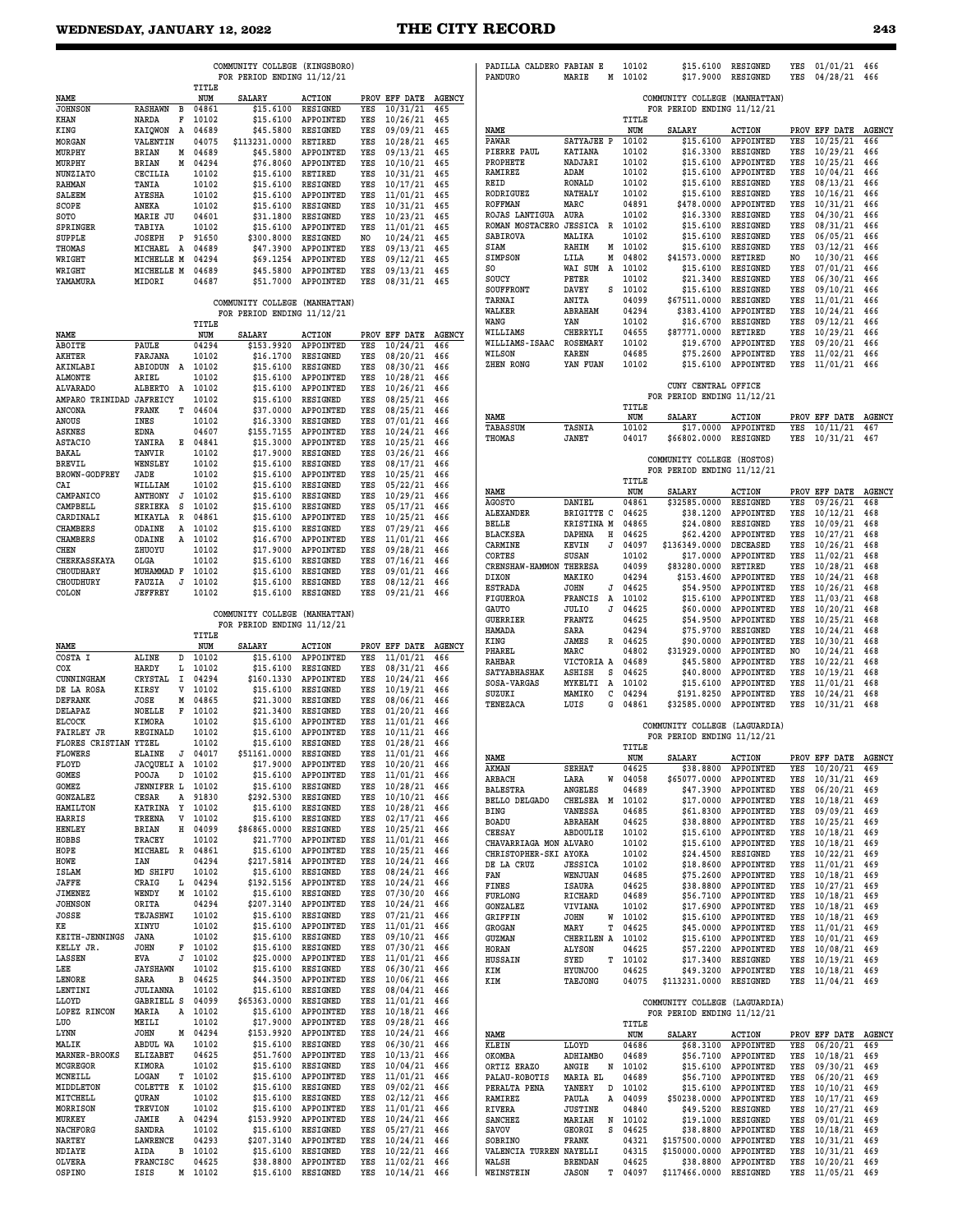### COMMUNITY COLLEGE (KINGSBORO)
FOR PERIOD ENDING 11/12/21

| NAME | | | TITLE NUM | SALARY | ACTION | PROV | EFF DATE | AGENCY |
|---|---|---|---|---|---|---|---|---|
| JOHNSON | RASHAWN | B | 04861 | $15.6100 | RESIGNED | YES | 10/31/21 | 465 |
| KHAN | NARDA | F | 10102 | $15.6100 | APPOINTED | YES | 10/26/21 | 465 |
| KING | KAIQWON | A | 04689 | $45.5800 | RESIGNED | YES | 09/09/21 | 465 |
| MORGAN | VALENTIN | | 04075 | $113231.0000 | RETIRED | YES | 10/28/21 | 465 |
| MURPHY | BRIAN | M | 04689 | $45.5800 | APPOINTED | YES | 09/13/21 | 465 |
| MURPHY | BRIAN | M | 04294 | $76.8060 | APPOINTED | YES | 10/10/21 | 465 |
| NUNZIATO | CECILIA | | 10102 | $15.6100 | RETIRED | YES | 10/31/21 | 465 |
| RAHMAN | TANIA | | 10102 | $15.6100 | RESIGNED | YES | 10/17/21 | 465 |
| SALEEM | AYESHA | | 10102 | $15.6100 | APPOINTED | YES | 11/01/21 | 465 |
| SCOPE | ANEKA | | 10102 | $15.6100 | RESIGNED | YES | 10/31/21 | 465 |
| SOTO | MARIE JU | | 04601 | $31.1800 | RESIGNED | YES | 10/23/21 | 465 |
| SPRINGER | TABIYA | | 10102 | $15.6100 | APPOINTED | YES | 11/01/21 | 465 |
| SUPPLE | JOSEPH | P | 91650 | $300.8000 | RESIGNED | NO | 10/24/21 | 465 |
| THOMAS | MICHAEL | A | 04689 | $47.3900 | APPOINTED | YES | 09/13/21 | 465 |
| WRIGHT | MICHELLE | M | 04294 | $69.1254 | APPOINTED | YES | 09/12/21 | 465 |
| WRIGHT | MICHELLE | M | 04689 | $45.5800 | APPOINTED | YES | 09/13/21 | 465 |
| YAMAMURA | MIDORI | | 04687 | $51.7000 | APPOINTED | YES | 08/31/21 | 465 |

### COMMUNITY COLLEGE (MANHATTAN)
FOR PERIOD ENDING 11/12/21

| NAME | | | TITLE NUM | SALARY | ACTION | PROV | EFF DATE | AGENCY |
|---|---|---|---|---|---|---|---|---|
| ABOITE | PAULE | | 04294 | $153.9920 | APPOINTED | YES | 10/24/21 | 466 |
| AKHTER | FARJANA | | 10102 | $16.1700 | RESIGNED | YES | 08/20/21 | 466 |
| AKINLABI | ABIODUN | A | 10102 | $15.6100 | RESIGNED | YES | 08/31/21 | 466 |
| ALMONTE | ARIEL | | 10102 | $15.6100 | APPOINTED | YES | 10/28/21 | 466 |
| ALVARADO | ALBERTO | A | 10102 | $15.6100 | APPOINTED | YES | 10/26/21 | 466 |
| AMPARO TRINIDAD | JAFREICY | | 10102 | $15.6100 | RESIGNED | YES | 08/25/21 | 466 |
| ANCONA | FRANK | T | 04604 | $37.0000 | APPOINTED | YES | 08/25/21 | 466 |
| ANOUS | INES | | 10102 | $16.3300 | RESIGNED | YES | 07/01/21 | 466 |
| ASKNES | EDNA | | 04607 | $155.7155 | APPOINTED | YES | 10/24/21 | 466 |
| ASTACIO | YANIRA | E | 04841 | $15.3000 | APPOINTED | YES | 10/25/21 | 466 |
| BAKAL | TANVIR | | 10102 | $17.9000 | RESIGNED | YES | 03/26/21 | 466 |
| BREVIL | WENSLEY | | 10102 | $15.6100 | RESIGNED | YES | 08/17/21 | 466 |
| BROWN-GODFREY | JADE | | 10102 | $15.6100 | APPOINTED | YES | 10/25/21 | 466 |
| CAI | WILLIAM | | 10102 | $15.6100 | RESIGNED | YES | 05/22/21 | 466 |
| CAMPANICO | ANTHONY | J | 10102 | $15.6100 | RESIGNED | YES | 10/29/21 | 466 |
| CAMPBELL | SERIEKA | S | 10102 | $15.6100 | RESIGNED | YES | 05/17/21 | 466 |
| CARDINALI | MIKAYLA | R | 04861 | $15.6100 | APPOINTED | YES | 10/25/21 | 466 |
| CHAMBERS | ODAINE | A | 10102 | $15.6100 | RESIGNED | YES | 07/29/21 | 466 |
| CHAMBERS | ODAINE | A | 10102 | $16.6700 | APPOINTED | YES | 11/01/21 | 466 |
| CHEN | ZHUOYU | | 10102 | $17.9000 | APPOINTED | YES | 09/28/21 | 466 |
| CHERKASSKAYA | OLGA | | 10102 | $15.6100 | RESIGNED | YES | 07/16/21 | 466 |
| CHOUDHARY | MUHAMMAD | F | 10102 | $15.6100 | RESIGNED | YES | 09/01/21 | 466 |
| CHOUDHURY | FAUZIA | J | 10102 | $15.6100 | RESIGNED | YES | 08/12/21 | 466 |
| COLON | JEFFREY | | 10102 | $15.6100 | RESIGNED | YES | 09/21/21 | 466 |

### COMMUNITY COLLEGE (MANHATTAN)
FOR PERIOD ENDING 11/12/21

| NAME | | | TITLE NUM | SALARY | ACTION | PROV | EFF DATE | AGENCY |
|---|---|---|---|---|---|---|---|---|
| COSTA I | ALINE | D | 10102 | $15.6100 | APPOINTED | YES | 11/01/21 | 466 |
| COX | HARDY | L | 10102 | $15.6100 | RESIGNED | YES | 08/31/21 | 466 |
| CUNNINGHAM | CRYSTAL | I | 04294 | $160.1330 | APPOINTED | YES | 10/24/21 | 466 |
| DE LA ROSA | KIRSY | V | 10102 | $15.6100 | RESIGNED | YES | 10/19/21 | 466 |
| DEFRANK | JOSE | M | 04865 | $21.3000 | RESIGNED | YES | 08/06/21 | 466 |
| DELAPAZ | NOELLE | F | 10102 | $21.3400 | RESIGNED | YES | 01/20/21 | 466 |
| ELCOCK | KIMORA | | 10102 | $15.6100 | APPOINTED | YES | 11/01/21 | 466 |
| FAIRLEY JR | REGINALD | | 10102 | $15.6100 | APPOINTED | YES | 10/11/21 | 466 |
| FLORES CRISTIAN | YTZEL | | 10102 | $15.6100 | RESIGNED | YES | 01/28/21 | 466 |
| FLOWERS | ELAINE | J | 04017 | $51161.0000 | RESIGNED | YES | 11/01/21 | 466 |
| FLOYD | JACQUELI | A | 10102 | $17.9000 | APPOINTED | YES | 10/20/21 | 466 |
| GOMES | POOJA | D | 10102 | $15.6100 | APPOINTED | YES | 11/01/21 | 466 |
| GOMEZ | JENNIFER | L | 10102 | $15.6100 | RESIGNED | YES | 10/28/21 | 466 |
| GONZALEZ | CESAR | A | 91830 | $292.5300 | RESIGNED | YES | 10/10/21 | 466 |
| HAMILTON | KATRINA | Y | 10102 | $15.6100 | RESIGNED | YES | 10/28/21 | 466 |
| HARRIS | TREENA | V | 10102 | $15.6100 | RESIGNED | YES | 02/17/21 | 466 |
| HENLEY | BRIAN | H | 04099 | $86865.0000 | RESIGNED | YES | 10/25/21 | 466 |
| HOBBS | TRACEY | | 10102 | $21.7700 | APPOINTED | YES | 11/01/21 | 466 |
| HOPE | MICHAEL | R | 04861 | $15.6100 | APPOINTED | YES | 10/25/21 | 466 |
| HOWE | IAN | | 04294 | $217.5814 | APPOINTED | YES | 10/24/21 | 466 |
| ISLAM | MD SHIFU | | 10102 | $15.6100 | RESIGNED | YES | 08/24/21 | 466 |
| JAFFE | CRAIG | L | 04294 | $192.5156 | APPOINTED | YES | 10/24/21 | 466 |
| JIMENEZ | WENDY | M | 10102 | $15.6100 | RESIGNED | YES | 07/30/20 | 466 |
| JOHNSON | ORITA | | 04294 | $207.3140 | APPOINTED | YES | 10/24/21 | 466 |
| JOSSE | TEJASHWI | | 10102 | $15.6100 | RESIGNED | YES | 07/21/21 | 466 |
| KE | XINYU | | 10102 | $15.6100 | APPOINTED | YES | 11/01/21 | 466 |
| KEITH-JENNINGS | JANA | | 10102 | $15.6100 | RESIGNED | YES | 09/10/21 | 466 |
| KELLY JR. | JOHN | F | 10102 | $15.6100 | RESIGNED | YES | 07/30/21 | 466 |
| LASSEN | EVA | J | 10102 | $25.0000 | APPOINTED | YES | 11/01/21 | 466 |
| LEE | JAYSHAWN | | 10102 | $15.6100 | RESIGNED | YES | 06/30/21 | 466 |
| LENORE | SARA | B | 04625 | $44.3500 | APPOINTED | YES | 10/06/21 | 466 |
| LENTINI | JULIANNA | | 10102 | $15.6100 | RESIGNED | YES | 08/04/21 | 466 |
| LLOYD | GABRIELL | S | 04099 | $65363.0000 | RESIGNED | YES | 11/01/21 | 466 |
| LOPEZ RINCON | MARIA | A | 10102 | $15.6100 | APPOINTED | YES | 10/18/21 | 466 |
| LUO | MEILI | | 10102 | $17.9000 | APPOINTED | YES | 09/28/21 | 466 |
| LYNN | JOHN | M | 04294 | $153.9920 | APPOINTED | YES | 10/24/21 | 466 |
| MALIK | ABDUL WA | | 10102 | $15.6100 | RESIGNED | YES | 06/30/21 | 466 |
| MARNER-BROOKS | ELIZABET | | 04625 | $51.7600 | APPOINTED | YES | 10/13/21 | 466 |
| MCGREGOR | KIMORA | | 10102 | $15.6100 | RESIGNED | YES | 10/04/21 | 466 |
| MCNEILL | LOGAN | T | 10102 | $15.6100 | APPOINTED | YES | 11/01/21 | 466 |
| MIDDLETON | COLETTE | K | 10102 | $15.6100 | RESIGNED | YES | 09/02/21 | 466 |
| MITCHELL | QURAN | | 10102 | $15.6100 | RESIGNED | YES | 02/12/21 | 466 |
| MORRISON | TREVION | | 10102 | $15.6100 | APPOINTED | YES | 11/01/21 | 466 |
| MURKEY | JAMIE | A | 04294 | $153.9920 | APPOINTED | YES | 10/24/21 | 466 |
| NACHFORG | SANDRA | | 10102 | $15.6100 | RESIGNED | YES | 05/27/21 | 466 |
| NARTEY | LAWRENCE | | 04293 | $207.3140 | APPOINTED | YES | 10/24/21 | 466 |
| NDIAYE | AIDA | B | 10102 | $15.6100 | RESIGNED | YES | 10/22/21 | 466 |
| OLVERA | FRANCISC | | 04625 | $38.8800 | APPOINTED | YES | 11/02/21 | 466 |
| OSPINO | ISIS | M | 10102 | $15.6100 | RESIGNED | YES | 10/14/21 | 466 |
| PADILLA CALDERO | FABIAN | E | 10102 | $15.6100 | RESIGNED | YES | 01/01/21 | 466 |
| PANDURO | MARIE | M | 10102 | $17.9000 | RESIGNED | YES | 04/28/21 | 466 |

### COMMUNITY COLLEGE (MANHATTAN)
FOR PERIOD ENDING 11/12/21

| NAME | | | TITLE NUM | SALARY | ACTION | PROV | EFF DATE | AGENCY |
|---|---|---|---|---|---|---|---|---|
| PAWAR | SATYAJEE | P | 10102 | $15.6100 | APPOINTED | YES | 10/25/21 | 466 |
| PIERRE PAUL | KATIANA | | 10102 | $16.3300 | RESIGNED | YES | 10/29/21 | 466 |
| PROPHETE | NADJARI | | 10102 | $15.6100 | APPOINTED | YES | 10/25/21 | 466 |
| RAMIREZ | ADAM | | 10102 | $15.6100 | APPOINTED | YES | 10/04/21 | 466 |
| REID | RONALD | | 10102 | $15.6100 | RESIGNED | YES | 08/13/21 | 466 |
| RODRIGUEZ | NATHALY | | 10102 | $15.6100 | RESIGNED | YES | 10/16/21 | 466 |
| ROFFMAN | MARC | | 04891 | $478.0000 | APPOINTED | YES | 10/31/21 | 466 |
| ROJAS LANTIGUA | AURA | | 10102 | $16.3300 | RESIGNED | YES | 04/30/21 | 466 |
| ROMAN MOSTACERO | JESSICA | R | 10102 | $15.6100 | RESIGNED | YES | 08/31/21 | 466 |
| SABIROVA | MALIKA | | 10102 | $15.6100 | RESIGNED | YES | 06/05/21 | 466 |
| SIAM | RAHIM | M | 10102 | $15.6100 | RESIGNED | YES | 03/12/21 | 466 |
| SIMPSON | LILA | M | 04802 | $41573.0000 | RETIRED | NO | 10/30/21 | 466 |
| SO | WAI SUM | A | 10102 | $15.6100 | RESIGNED | YES | 07/01/21 | 466 |
| SOUCY | PETER | | 10102 | $21.3400 | RESIGNED | YES | 06/30/21 | 466 |
| SOUFFRONT | DAVEY | S | 10102 | $15.6100 | RESIGNED | YES | 09/10/21 | 466 |
| TARNAI | ANITA | | 04099 | $67511.0000 | RESIGNED | YES | 11/01/21 | 466 |
| WALKER | ABRAHAM | | 04294 | $383.4100 | APPOINTED | YES | 10/24/21 | 466 |
| WANG | YAN | | 10102 | $16.6700 | RESIGNED | YES | 09/12/21 | 466 |
| WILLIAMS | CHERRYLI | | 04655 | $87771.0000 | RETIRED | YES | 10/29/21 | 466 |
| WILLIAMS-ISAAC | ROSEMARY | | 10102 | $19.6700 | APPOINTED | YES | 09/20/21 | 466 |
| WILSON | KAREN | | 04685 | $75.2600 | APPOINTED | YES | 11/02/21 | 466 |
| ZHEN RONG | YAN FUAN | | 10102 | $15.6100 | APPOINTED | YES | 11/01/21 | 466 |

### CUNY CENTRAL OFFICE
FOR PERIOD ENDING 11/12/21

| NAME | | | TITLE NUM | SALARY | ACTION | PROV | EFF DATE | AGENCY |
|---|---|---|---|---|---|---|---|---|
| TABASSUM | TASNIA | | 10102 | $17.0000 | APPOINTED | YES | 10/11/21 | 467 |
| THOMAS | JANET | | 04017 | $66802.0000 | RESIGNED | YES | 10/31/21 | 467 |

### COMMUNITY COLLEGE (HOSTOS)
FOR PERIOD ENDING 11/12/21

| NAME | | | TITLE NUM | SALARY | ACTION | PROV | EFF DATE | AGENCY |
|---|---|---|---|---|---|---|---|---|
| AGOSTO | DANIEL | | 04861 | $32585.0000 | RESIGNED | YES | 09/26/21 | 468 |
| ALEXANDER | BRIGITTE | C | 04625 | $38.1200 | APPOINTED | YES | 10/12/21 | 468 |
| BELLE | KRISTINA | M | 04865 | $24.0800 | RESIGNED | YES | 10/09/21 | 468 |
| BLACKSEA | DAPHNA | H | 04625 | $62.4200 | APPOINTED | YES | 10/27/21 | 468 |
| CARMINE | KEVIN | J | 04097 | $136349.0000 | DECEASED | YES | 10/26/21 | 468 |
| CORTES | SUSAN | | 10102 | $17.0000 | APPOINTED | YES | 11/02/21 | 468 |
| CRENSHAW-HAMMON | THERESA | | 04099 | $83280.0000 | RETIRED | YES | 10/28/21 | 468 |
| DIXON | MAKIKO | | 04294 | $153.4600 | APPOINTED | YES | 10/24/21 | 468 |
| ESTRADA | JOHN | J | 04625 | $54.9500 | APPOINTED | YES | 10/26/21 | 468 |
| FIGUEROA | FRANCIS | A | 10102 | $15.6100 | APPOINTED | YES | 11/03/21 | 468 |
| GAUTO | JULIO | J | 04625 | $60.0000 | APPOINTED | YES | 10/20/21 | 468 |
| GUERRIER | FRANTZ | | 04625 | $54.9500 | APPOINTED | YES | 10/25/21 | 468 |
| HAMADA | SARA | | 04294 | $75.9700 | RESIGNED | YES | 10/24/21 | 468 |
| KING | JAMES | R | 04625 | $90.0000 | APPOINTED | YES | 10/30/21 | 468 |
| PHAREL | MARC | | 04802 | $31929.0000 | APPOINTED | NO | 10/24/21 | 468 |
| RAHBAR | VICTORIA | A | 04689 | $45.5800 | APPOINTED | YES | 10/22/21 | 468 |
| SATYABHASHAK | ASHISH | S | 04625 | $40.8000 | APPOINTED | YES | 10/19/21 | 468 |
| SOSA-VARGAS | MYKELTI | A | 10102 | $15.6100 | APPOINTED | YES | 11/01/21 | 468 |
| SUZUKI | MAMIKO | C | 04294 | $191.8250 | APPOINTED | YES | 10/24/21 | 468 |
| TENEZACA | LUIS | G | 04861 | $32585.0000 | APPOINTED | YES | 10/31/21 | 468 |

### COMMUNITY COLLEGE (LAGUARDIA)
FOR PERIOD ENDING 11/12/21

| NAME | | | TITLE NUM | SALARY | ACTION | PROV | EFF DATE | AGENCY |
|---|---|---|---|---|---|---|---|---|
| AKMAN | SERHAT | | 04625 | $38.8800 | APPOINTED | YES | 10/20/21 | 469 |
| ARBACH | LARA | W | 04058 | $65077.0000 | APPOINTED | YES | 10/31/21 | 469 |
| BALESTRA | ANGELES | | 04689 | $47.3900 | APPOINTED | YES | 06/20/21 | 469 |
| BELLO DELGADO | CHELSEA | M | 10102 | $17.0000 | APPOINTED | YES | 10/18/21 | 469 |
| BING | VANESSA | | 04685 | $61.8300 | APPOINTED | YES | 09/09/21 | 469 |
| BOADU | ABRAHAM | | 04625 | $38.8800 | APPOINTED | YES | 10/25/21 | 469 |
| CESSAY | ABDOULIE | | 10102 | $15.6100 | APPOINTED | YES | 10/18/21 | 469 |
| CHAVARRIAGA MON | ALVARO | | 10102 | $15.6100 | APPOINTED | YES | 10/18/21 | 469 |
| CHRISTOPHER-SKI | AYOKA | | 10102 | $24.4500 | RESIGNED | YES | 10/22/21 | 469 |
| DE LA CRUZ | JESSICA | | 10102 | $18.8600 | APPOINTED | YES | 11/01/21 | 469 |
| FAN | WENJUAN | | 04685 | $75.2600 | APPOINTED | YES | 10/18/21 | 469 |
| FINES | ISAURA | | 04625 | $38.8800 | APPOINTED | YES | 10/27/21 | 469 |
| FURLONG | RICHARD | | 04689 | $56.7100 | APPOINTED | YES | 10/18/21 | 469 |
| GONZALEZ | VIVIANA | | 10102 | $17.6900 | APPOINTED | YES | 10/18/21 | 469 |
| GRIFFIN | JOHN | W | 10102 | $15.6100 | APPOINTED | YES | 10/18/21 | 469 |
| GROGAN | MARY | T | 04625 | $45.0000 | APPOINTED | YES | 11/01/21 | 469 |
| GUZMAN | CHERILEN | A | 10102 | $15.6100 | APPOINTED | YES | 10/01/21 | 469 |
| HORAN | ALYSON | | 04625 | $57.2200 | APPOINTED | YES | 10/08/21 | 469 |
| HUSSAIN | SYED | T | 10102 | $17.3400 | RESIGNED | YES | 10/19/21 | 469 |
| KIM | HYUNJOO | | 04625 | $49.3200 | APPOINTED | YES | 10/18/21 | 469 |
| KIM | TAEJONG | | 04075 | $113231.0000 | RESIGNED | YES | 11/04/21 | 469 |

### COMMUNITY COLLEGE (LAGUARDIA)
FOR PERIOD ENDING 11/12/21

| NAME | | | TITLE NUM | SALARY | ACTION | PROV | EFF DATE | AGENCY |
|---|---|---|---|---|---|---|---|---|
| KLEIN | LLOYD | | 04686 | $68.3100 | APPOINTED | YES | 06/20/21 | 469 |
| OKOMBA | ADHIAMBO | | 04689 | $56.7100 | APPOINTED | YES | 10/18/21 | 469 |
| ORTIZ ERAZO | ANGIE | N | 10102 | $15.6100 | APPOINTED | YES | 09/30/21 | 469 |
| PALAU-ROBOTIS | MARIA EL | | 04689 | $56.7100 | APPOINTED | YES | 06/20/21 | 469 |
| PERALTA PENA | YANERY | D | 10102 | $15.6100 | APPOINTED | YES | 10/10/21 | 469 |
| RAMIREZ | PAULA | A | 04099 | $50238.0000 | APPOINTED | YES | 10/17/21 | 469 |
| RIVERA | JUSTINE | | 04840 | $49.5200 | RESIGNED | YES | 10/27/21 | 469 |
| SANCHEZ | MARIAH | N | 10102 | $19.1000 | RESIGNED | YES | 09/01/21 | 469 |
| SAVOV | GEORGI | S | 04625 | $38.8800 | APPOINTED | YES | 10/18/21 | 469 |
| SOBRINO | FRANK | | 04321 | $157500.0000 | APPOINTED | YES | 10/31/21 | 469 |
| VALENCIA TURREN | NAYELLI | | 04315 | $150000.0000 | APPOINTED | YES | 10/31/21 | 469 |
| WALSH | BRENDAN | | 04625 | $38.8800 | APPOINTED | YES | 10/20/21 | 469 |
| WEINSTEIN | JASON | T | 04097 | $117466.0000 | RESIGNED | YES | 11/05/21 | 469 |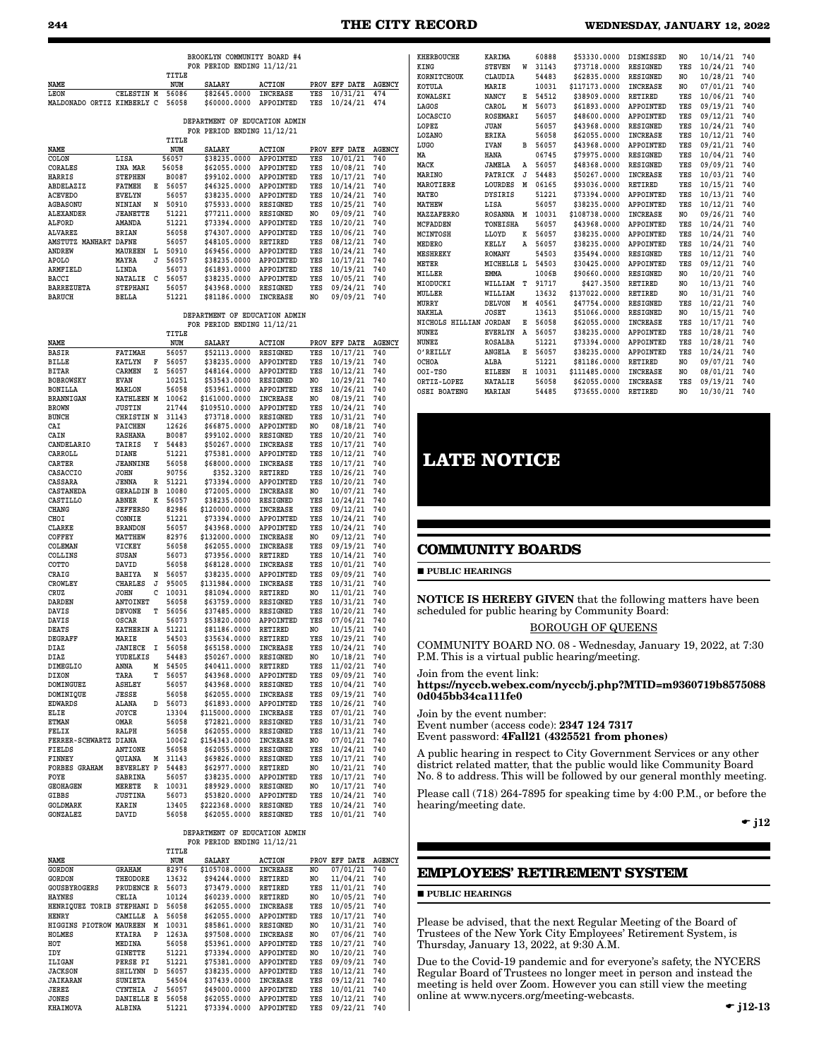BROOKLYN COMMUNITY BOARD #4
FOR PERIOD ENDING 11/12/21

| NAME | | | TITLE NUM | SALARY | ACTION | PROV | EFF DATE | AGENCY |
|---|---|---|---|---|---|---|---|---|
| LEON | CELESTIN | M | 56086 | $82645.0000 | INCREASE | YES | 10/31/21 | 474 |
| MALDONADO ORTIZ | KIMBERLY | C | 56058 | $60000.0000 | APPOINTED | YES | 10/24/21 | 474 |

DEPARTMENT OF EDUCATION ADMIN
FOR PERIOD ENDING 11/12/21

| NAME | | | TITLE NUM | SALARY | ACTION | PROV | EFF DATE | AGENCY |
|---|---|---|---|---|---|---|---|---|
| COLON | LISA | | 56057 | $38235.0000 | APPOINTED | YES | 10/01/21 | 740 |
| CORALES | INA MAR | | 56058 | $62055.0000 | APPOINTED | YES | 10/08/21 | 740 |
| HARRIS | STEPHEN | | B0087 | $99102.0000 | APPOINTED | YES | 10/17/21 | 740 |
| ABDELAZIZ | FATMEH | E | 56057 | $46325.0000 | APPOINTED | YES | 10/14/21 | 740 |
| ACEVEDO | EVELYN | | 56057 | $38235.0000 | APPOINTED | YES | 10/24/21 | 740 |
| AGBASONU | NINIAN | N | 50910 | $75933.0000 | RESIGNED | YES | 10/25/21 | 740 |
| ALEXANDER | JEANETTE | | 51221 | $77211.0000 | RESIGNED | NO | 09/09/21 | 740 |
| ALFORD | AMANDA | | 51221 | $73394.0000 | APPOINTED | YES | 10/20/21 | 740 |
| ALVAREZ | BRIAN | | 56058 | $74307.0000 | APPOINTED | YES | 10/06/21 | 740 |
| AMSTUTZ MANHART | DAFNE | | 56057 | $48105.0000 | RETIRED | YES | 08/12/21 | 740 |
| ANDREW | MAUREEN | L | 50910 | $69456.0000 | APPOINTED | YES | 10/24/21 | 740 |
| APOLO | MAYRA | J | 56057 | $38235.0000 | APPOINTED | YES | 10/17/21 | 740 |
| ARMFIELD | LINDA | | 56073 | $61893.0000 | APPOINTED | YES | 10/19/21 | 740 |
| BACCI | NATALIE | C | 56057 | $38235.0000 | APPOINTED | YES | 10/05/21 | 740 |
| BARREZUETA | STEPHANI | | 56057 | $43968.0000 | RESIGNED | YES | 09/24/21 | 740 |
| BARUCH | BELLA | | 51221 | $81186.0000 | INCREASE | NO | 09/09/21 | 740 |

DEPARTMENT OF EDUCATION ADMIN
FOR PERIOD ENDING 11/12/21

| NAME | | | TITLE NUM | SALARY | ACTION | PROV | EFF DATE | AGENCY |
|---|---|---|---|---|---|---|---|---|
| BASIR | FATIMAH | | 56057 | $52113.0000 | RESIGNED | YES | 10/17/21 | 740 |
| BILLE | KATLYN | F | 56057 | $38235.0000 | APPOINTED | YES | 10/19/21 | 740 |
| BITAR | CARMEN | Z | 56057 | $48164.0000 | APPOINTED | YES | 10/12/21 | 740 |
| BOBROWSKY | EVAN | | 10251 | $53543.0000 | RESIGNED | NO | 10/29/21 | 740 |
| BONILLA | MARLON | | 56058 | $53961.0000 | APPOINTED | YES | 10/26/21 | 740 |
| BRANNIGAN | KATHLEEN | M | 10062 | $161000.0000 | INCREASE | NO | 08/19/21 | 740 |
| BROWN | JUSTIN | | 21744 | $109510.0000 | APPOINTED | YES | 10/24/21 | 740 |
| BUNCH | CHRISTIN | N | 31143 | $73718.0000 | RESIGNED | YES | 10/31/21 | 740 |
| CAI | PAICHEN | | 12626 | $66875.0000 | APPOINTED | NO | 08/18/21 | 740 |
| CAIN | RASHANA | | B0087 | $99102.0000 | RESIGNED | YES | 10/20/21 | 740 |
| CANDELARIO | TAIRIS | Y | 54483 | $50267.0000 | INCREASE | YES | 10/17/21 | 740 |
| CARROLL | DIANE | | 51221 | $75381.0000 | APPOINTED | YES | 10/12/21 | 740 |
| CARTER | JEANNINE | | 56058 | $68000.0000 | INCREASE | YES | 10/17/21 | 740 |
| CASACCIO | JOHN | | 90756 | $352.3200 | RETIRED | YES | 10/26/21 | 740 |
| CASSARA | JENNA | R | 51221 | $73394.0000 | APPOINTED | YES | 10/20/21 | 740 |
| CASTANEDA | GERALDIN | B | 10080 | $72005.0000 | INCREASE | NO | 10/07/21 | 740 |
| CASTILLO | ABNER | K | 56057 | $38235.0000 | RESIGNED | YES | 10/24/21 | 740 |
| CHANG | JEFFERSO | | 82986 | $120000.0000 | INCREASE | YES | 09/12/21 | 740 |
| CHOI | CONNIE | | 51221 | $73394.0000 | APPOINTED | YES | 10/24/21 | 740 |
| CLARKE | BRANDON | | 56057 | $43968.0000 | APPOINTED | YES | 10/24/21 | 740 |
| COFFEY | MATTHEW | | 82976 | $132000.0000 | INCREASE | NO | 09/12/21 | 740 |
| COLEMAN | VICKEY | | 56058 | $62055.0000 | INCREASE | YES | 09/19/21 | 740 |
| COLLINS | SUSAN | | 56073 | $73956.0000 | RETIRED | YES | 10/14/21 | 740 |
| COTTO | DAVID | | 56058 | $68128.0000 | INCREASE | YES | 10/01/21 | 740 |
| CRAIG | BAHIYA | N | 56057 | $38235.0000 | APPOINTED | YES | 09/09/21 | 740 |
| CROWLEY | CHARLES | J | 95005 | $131984.0000 | INCREASE | YES | 10/31/21 | 740 |
| CRUZ | JOHN | C | 10031 | $81094.0000 | RETIRED | NO | 11/01/21 | 740 |
| DARDEN | ANTOINET | | 56058 | $63759.0000 | RESIGNED | YES | 10/31/21 | 740 |
| DAVIS | DEVONE | T | 56056 | $37485.0000 | RESIGNED | YES | 10/20/21 | 740 |
| DAVIS | OSCAR | | 56073 | $53820.0000 | APPOINTED | YES | 07/06/21 | 740 |
| DEATS | KATHERIN | A | 51221 | $81186.0000 | RETIRED | NO | 10/15/21 | 740 |
| DEGRAFF | MARIE | | 54503 | $35634.0000 | RETIRED | YES | 10/29/21 | 740 |
| DIAZ | JANIECE | I | 56058 | $65158.0000 | INCREASE | YES | 10/24/21 | 740 |
| DIAZ | YUDELKIS | | 54483 | $50267.0000 | RESIGNED | NO | 10/18/21 | 740 |
| DIMEGLIO | ANNA | M | 54505 | $40411.0000 | RETIRED | YES | 11/02/21 | 740 |
| DIXON | TARA | T | 56057 | $43968.0000 | APPOINTED | YES | 09/09/21 | 740 |
| DOMINGUEZ | ASHLEY | | 56057 | $43968.0000 | RESIGNED | YES | 10/04/21 | 740 |
| DOMINIQUE | JESSE | | 56058 | $62055.0000 | INCREASE | YES | 09/19/21 | 740 |
| EDWARDS | ALANA | D | 56073 | $61893.0000 | APPOINTED | YES | 10/26/21 | 740 |
| ELIE | JOYCE | | 13304 | $115000.0000 | INCREASE | YES | 07/01/21 | 740 |
| ETMAN | OMAR | | 56058 | $72821.0000 | RESIGNED | YES | 10/31/21 | 740 |
| FELIX | RALPH | | 56058 | $62055.0000 | RESIGNED | YES | 10/13/21 | 740 |
| FERRER-SCHWARTZ | DIANA | | 10062 | $154343.0000 | INCREASE | NO | 07/01/21 | 740 |
| FIELDS | ANTIONE | | 56058 | $62055.0000 | RESIGNED | YES | 10/24/21 | 740 |
| FINNEY | QUIANA | M | 31143 | $69826.0000 | RESIGNED | YES | 10/17/21 | 740 |
| FORBES GRAHAM | BEVERLEY | P | 54483 | $62977.0000 | RETIRED | NO | 10/21/21 | 740 |
| FOYE | SABRINA | | 56057 | $38235.0000 | APPOINTED | YES | 10/17/21 | 740 |
| GEOHAGEN | MERETE | R | 10031 | $89929.0000 | RESIGNED | NO | 10/17/21 | 740 |
| GIBBS | JUSTINA | | 56073 | $53820.0000 | APPOINTED | YES | 10/24/21 | 740 |
| GOLDMARK | KARIN | | 13405 | $222368.0000 | RESIGNED | YES | 10/24/21 | 740 |
| GONZALEZ | DAVID | | 56058 | $62055.0000 | RESIGNED | YES | 10/01/21 | 740 |

DEPARTMENT OF EDUCATION ADMIN
FOR PERIOD ENDING 11/12/21

| NAME | | | TITLE NUM | SALARY | ACTION | PROV | EFF DATE | AGENCY |
|---|---|---|---|---|---|---|---|---|
| GORDON | GRAHAM | | 82976 | $105708.0000 | INCREASE | NO | 07/01/21 | 740 |
| GORDON | THEODORE | | 13632 | $94244.0000 | RETIRED | NO | 11/04/21 | 740 |
| GOUSBYROGERS | PRUDENCE | R | 56073 | $73479.0000 | RETIRED | YES | 11/01/21 | 740 |
| HAYNES | CELIA | | 10124 | $60239.0000 | RETIRED | NO | 10/05/21 | 740 |
| HENRIQUEZ TORIB | STEPHANI | D | 56058 | $62055.0000 | INCREASE | YES | 10/05/21 | 740 |
| HENRY | CAMILLE | A | 56058 | $62055.0000 | APPOINTED | YES | 10/17/21 | 740 |
| HIGGINS PIOTROW | MAUREEN | M | 10031 | $85861.0000 | RESIGNED | NO | 10/31/21 | 740 |
| HOLMES | KYAIRA | P | 1263A | $97508.0000 | INCREASE | NO | 07/06/21 | 740 |
| HOT | MEDINA | | 56058 | $53961.0000 | APPOINTED | YES | 10/27/21 | 740 |
| IDY | GINETTE | | 51221 | $73394.0000 | APPOINTED | NO | 10/20/21 | 740 |
| ILIGAN | PERSE PI | | 51221 | $75381.0000 | APPOINTED | YES | 09/09/21 | 740 |
| JACKSON | SHILYNN | D | 56057 | $38235.0000 | APPOINTED | YES | 10/12/21 | 740 |
| JAIKARAN | SUNIETA | | 54504 | $37439.0000 | INCREASE | YES | 09/12/21 | 740 |
| JEREZ | CYNTHIA | J | 56057 | $49000.0000 | APPOINTED | YES | 10/01/21 | 740 |
| JONES | DANIELLE | E | 56058 | $62055.0000 | APPOINTED | YES | 10/12/21 | 740 |
| KHAIMOVA | ALBINA | | 51221 | $73394.0000 | APPOINTED | YES | 09/22/21 | 740 |
| KHERBOUCHE | KARIMA | | 60888 | $53330.0000 | DISMISSED | NO | 10/14/21 | 740 |
| KING | STEVEN | W | 31143 | $73718.0000 | RESIGNED | YES | 10/24/21 | 740 |
| KORNITCHOUK | CLAUDIA | | 54483 | $62835.0000 | RESIGNED | NO | 10/28/21 | 740 |
| KOTULA | MARIE | | 10031 | $117173.0000 | INCREASE | NO | 07/01/21 | 740 |
| KOWALSKI | NANCY | E | 54512 | $38909.0000 | RETIRED | YES | 10/06/21 | 740 |
| LAGOS | CAROL | M | 56073 | $61893.0000 | APPOINTED | YES | 09/19/21 | 740 |
| LOCASCIO | ROSEMARI | | 56057 | $48600.0000 | APPOINTED | YES | 09/12/21 | 740 |
| LOPEZ | JUAN | | 56057 | $43968.0000 | RESIGNED | YES | 10/24/21 | 740 |
| LOZANO | ERIKA | | 56058 | $62055.0000 | INCREASE | YES | 10/12/21 | 740 |
| LUGO | IVAN | B | 56057 | $43968.0000 | APPOINTED | YES | 09/21/21 | 740 |
| MA | HANA | | 06745 | $79975.0000 | RESIGNED | YES | 10/04/21 | 740 |
| MACK | JAMELA | A | 56057 | $48368.0000 | RESIGNED | YES | 09/09/21 | 740 |
| MARINO | PATRICK | J | 54483 | $50267.0000 | INCREASE | YES | 10/03/21 | 740 |
| MAROTIERE | LOURDES | M | 06165 | $93036.0000 | RETIRED | YES | 10/15/21 | 740 |
| MATEO | DYSIRIS | | 51221 | $73394.0000 | APPOINTED | YES | 10/13/21 | 740 |
| MATHEW | LISA | | 56057 | $38235.0000 | APPOINTED | YES | 10/12/21 | 740 |
| MAZZAFERRO | ROSANNA | M | 10031 | $108738.0000 | INCREASE | NO | 09/26/21 | 740 |
| MCFADDEN | TONEISHA | | 56057 | $43968.0000 | APPOINTED | YES | 10/24/21 | 740 |
| MCINTOSH | LLOYD | K | 56057 | $38235.0000 | APPOINTED | YES | 10/24/21 | 740 |
| MEDERO | KELLY | A | 56057 | $38235.0000 | APPOINTED | YES | 10/24/21 | 740 |
| MESHREKY | ROMANY | | 54503 | $35494.0000 | RESIGNED | YES | 10/12/21 | 740 |
| METER | MICHELLE | L | 54503 | $30425.0000 | APPOINTED | YES | 09/12/21 | 740 |
| MILLER | EMMA | | 1006B | $90660.0000 | RESIGNED | NO | 10/20/21 | 740 |
| MIODUCKI | WILLIAM | T | 91717 | $427.3500 | RETIRED | NO | 10/13/21 | 740 |
| MULLER | WILLIAM | | 13632 | $137022.0000 | RETIRED | NO | 10/31/21 | 740 |
| MURRY | DELVON | M | 40561 | $47754.0000 | RESIGNED | YES | 10/22/21 | 740 |
| NAKHLA | JOSET | | 13613 | $51066.0000 | RESIGNED | NO | 10/15/21 | 740 |
| NICHOLS HILLIAN | JORDAN | E | 56058 | $62055.0000 | INCREASE | YES | 10/17/21 | 740 |
| NUNEZ | EVERLYN | A | 56057 | $38235.0000 | APPOINTED | YES | 10/28/21 | 740 |
| NUNEZ | ROSALBA | | 51221 | $73394.0000 | APPOINTED | YES | 10/28/21 | 740 |
| O'REILLY | ANGELA | E | 56057 | $38235.0000 | APPOINTED | YES | 10/24/21 | 740 |
| OCHOA | ALBA | | 51221 | $81186.0000 | RETIRED | NO | 09/07/21 | 740 |
| OOI-TSO | EILEEN | H | 10031 | $111485.0000 | INCREASE | NO | 08/01/21 | 740 |
| ORTIZ-LOPEZ | NATALIE | | 56058 | $62055.0000 | INCREASE | YES | 09/19/21 | 740 |
| OSEI BOATENG | MARIAN | | 54485 | $73655.0000 | RETIRED | NO | 10/30/21 | 740 |

# LATE NOTICE

## COMMUNITY BOARDS

■ **PUBLIC HEARINGS**

**NOTICE IS HEREBY GIVEN** that the following matters have been scheduled for public hearing by Community Board:

BOROUGH OF QUEENS

COMMUNITY BOARD NO. 08 - Wednesday, January 19, 2022, at 7:30 P.M. This is a virtual public hearing/meeting.

Join from the event link:
**https://nyccb.webex.com/nyccb/j.php?MTID=m9360719b85750880d045bb34ca111fe0**

Join by the event number:
Event number (access code): **2347 124 7317**
Event password: **4Fall21 (4325521 from phones)**

A public hearing in respect to City Government Services or any other district related matter, that the public would like Community Board No. 8 to address. This will be followed by our general monthly meeting.

Please call (718) 264-7895 for speaking time by 4:00 P.M., or before the hearing/meeting date.

☛ **j12**

## EMPLOYEES' RETIREMENT SYSTEM

■ **PUBLIC HEARINGS**

Please be advised, that the next Regular Meeting of the Board of Trustees of the New York City Employees' Retirement System, is Thursday, January 13, 2022, at 9:30 A.M.

Due to the Covid-19 pandemic and for everyone's safety, the NYCERS Regular Board of Trustees no longer meet in person and instead the meeting is held over Zoom. However you can still view the meeting online at www.nycers.org/meeting-webcasts.

☛ **j12-13**